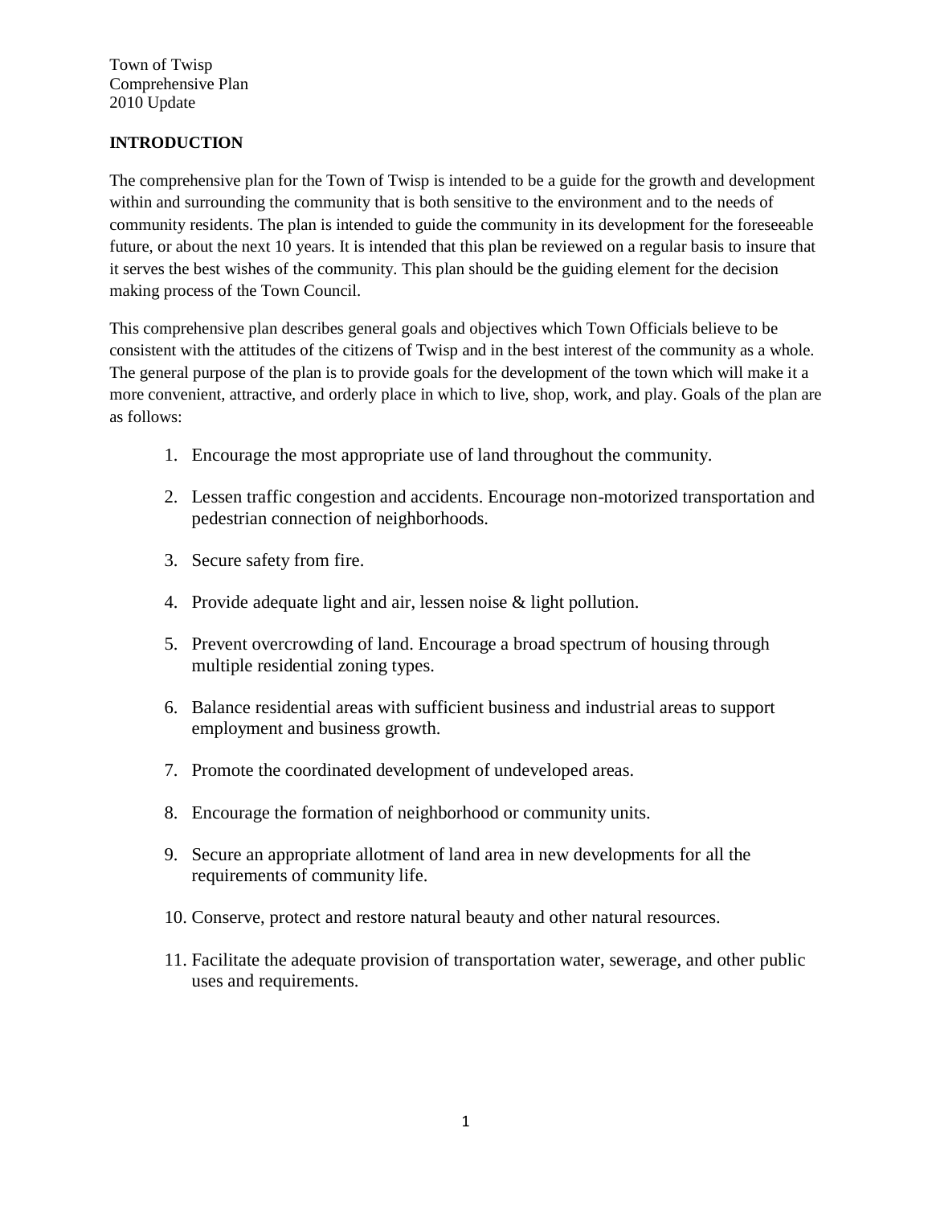Town of Twisp
Comprehensive Plan
2010 Update

## INTRODUCTION

The comprehensive plan for the Town of Twisp is intended to be a guide for the growth and development within and surrounding the community that is both sensitive to the environment and to the needs of community residents. The plan is intended to guide the community in its development for the foreseeable future, or about the next 10 years. It is intended that this plan be reviewed on a regular basis to insure that it serves the best wishes of the community. This plan should be the guiding element for the decision making process of the Town Council.

This comprehensive plan describes general goals and objectives which Town Officials believe to be consistent with the attitudes of the citizens of Twisp and in the best interest of the community as a whole. The general purpose of the plan is to provide goals for the development of the town which will make it a more convenient, attractive, and orderly place in which to live, shop, work, and play. Goals of the plan are as follows:

1. Encourage the most appropriate use of land throughout the community.
2. Lessen traffic congestion and accidents. Encourage non-motorized transportation and pedestrian connection of neighborhoods.
3. Secure safety from fire.
4. Provide adequate light and air, lessen noise & light pollution.
5. Prevent overcrowding of land. Encourage a broad spectrum of housing through multiple residential zoning types.
6. Balance residential areas with sufficient business and industrial areas to support employment and business growth.
7. Promote the coordinated development of undeveloped areas.
8. Encourage the formation of neighborhood or community units.
9. Secure an appropriate allotment of land area in new developments for all the requirements of community life.
10. Conserve, protect and restore natural beauty and other natural resources.
11. Facilitate the adequate provision of transportation water, sewerage, and other public uses and requirements.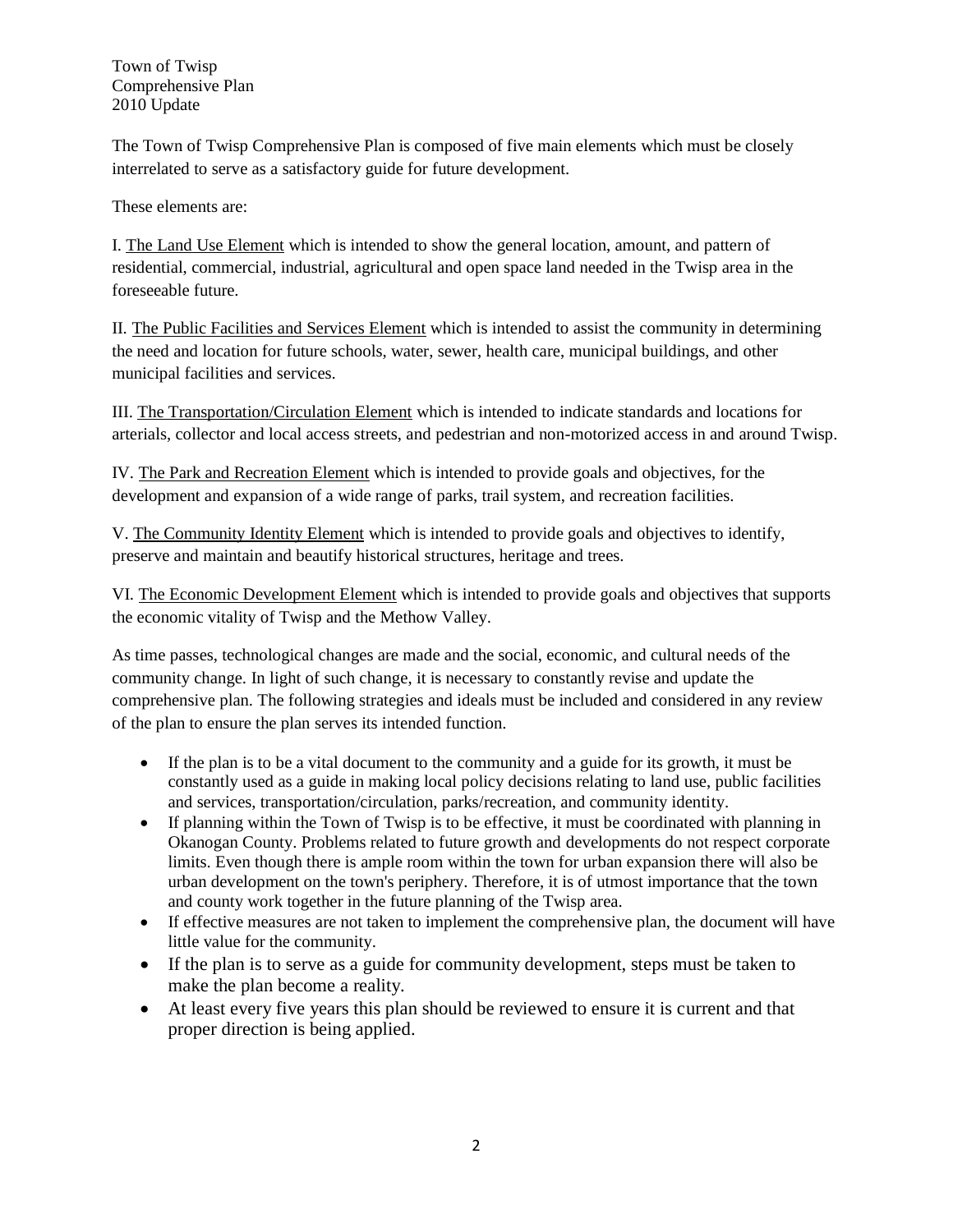Town of Twisp
Comprehensive Plan
2010 Update

The Town of Twisp Comprehensive Plan is composed of five main elements which must be closely interrelated to serve as a satisfactory guide for future development.

These elements are:

I. <u>The Land Use Element</u> which is intended to show the general location, amount, and pattern of residential, commercial, industrial, agricultural and open space land needed in the Twisp area in the foreseeable future.

II. <u>The Public Facilities and Services Element</u> which is intended to assist the community in determining the need and location for future schools, water, sewer, health care, municipal buildings, and other municipal facilities and services.

III. <u>The Transportation/Circulation Element</u> which is intended to indicate standards and locations for arterials, collector and local access streets, and pedestrian and non-motorized access in and around Twisp.

IV. <u>The Park and Recreation Element</u> which is intended to provide goals and objectives, for the development and expansion of a wide range of parks, trail system, and recreation facilities.

V. <u>The Community Identity Element</u> which is intended to provide goals and objectives to identify, preserve and maintain and beautify historical structures, heritage and trees.

VI. <u>The Economic Development Element</u> which is intended to provide goals and objectives that supports the economic vitality of Twisp and the Methow Valley.

As time passes, technological changes are made and the social, economic, and cultural needs of the community change. In light of such change, it is necessary to constantly revise and update the comprehensive plan. The following strategies and ideals must be included and considered in any review of the plan to ensure the plan serves its intended function.

- If the plan is to be a vital document to the community and a guide for its growth, it must be constantly used as a guide in making local policy decisions relating to land use, public facilities and services, transportation/circulation, parks/recreation, and community identity.
- If planning within the Town of Twisp is to be effective, it must be coordinated with planning in Okanogan County. Problems related to future growth and developments do not respect corporate limits. Even though there is ample room within the town for urban expansion there will also be urban development on the town's periphery. Therefore, it is of utmost importance that the town and county work together in the future planning of the Twisp area.
- If effective measures are not taken to implement the comprehensive plan, the document will have little value for the community.
- If the plan is to serve as a guide for community development, steps must be taken to make the plan become a reality.
- At least every five years this plan should be reviewed to ensure it is current and that proper direction is being applied.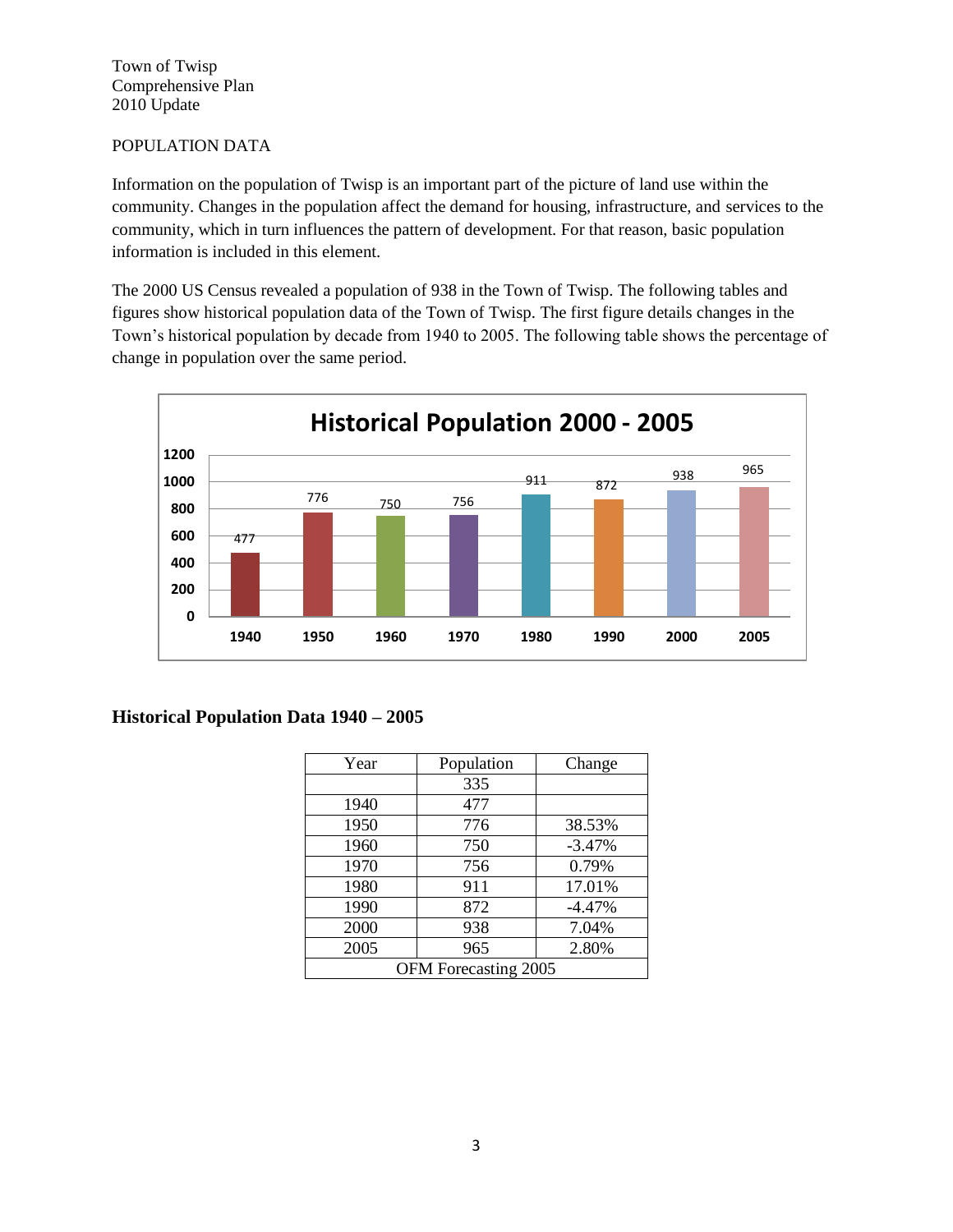POPULATION DATA

Information on the population of Twisp is an important part of the picture of land use within the community. Changes in the population affect the demand for housing, infrastructure, and services to the community, which in turn influences the pattern of development. For that reason, basic population information is included in this element.

The 2000 US Census revealed a population of 938 in the Town of Twisp. The following tables and figures show historical population data of the Town of Twisp. The first figure details changes in the Town's historical population by decade from 1940 to 2005. The following table shows the percentage of change in population over the same period.

**Historical Population 2000 - 2005**

| 1940 | 1950 | 1960 | 1970 | 1980 | 1990 | 2000 | 2005 |
|---|---|---|---|---|---|---|---|
| 477 | 776 | 750 | 756 | 911 | 872 | 938 | 965 |

## Historical Population Data 1940 – 2005

| Year | Population | Change |
|---|---|---|
| | 335 | |
| 1940 | 477 | |
| 1950 | 776 | 38.53% |
| 1960 | 750 | -3.47% |
| 1970 | 756 | 0.79% |
| 1980 | 911 | 17.01% |
| 1990 | 872 | -4.47% |
| 2000 | 938 | 7.04% |
| 2005 | 965 | 2.80% |
| OFM Forecasting 2005 | | |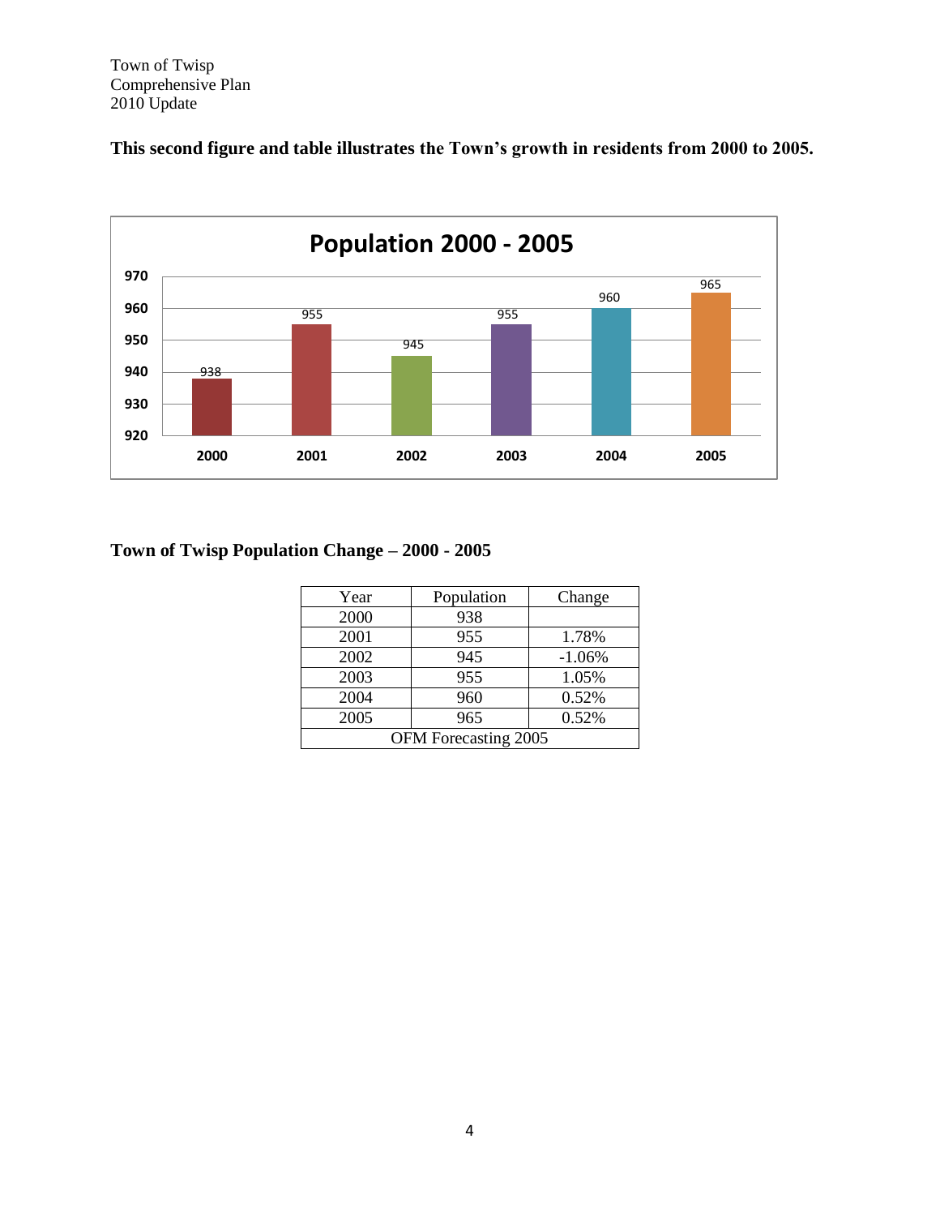**This second figure and table illustrates the Town's growth in residents from 2000 to 2005.**

**Town of Twisp Population Change – 2000 - 2005**

| Year | Population | Change |
|---|---|---|
| 2000 | 938 | |
| 2001 | 955 | 1.78% |
| 2002 | 945 | -1.06% |
| 2003 | 955 | 1.05% |
| 2004 | 960 | 0.52% |
| 2005 | 965 | 0.52% |
| OFM Forecasting 2005 | | |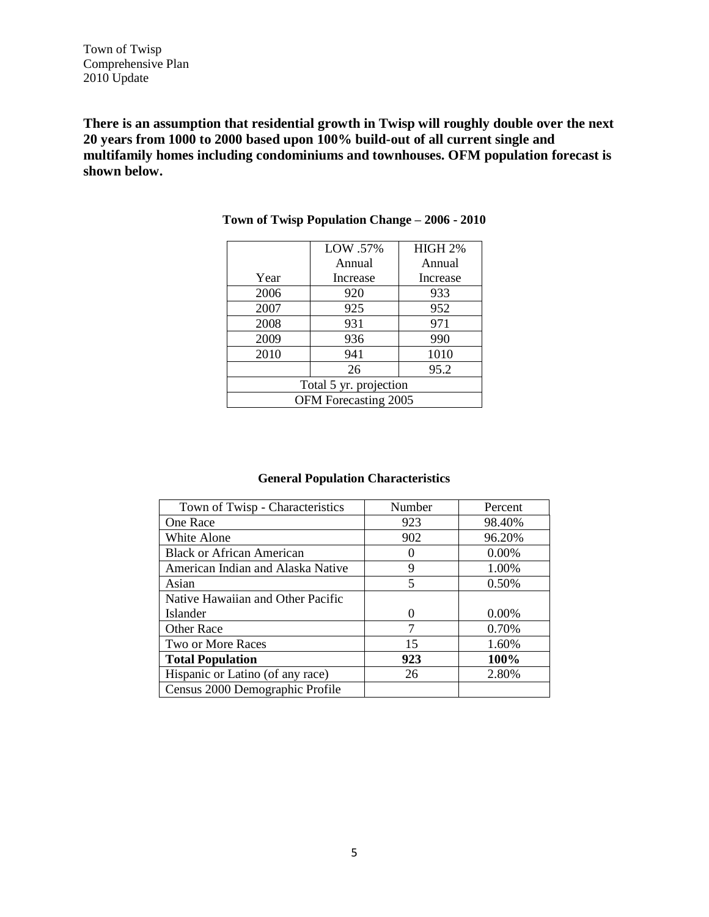**There is an assumption that residential growth in Twisp will roughly double over the next 20 years from 1000 to 2000 based upon 100% build-out of all current single and multifamily homes including condominiums and townhouses. OFM population forecast is shown below.**

**Town of Twisp Population Change – 2006 - 2010**

| Year | LOW .57% Annual Increase | HIGH 2% Annual Increase |
|---|---|---|
| 2006 | 920 | 933 |
| 2007 | 925 | 952 |
| 2008 | 931 | 971 |
| 2009 | 936 | 990 |
| 2010 | 941 | 1010 |
| | 26 | 95.2 |
| Total 5 yr. projection | | |
| OFM Forecasting 2005 | | |

**General Population Characteristics**

| Town of Twisp - Characteristics | Number | Percent |
|---|---|---|
| One Race | 923 | 98.40% |
| White Alone | 902 | 96.20% |
| Black or African American | 0 | 0.00% |
| American Indian and Alaska Native | 9 | 1.00% |
| Asian | 5 | 0.50% |
| Native Hawaiian and Other Pacific Islander | 0 | 0.00% |
| Other Race | 7 | 0.70% |
| Two or More Races | 15 | 1.60% |
| **Total Population** | **923** | **100%** |
| Hispanic or Latino (of any race) | 26 | 2.80% |
| Census 2000 Demographic Profile | | |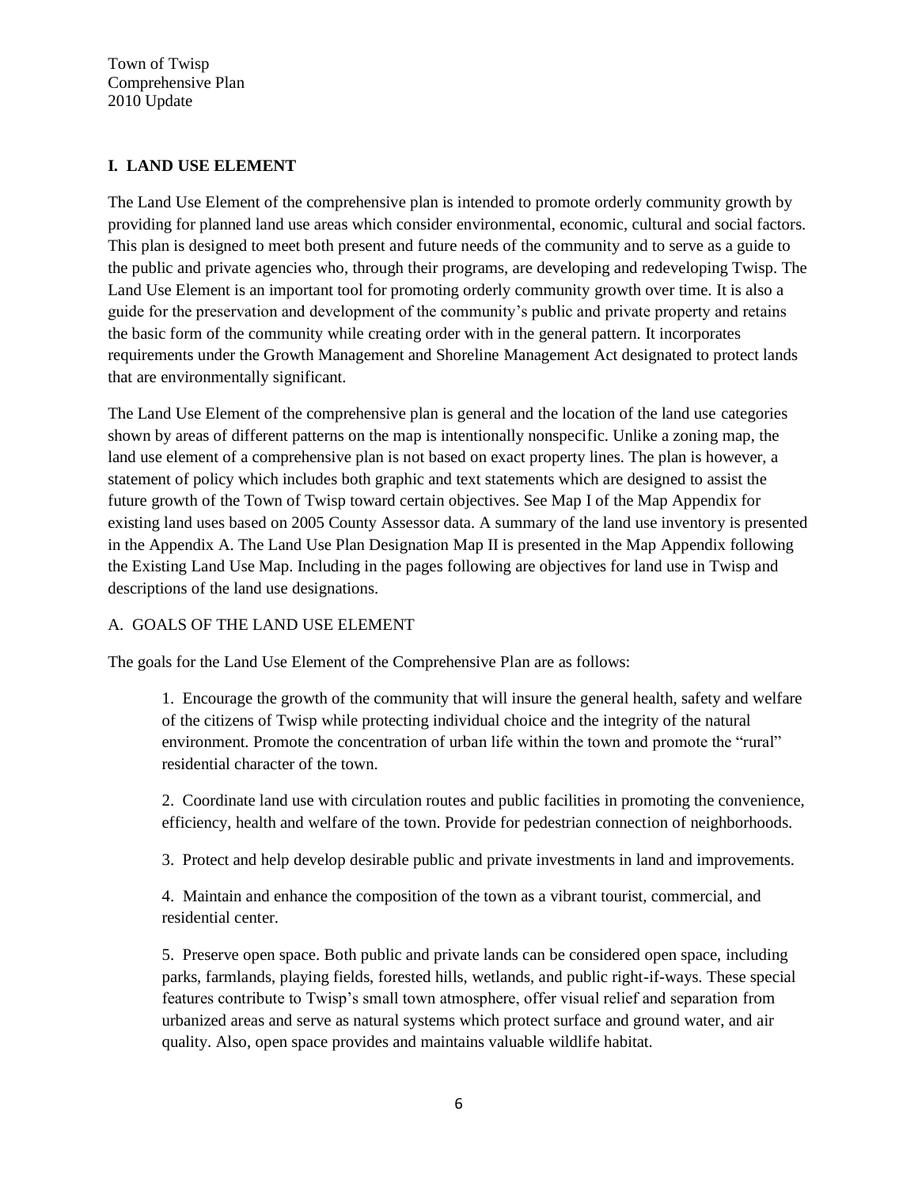## I. LAND USE ELEMENT

The Land Use Element of the comprehensive plan is intended to promote orderly community growth by providing for planned land use areas which consider environmental, economic, cultural and social factors. This plan is designed to meet both present and future needs of the community and to serve as a guide to the public and private agencies who, through their programs, are developing and redeveloping Twisp. The Land Use Element is an important tool for promoting orderly community growth over time. It is also a guide for the preservation and development of the community's public and private property and retains the basic form of the community while creating order with in the general pattern. It incorporates requirements under the Growth Management and Shoreline Management Act designated to protect lands that are environmentally significant.

The Land Use Element of the comprehensive plan is general and the location of the land use categories shown by areas of different patterns on the map is intentionally nonspecific. Unlike a zoning map, the land use element of a comprehensive plan is not based on exact property lines. The plan is however, a statement of policy which includes both graphic and text statements which are designed to assist the future growth of the Town of Twisp toward certain objectives. See Map I of the Map Appendix for existing land uses based on 2005 County Assessor data. A summary of the land use inventory is presented in the Appendix A. The Land Use Plan Designation Map II is presented in the Map Appendix following the Existing Land Use Map. Including in the pages following are objectives for land use in Twisp and descriptions of the land use designations.

### A. GOALS OF THE LAND USE ELEMENT

The goals for the Land Use Element of the Comprehensive Plan are as follows:

1. Encourage the growth of the community that will insure the general health, safety and welfare of the citizens of Twisp while protecting individual choice and the integrity of the natural environment. Promote the concentration of urban life within the town and promote the "rural" residential character of the town.

2. Coordinate land use with circulation routes and public facilities in promoting the convenience, efficiency, health and welfare of the town. Provide for pedestrian connection of neighborhoods.

3. Protect and help develop desirable public and private investments in land and improvements.

4. Maintain and enhance the composition of the town as a vibrant tourist, commercial, and residential center.

5. Preserve open space. Both public and private lands can be considered open space, including parks, farmlands, playing fields, forested hills, wetlands, and public right-if-ways. These special features contribute to Twisp's small town atmosphere, offer visual relief and separation from urbanized areas and serve as natural systems which protect surface and ground water, and air quality. Also, open space provides and maintains valuable wildlife habitat.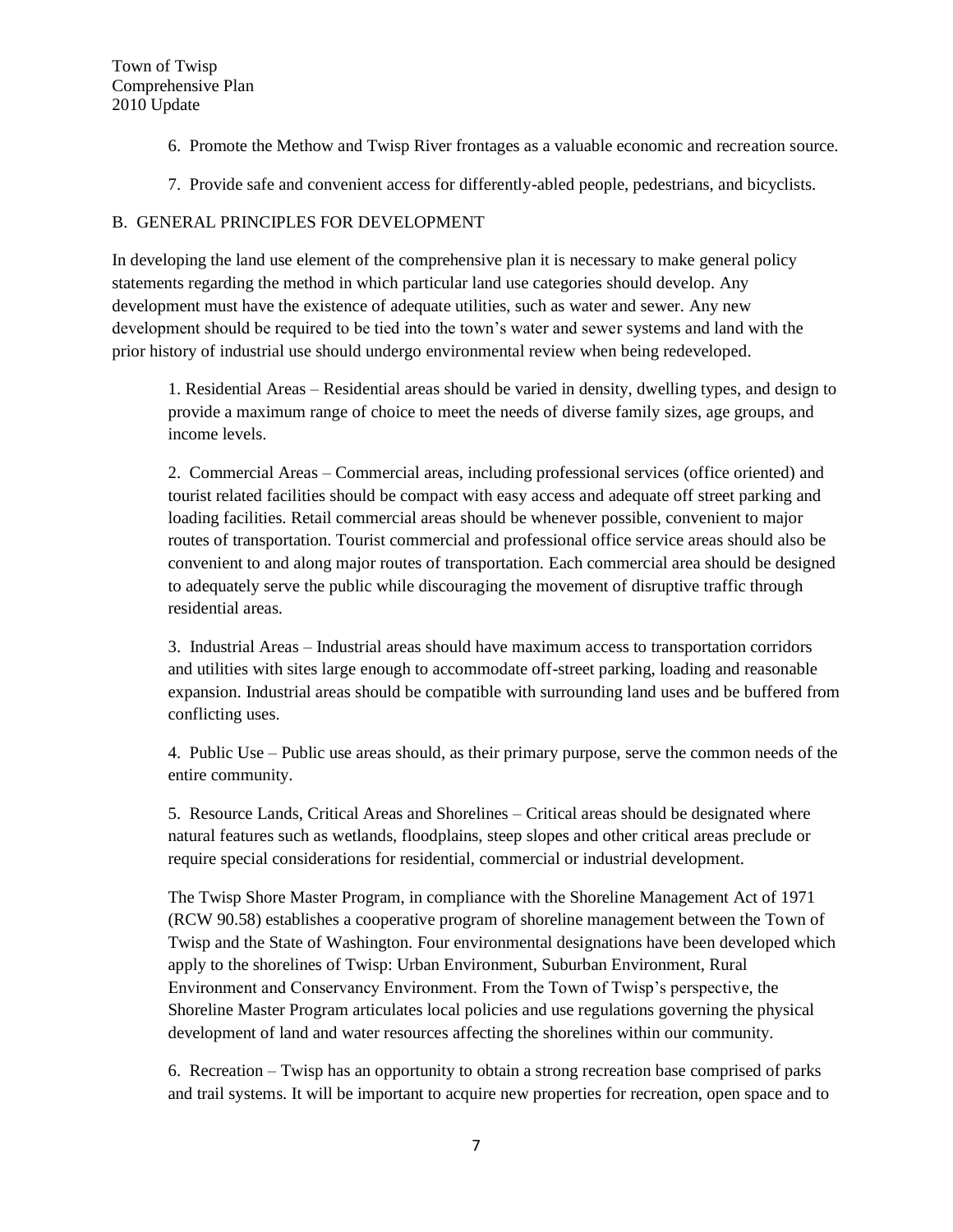6. Promote the Methow and Twisp River frontages as a valuable economic and recreation source.

7. Provide safe and convenient access for differently-abled people, pedestrians, and bicyclists.

## B. GENERAL PRINCIPLES FOR DEVELOPMENT

In developing the land use element of the comprehensive plan it is necessary to make general policy statements regarding the method in which particular land use categories should develop. Any development must have the existence of adequate utilities, such as water and sewer. Any new development should be required to be tied into the town's water and sewer systems and land with the prior history of industrial use should undergo environmental review when being redeveloped.

1. Residential Areas – Residential areas should be varied in density, dwelling types, and design to provide a maximum range of choice to meet the needs of diverse family sizes, age groups, and income levels.

2. Commercial Areas – Commercial areas, including professional services (office oriented) and tourist related facilities should be compact with easy access and adequate off street parking and loading facilities. Retail commercial areas should be whenever possible, convenient to major routes of transportation. Tourist commercial and professional office service areas should also be convenient to and along major routes of transportation. Each commercial area should be designed to adequately serve the public while discouraging the movement of disruptive traffic through residential areas.

3. Industrial Areas – Industrial areas should have maximum access to transportation corridors and utilities with sites large enough to accommodate off-street parking, loading and reasonable expansion. Industrial areas should be compatible with surrounding land uses and be buffered from conflicting uses.

4. Public Use – Public use areas should, as their primary purpose, serve the common needs of the entire community.

5. Resource Lands, Critical Areas and Shorelines – Critical areas should be designated where natural features such as wetlands, floodplains, steep slopes and other critical areas preclude or require special considerations for residential, commercial or industrial development.

The Twisp Shore Master Program, in compliance with the Shoreline Management Act of 1971 (RCW 90.58) establishes a cooperative program of shoreline management between the Town of Twisp and the State of Washington. Four environmental designations have been developed which apply to the shorelines of Twisp: Urban Environment, Suburban Environment, Rural Environment and Conservancy Environment. From the Town of Twisp's perspective, the Shoreline Master Program articulates local policies and use regulations governing the physical development of land and water resources affecting the shorelines within our community.

6. Recreation – Twisp has an opportunity to obtain a strong recreation base comprised of parks and trail systems. It will be important to acquire new properties for recreation, open space and to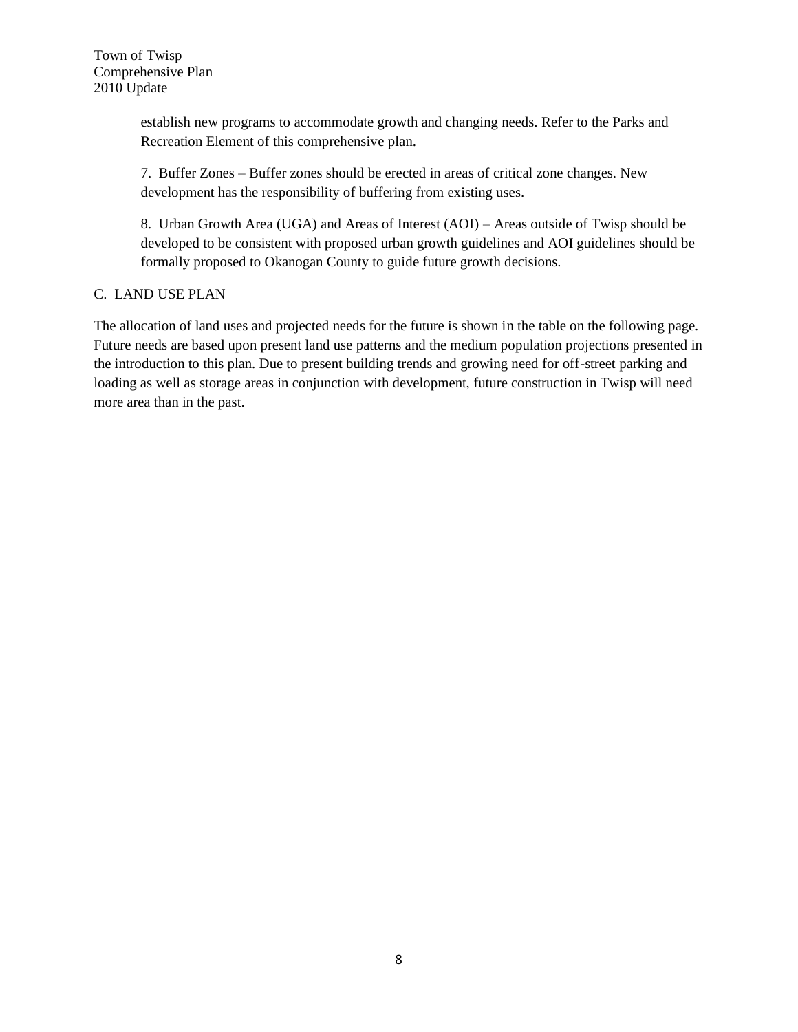establish new programs to accommodate growth and changing needs. Refer to the Parks and Recreation Element of this comprehensive plan.

7. Buffer Zones – Buffer zones should be erected in areas of critical zone changes. New development has the responsibility of buffering from existing uses.

8. Urban Growth Area (UGA) and Areas of Interest (AOI) – Areas outside of Twisp should be developed to be consistent with proposed urban growth guidelines and AOI guidelines should be formally proposed to Okanogan County to guide future growth decisions.

## C. LAND USE PLAN

The allocation of land uses and projected needs for the future is shown in the table on the following page. Future needs are based upon present land use patterns and the medium population projections presented in the introduction to this plan. Due to present building trends and growing need for off-street parking and loading as well as storage areas in conjunction with development, future construction in Twisp will need more area than in the past.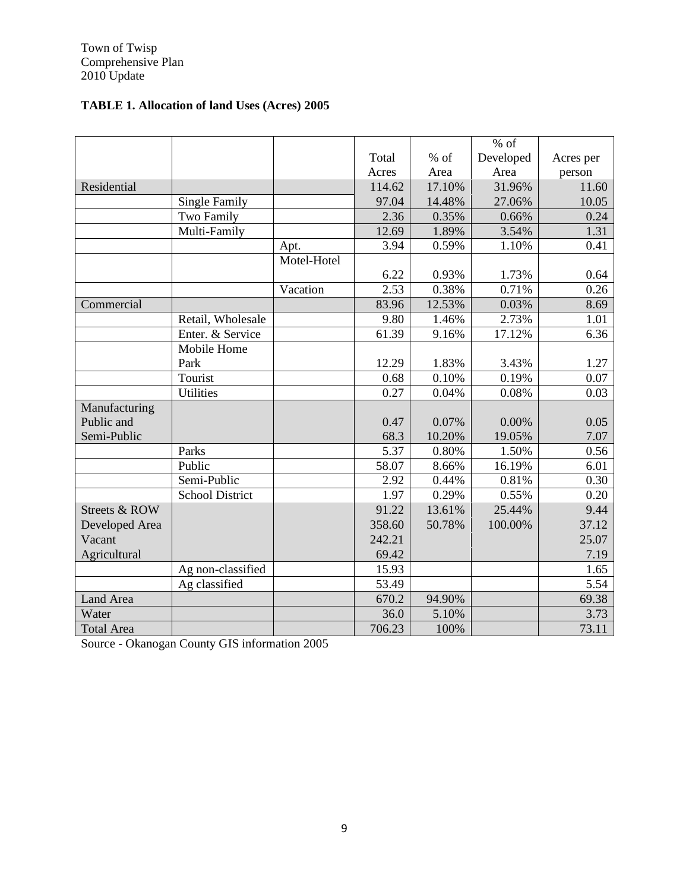**TABLE 1. Allocation of land Uses (Acres) 2005**

| | | | Total Acres | % of Area | % of Developed Area | Acres per person |
|---|---|---|---|---|---|---|
| Residential | | | 114.62 | 17.10% | 31.96% | 11.60 |
| | Single Family | | 97.04 | 14.48% | 27.06% | 10.05 |
| | Two Family | | 2.36 | 0.35% | 0.66% | 0.24 |
| | Multi-Family | | 12.69 | 1.89% | 3.54% | 1.31 |
| | | Apt. | 3.94 | 0.59% | 1.10% | 0.41 |
| | | Motel-Hotel | 6.22 | 0.93% | 1.73% | 0.64 |
| | | Vacation | 2.53 | 0.38% | 0.71% | 0.26 |
| Commercial | | | 83.96 | 12.53% | 0.03% | 8.69 |
| | Retail, Wholesale | | 9.80 | 1.46% | 2.73% | 1.01 |
| | Enter. & Service | | 61.39 | 9.16% | 17.12% | 6.36 |
| | Mobile Home Park | | 12.29 | 1.83% | 3.43% | 1.27 |
| | Tourist | | 0.68 | 0.10% | 0.19% | 0.07 |
| | Utilities | | 0.27 | 0.04% | 0.08% | 0.03 |
| Manufacturing | | | 0.47 | 0.07% | 0.00% | 0.05 |
| Public and Semi-Public | | | 68.3 | 10.20% | 19.05% | 7.07 |
| | Parks | | 5.37 | 0.80% | 1.50% | 0.56 |
| | Public | | 58.07 | 8.66% | 16.19% | 6.01 |
| | Semi-Public | | 2.92 | 0.44% | 0.81% | 0.30 |
| | School District | | 1.97 | 0.29% | 0.55% | 0.20 |
| Streets & ROW | | | 91.22 | 13.61% | 25.44% | 9.44 |
| Developed Area | | | 358.60 | 50.78% | 100.00% | 37.12 |
| Vacant | | | 242.21 | | | 25.07 |
| Agricultural | | | 69.42 | | | 7.19 |
| | Ag non-classified | | 15.93 | | | 1.65 |
| | Ag classified | | 53.49 | | | 5.54 |
| Land Area | | | 670.2 | 94.90% | | 69.38 |
| Water | | | 36.0 | 5.10% | | 3.73 |
| Total Area | | | 706.23 | 100% | | 73.11 |

Source - Okanogan County GIS information 2005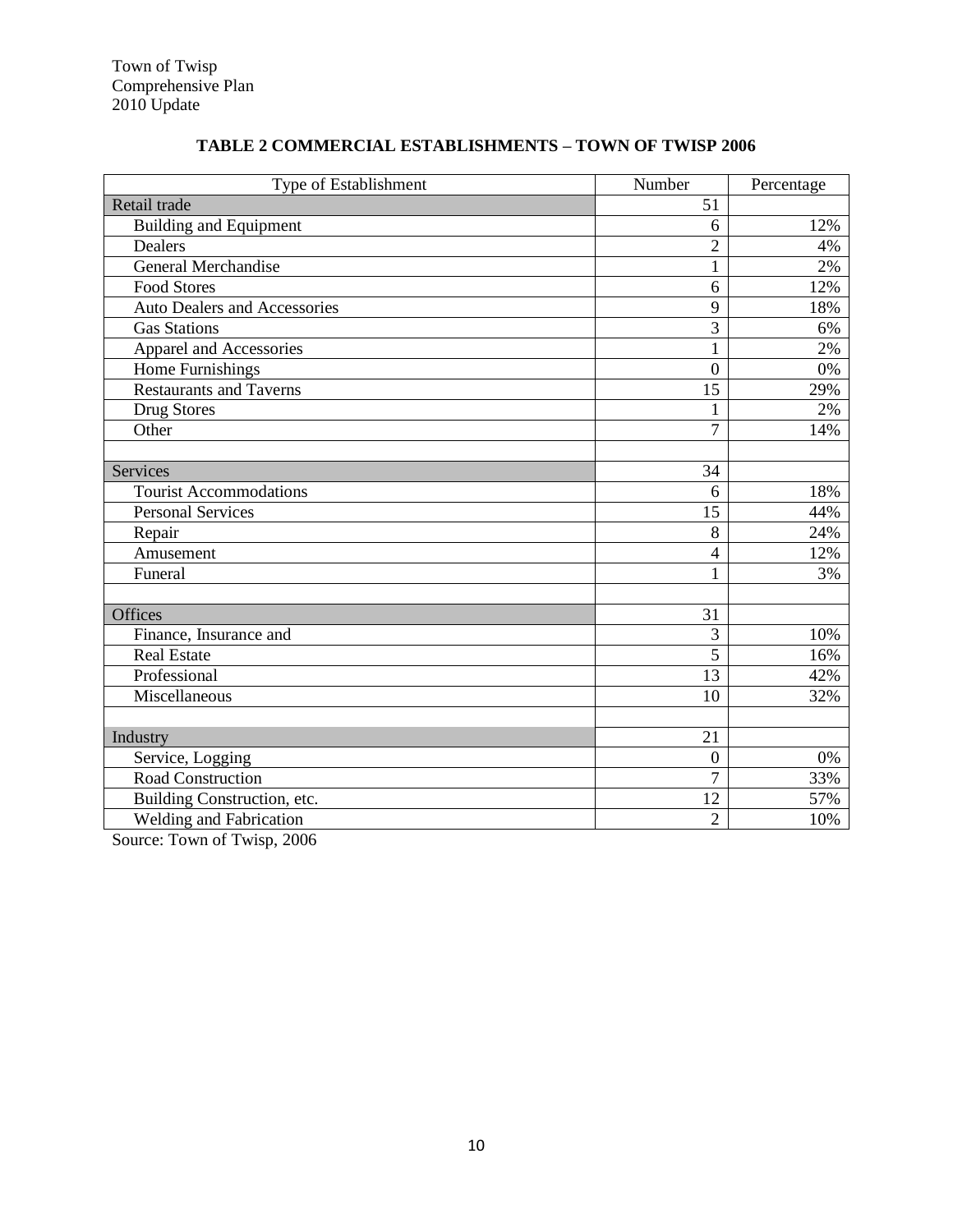### TABLE 2 COMMERCIAL ESTABLISHMENTS – TOWN OF TWISP 2006

| Type of Establishment | Number | Percentage |
| --- | --- | --- |
| Retail trade | 51 | |
| Building and Equipment | 6 | 12% |
| Dealers | 2 | 4% |
| General Merchandise | 1 | 2% |
| Food Stores | 6 | 12% |
| Auto Dealers and Accessories | 9 | 18% |
| Gas Stations | 3 | 6% |
| Apparel and Accessories | 1 | 2% |
| Home Furnishings | 0 | 0% |
| Restaurants and Taverns | 15 | 29% |
| Drug Stores | 1 | 2% |
| Other | 7 | 14% |
| | | |
| Services | 34 | |
| Tourist Accommodations | 6 | 18% |
| Personal Services | 15 | 44% |
| Repair | 8 | 24% |
| Amusement | 4 | 12% |
| Funeral | 1 | 3% |
| | | |
| Offices | 31 | |
| Finance, Insurance and | 3 | 10% |
| Real Estate | 5 | 16% |
| Professional | 13 | 42% |
| Miscellaneous | 10 | 32% |
| | | |
| Industry | 21 | |
| Service, Logging | 0 | 0% |
| Road Construction | 7 | 33% |
| Building Construction, etc. | 12 | 57% |
| Welding and Fabrication | 2 | 10% |

Source: Town of Twisp, 2006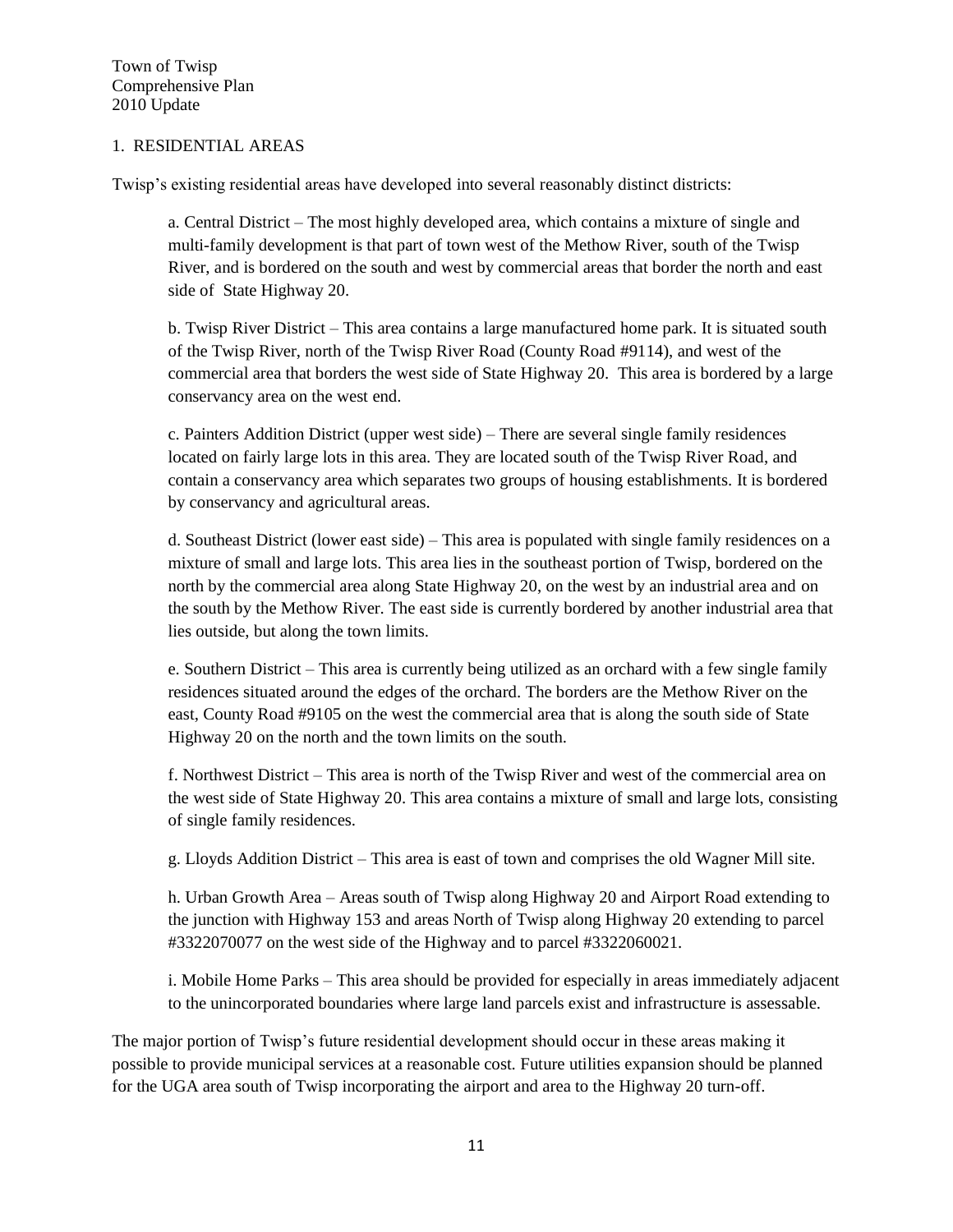## 1. RESIDENTIAL AREAS

Twisp's existing residential areas have developed into several reasonably distinct districts:

a. Central District – The most highly developed area, which contains a mixture of single and multi-family development is that part of town west of the Methow River, south of the Twisp River, and is bordered on the south and west by commercial areas that border the north and east side of State Highway 20.

b. Twisp River District – This area contains a large manufactured home park. It is situated south of the Twisp River, north of the Twisp River Road (County Road #9114), and west of the commercial area that borders the west side of State Highway 20. This area is bordered by a large conservancy area on the west end.

c. Painters Addition District (upper west side) – There are several single family residences located on fairly large lots in this area. They are located south of the Twisp River Road, and contain a conservancy area which separates two groups of housing establishments. It is bordered by conservancy and agricultural areas.

d. Southeast District (lower east side) – This area is populated with single family residences on a mixture of small and large lots. This area lies in the southeast portion of Twisp, bordered on the north by the commercial area along State Highway 20, on the west by an industrial area and on the south by the Methow River. The east side is currently bordered by another industrial area that lies outside, but along the town limits.

e. Southern District – This area is currently being utilized as an orchard with a few single family residences situated around the edges of the orchard. The borders are the Methow River on the east, County Road #9105 on the west the commercial area that is along the south side of State Highway 20 on the north and the town limits on the south.

f. Northwest District – This area is north of the Twisp River and west of the commercial area on the west side of State Highway 20. This area contains a mixture of small and large lots, consisting of single family residences.

g. Lloyds Addition District – This area is east of town and comprises the old Wagner Mill site.

h. Urban Growth Area – Areas south of Twisp along Highway 20 and Airport Road extending to the junction with Highway 153 and areas North of Twisp along Highway 20 extending to parcel #3322070077 on the west side of the Highway and to parcel #3322060021.

i. Mobile Home Parks – This area should be provided for especially in areas immediately adjacent to the unincorporated boundaries where large land parcels exist and infrastructure is assessable.

The major portion of Twisp's future residential development should occur in these areas making it possible to provide municipal services at a reasonable cost. Future utilities expansion should be planned for the UGA area south of Twisp incorporating the airport and area to the Highway 20 turn-off.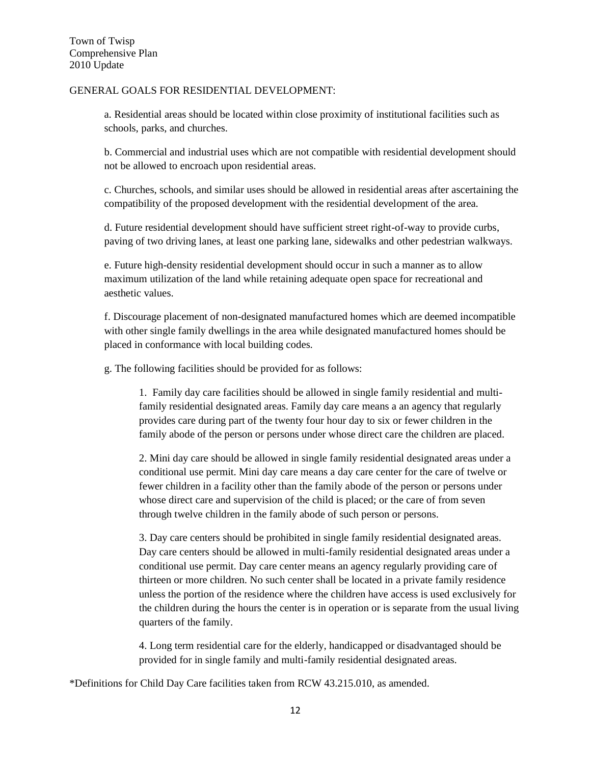GENERAL GOALS FOR RESIDENTIAL DEVELOPMENT:

a. Residential areas should be located within close proximity of institutional facilities such as schools, parks, and churches.

b. Commercial and industrial uses which are not compatible with residential development should not be allowed to encroach upon residential areas.

c. Churches, schools, and similar uses should be allowed in residential areas after ascertaining the compatibility of the proposed development with the residential development of the area.

d. Future residential development should have sufficient street right-of-way to provide curbs, paving of two driving lanes, at least one parking lane, sidewalks and other pedestrian walkways.

e. Future high-density residential development should occur in such a manner as to allow maximum utilization of the land while retaining adequate open space for recreational and aesthetic values.

f. Discourage placement of non-designated manufactured homes which are deemed incompatible with other single family dwellings in the area while designated manufactured homes should be placed in conformance with local building codes.

g. The following facilities should be provided for as follows:

> 1. Family day care facilities should be allowed in single family residential and multi-family residential designated areas. Family day care means a an agency that regularly provides care during part of the twenty four hour day to six or fewer children in the family abode of the person or persons under whose direct care the children are placed.
>
> 2. Mini day care should be allowed in single family residential designated areas under a conditional use permit. Mini day care means a day care center for the care of twelve or fewer children in a facility other than the family abode of the person or persons under whose direct care and supervision of the child is placed; or the care of from seven through twelve children in the family abode of such person or persons.
>
> 3. Day care centers should be prohibited in single family residential designated areas. Day care centers should be allowed in multi-family residential designated areas under a conditional use permit. Day care center means an agency regularly providing care of thirteen or more children. No such center shall be located in a private family residence unless the portion of the residence where the children have access is used exclusively for the children during the hours the center is in operation or is separate from the usual living quarters of the family.
>
> 4. Long term residential care for the elderly, handicapped or disadvantaged should be provided for in single family and multi-family residential designated areas.

*Definitions for Child Day Care facilities taken from RCW 43.215.010, as amended.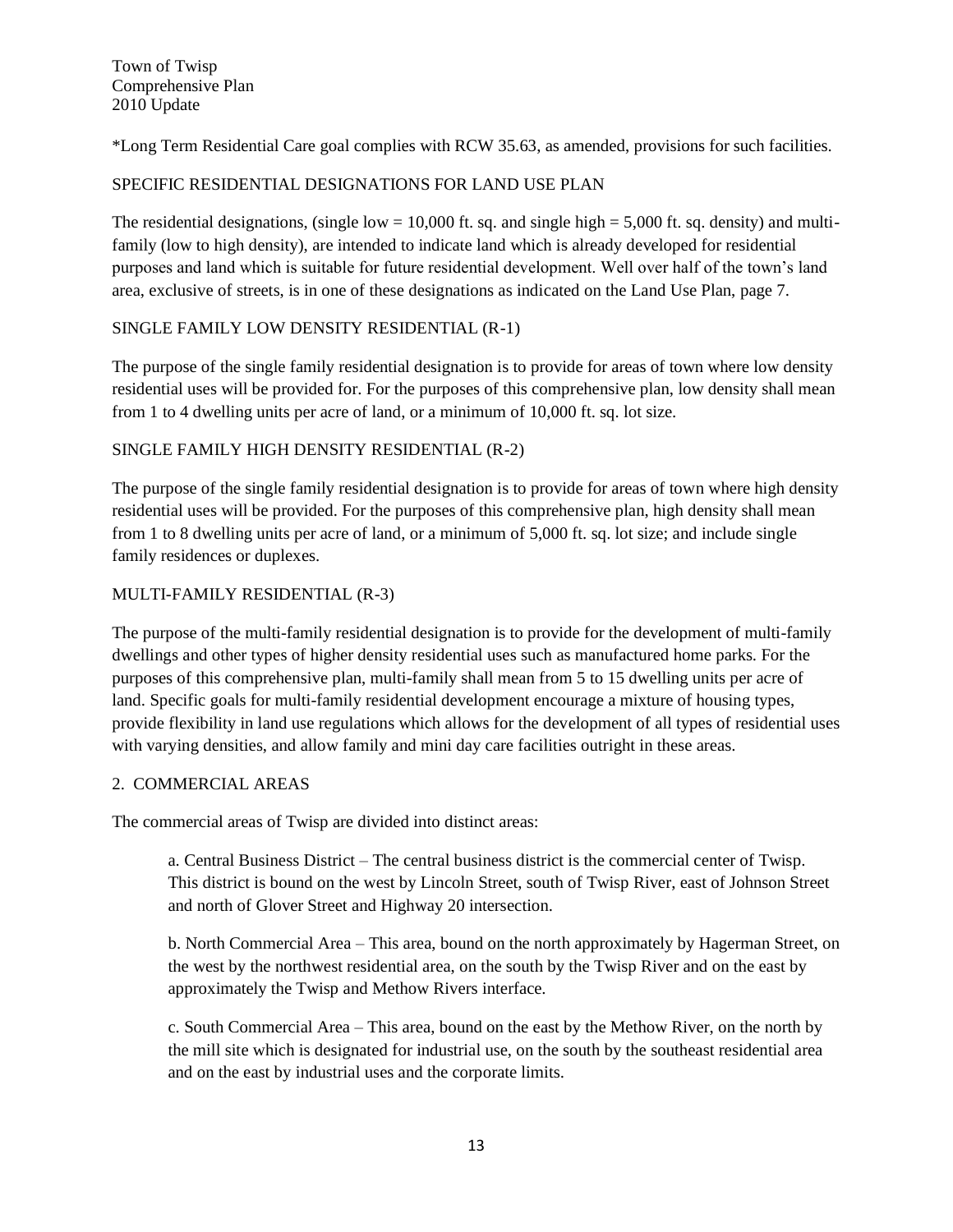*Long Term Residential Care goal complies with RCW 35.63, as amended, provisions for such facilities.

## SPECIFIC RESIDENTIAL DESIGNATIONS FOR LAND USE PLAN

The residential designations, (single low = 10,000 ft. sq. and single high = 5,000 ft. sq. density) and multi-family (low to high density), are intended to indicate land which is already developed for residential purposes and land which is suitable for future residential development. Well over half of the town's land area, exclusive of streets, is in one of these designations as indicated on the Land Use Plan, page 7.

### SINGLE FAMILY LOW DENSITY RESIDENTIAL (R-1)

The purpose of the single family residential designation is to provide for areas of town where low density residential uses will be provided for. For the purposes of this comprehensive plan, low density shall mean from 1 to 4 dwelling units per acre of land, or a minimum of 10,000 ft. sq. lot size.

### SINGLE FAMILY HIGH DENSITY RESIDENTIAL (R-2)

The purpose of the single family residential designation is to provide for areas of town where high density residential uses will be provided. For the purposes of this comprehensive plan, high density shall mean from 1 to 8 dwelling units per acre of land, or a minimum of 5,000 ft. sq. lot size; and include single family residences or duplexes.

### MULTI-FAMILY RESIDENTIAL (R-3)

The purpose of the multi-family residential designation is to provide for the development of multi-family dwellings and other types of higher density residential uses such as manufactured home parks. For the purposes of this comprehensive plan, multi-family shall mean from 5 to 15 dwelling units per acre of land. Specific goals for multi-family residential development encourage a mixture of housing types, provide flexibility in land use regulations which allows for the development of all types of residential uses with varying densities, and allow family and mini day care facilities outright in these areas.

## 2. COMMERCIAL AREAS

The commercial areas of Twisp are divided into distinct areas:

a. Central Business District – The central business district is the commercial center of Twisp. This district is bound on the west by Lincoln Street, south of Twisp River, east of Johnson Street and north of Glover Street and Highway 20 intersection.

b. North Commercial Area – This area, bound on the north approximately by Hagerman Street, on the west by the northwest residential area, on the south by the Twisp River and on the east by approximately the Twisp and Methow Rivers interface.

c. South Commercial Area – This area, bound on the east by the Methow River, on the north by the mill site which is designated for industrial use, on the south by the southeast residential area and on the east by industrial uses and the corporate limits.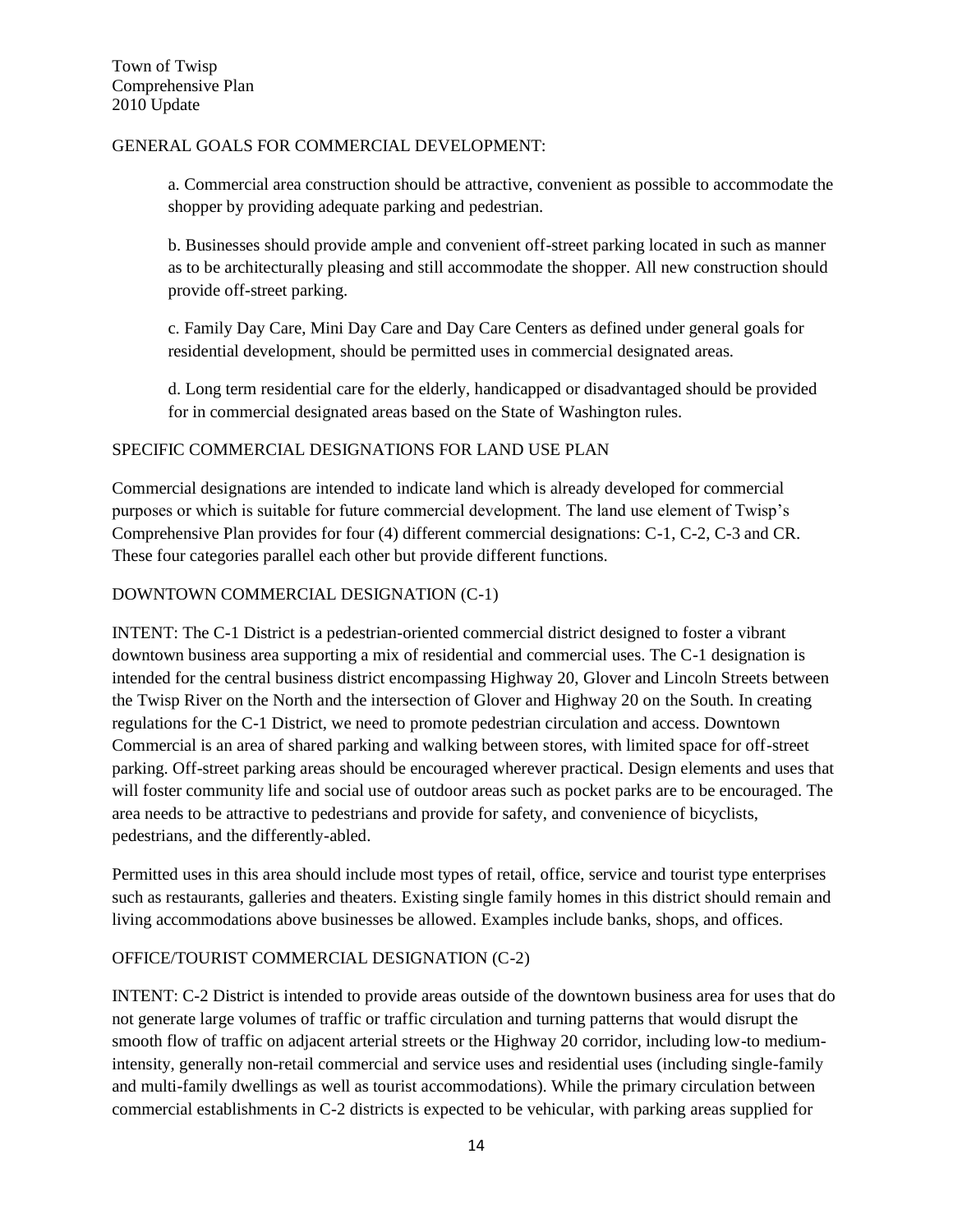GENERAL GOALS FOR COMMERCIAL DEVELOPMENT:

a. Commercial area construction should be attractive, convenient as possible to accommodate the shopper by providing adequate parking and pedestrian.

b. Businesses should provide ample and convenient off-street parking located in such as manner as to be architecturally pleasing and still accommodate the shopper. All new construction should provide off-street parking.

c. Family Day Care, Mini Day Care and Day Care Centers as defined under general goals for residential development, should be permitted uses in commercial designated areas.

d. Long term residential care for the elderly, handicapped or disadvantaged should be provided for in commercial designated areas based on the State of Washington rules.

SPECIFIC COMMERCIAL DESIGNATIONS FOR LAND USE PLAN

Commercial designations are intended to indicate land which is already developed for commercial purposes or which is suitable for future commercial development. The land use element of Twisp's Comprehensive Plan provides for four (4) different commercial designations: C-1, C-2, C-3 and CR. These four categories parallel each other but provide different functions.

DOWNTOWN COMMERCIAL DESIGNATION (C-1)

INTENT: The C-1 District is a pedestrian-oriented commercial district designed to foster a vibrant downtown business area supporting a mix of residential and commercial uses. The C-1 designation is intended for the central business district encompassing Highway 20, Glover and Lincoln Streets between the Twisp River on the North and the intersection of Glover and Highway 20 on the South. In creating regulations for the C-1 District, we need to promote pedestrian circulation and access. Downtown Commercial is an area of shared parking and walking between stores, with limited space for off-street parking. Off-street parking areas should be encouraged wherever practical. Design elements and uses that will foster community life and social use of outdoor areas such as pocket parks are to be encouraged. The area needs to be attractive to pedestrians and provide for safety, and convenience of bicyclists, pedestrians, and the differently-abled.

Permitted uses in this area should include most types of retail, office, service and tourist type enterprises such as restaurants, galleries and theaters. Existing single family homes in this district should remain and living accommodations above businesses be allowed. Examples include banks, shops, and offices.

OFFICE/TOURIST COMMERCIAL DESIGNATION (C-2)

INTENT: C-2 District is intended to provide areas outside of the downtown business area for uses that do not generate large volumes of traffic or traffic circulation and turning patterns that would disrupt the smooth flow of traffic on adjacent arterial streets or the Highway 20 corridor, including low-to medium-intensity, generally non-retail commercial and service uses and residential uses (including single-family and multi-family dwellings as well as tourist accommodations). While the primary circulation between commercial establishments in C-2 districts is expected to be vehicular, with parking areas supplied for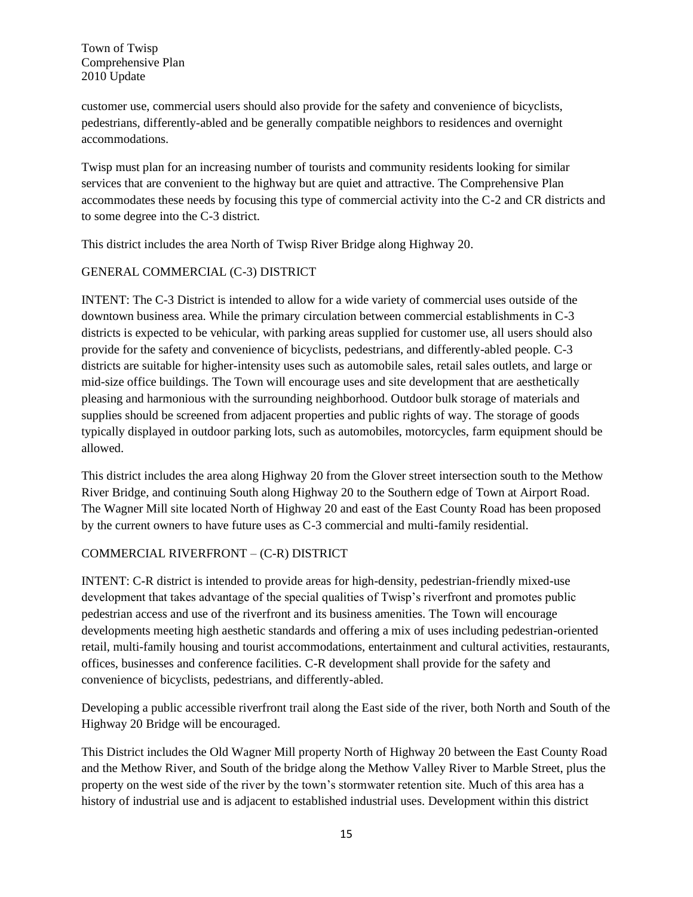customer use, commercial users should also provide for the safety and convenience of bicyclists, pedestrians, differently-abled and be generally compatible neighbors to residences and overnight accommodations.

Twisp must plan for an increasing number of tourists and community residents looking for similar services that are convenient to the highway but are quiet and attractive. The Comprehensive Plan accommodates these needs by focusing this type of commercial activity into the C-2 and CR districts and to some degree into the C-3 district.

This district includes the area North of Twisp River Bridge along Highway 20.

## GENERAL COMMERCIAL (C-3) DISTRICT

INTENT: The C-3 District is intended to allow for a wide variety of commercial uses outside of the downtown business area. While the primary circulation between commercial establishments in C-3 districts is expected to be vehicular, with parking areas supplied for customer use, all users should also provide for the safety and convenience of bicyclists, pedestrians, and differently-abled people. C-3 districts are suitable for higher-intensity uses such as automobile sales, retail sales outlets, and large or mid-size office buildings. The Town will encourage uses and site development that are aesthetically pleasing and harmonious with the surrounding neighborhood. Outdoor bulk storage of materials and supplies should be screened from adjacent properties and public rights of way. The storage of goods typically displayed in outdoor parking lots, such as automobiles, motorcycles, farm equipment should be allowed.

This district includes the area along Highway 20 from the Glover street intersection south to the Methow River Bridge, and continuing South along Highway 20 to the Southern edge of Town at Airport Road. The Wagner Mill site located North of Highway 20 and east of the East County Road has been proposed by the current owners to have future uses as C-3 commercial and multi-family residential.

## COMMERCIAL RIVERFRONT – (C-R) DISTRICT

INTENT: C-R district is intended to provide areas for high-density, pedestrian-friendly mixed-use development that takes advantage of the special qualities of Twisp's riverfront and promotes public pedestrian access and use of the riverfront and its business amenities. The Town will encourage developments meeting high aesthetic standards and offering a mix of uses including pedestrian-oriented retail, multi-family housing and tourist accommodations, entertainment and cultural activities, restaurants, offices, businesses and conference facilities. C-R development shall provide for the safety and convenience of bicyclists, pedestrians, and differently-abled.

Developing a public accessible riverfront trail along the East side of the river, both North and South of the Highway 20 Bridge will be encouraged.

This District includes the Old Wagner Mill property North of Highway 20 between the East County Road and the Methow River, and South of the bridge along the Methow Valley River to Marble Street, plus the property on the west side of the river by the town's stormwater retention site. Much of this area has a history of industrial use and is adjacent to established industrial uses. Development within this district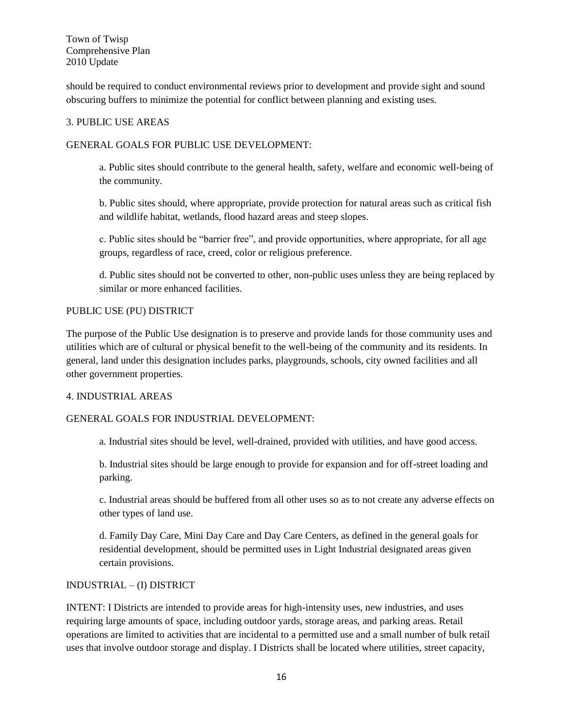should be required to conduct environmental reviews prior to development and provide sight and sound obscuring buffers to minimize the potential for conflict between planning and existing uses.

## 3. PUBLIC USE AREAS

### GENERAL GOALS FOR PUBLIC USE DEVELOPMENT:

a. Public sites should contribute to the general health, safety, welfare and economic well-being of the community.

b. Public sites should, where appropriate, provide protection for natural areas such as critical fish and wildlife habitat, wetlands, flood hazard areas and steep slopes.

c. Public sites should be "barrier free", and provide opportunities, where appropriate, for all age groups, regardless of race, creed, color or religious preference.

d. Public sites should not be converted to other, non-public uses unless they are being replaced by similar or more enhanced facilities.

### PUBLIC USE (PU) DISTRICT

The purpose of the Public Use designation is to preserve and provide lands for those community uses and utilities which are of cultural or physical benefit to the well-being of the community and its residents. In general, land under this designation includes parks, playgrounds, schools, city owned facilities and all other government properties.

## 4. INDUSTRIAL AREAS

### GENERAL GOALS FOR INDUSTRIAL DEVELOPMENT:

a. Industrial sites should be level, well-drained, provided with utilities, and have good access.

b. Industrial sites should be large enough to provide for expansion and for off-street loading and parking.

c. Industrial areas should be buffered from all other uses so as to not create any adverse effects on other types of land use.

d. Family Day Care, Mini Day Care and Day Care Centers, as defined in the general goals for residential development, should be permitted uses in Light Industrial designated areas given certain provisions.

### INDUSTRIAL – (I) DISTRICT

INTENT: I Districts are intended to provide areas for high-intensity uses, new industries, and uses requiring large amounts of space, including outdoor yards, storage areas, and parking areas. Retail operations are limited to activities that are incidental to a permitted use and a small number of bulk retail uses that involve outdoor storage and display. I Districts shall be located where utilities, street capacity,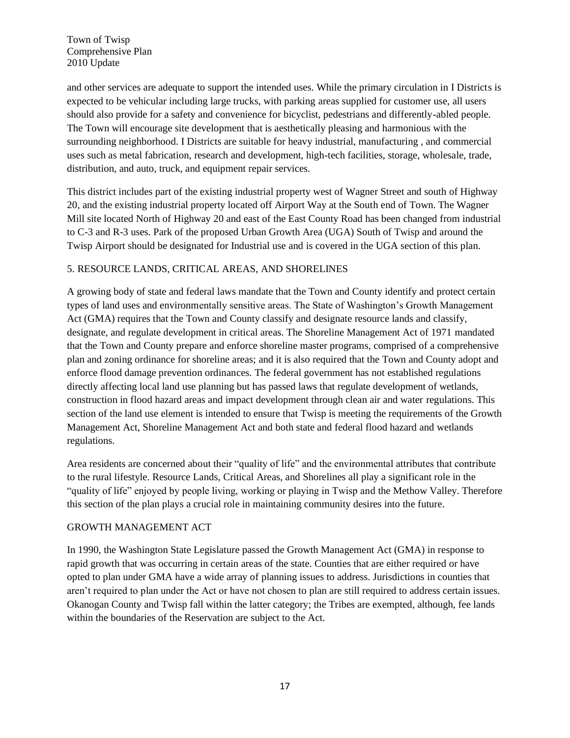and other services are adequate to support the intended uses. While the primary circulation in I Districts is expected to be vehicular including large trucks, with parking areas supplied for customer use, all users should also provide for a safety and convenience for bicyclist, pedestrians and differently-abled people. The Town will encourage site development that is aesthetically pleasing and harmonious with the surrounding neighborhood. I Districts are suitable for heavy industrial, manufacturing , and commercial uses such as metal fabrication, research and development, high-tech facilities, storage, wholesale, trade, distribution, and auto, truck, and equipment repair services.

This district includes part of the existing industrial property west of Wagner Street and south of Highway 20, and the existing industrial property located off Airport Way at the South end of Town. The Wagner Mill site located North of Highway 20 and east of the East County Road has been changed from industrial to C-3 and R-3 uses. Park of the proposed Urban Growth Area (UGA) South of Twisp and around the Twisp Airport should be designated for Industrial use and is covered in the UGA section of this plan.

## 5. RESOURCE LANDS, CRITICAL AREAS, AND SHORELINES

A growing body of state and federal laws mandate that the Town and County identify and protect certain types of land uses and environmentally sensitive areas. The State of Washington's Growth Management Act (GMA) requires that the Town and County classify and designate resource lands and classify, designate, and regulate development in critical areas. The Shoreline Management Act of 1971 mandated that the Town and County prepare and enforce shoreline master programs, comprised of a comprehensive plan and zoning ordinance for shoreline areas; and it is also required that the Town and County adopt and enforce flood damage prevention ordinances. The federal government has not established regulations directly affecting local land use planning but has passed laws that regulate development of wetlands, construction in flood hazard areas and impact development through clean air and water regulations. This section of the land use element is intended to ensure that Twisp is meeting the requirements of the Growth Management Act, Shoreline Management Act and both state and federal flood hazard and wetlands regulations.

Area residents are concerned about their "quality of life" and the environmental attributes that contribute to the rural lifestyle. Resource Lands, Critical Areas, and Shorelines all play a significant role in the "quality of life" enjoyed by people living, working or playing in Twisp and the Methow Valley. Therefore this section of the plan plays a crucial role in maintaining community desires into the future.

### GROWTH MANAGEMENT ACT

In 1990, the Washington State Legislature passed the Growth Management Act (GMA) in response to rapid growth that was occurring in certain areas of the state. Counties that are either required or have opted to plan under GMA have a wide array of planning issues to address. Jurisdictions in counties that aren't required to plan under the Act or have not chosen to plan are still required to address certain issues. Okanogan County and Twisp fall within the latter category; the Tribes are exempted, although, fee lands within the boundaries of the Reservation are subject to the Act.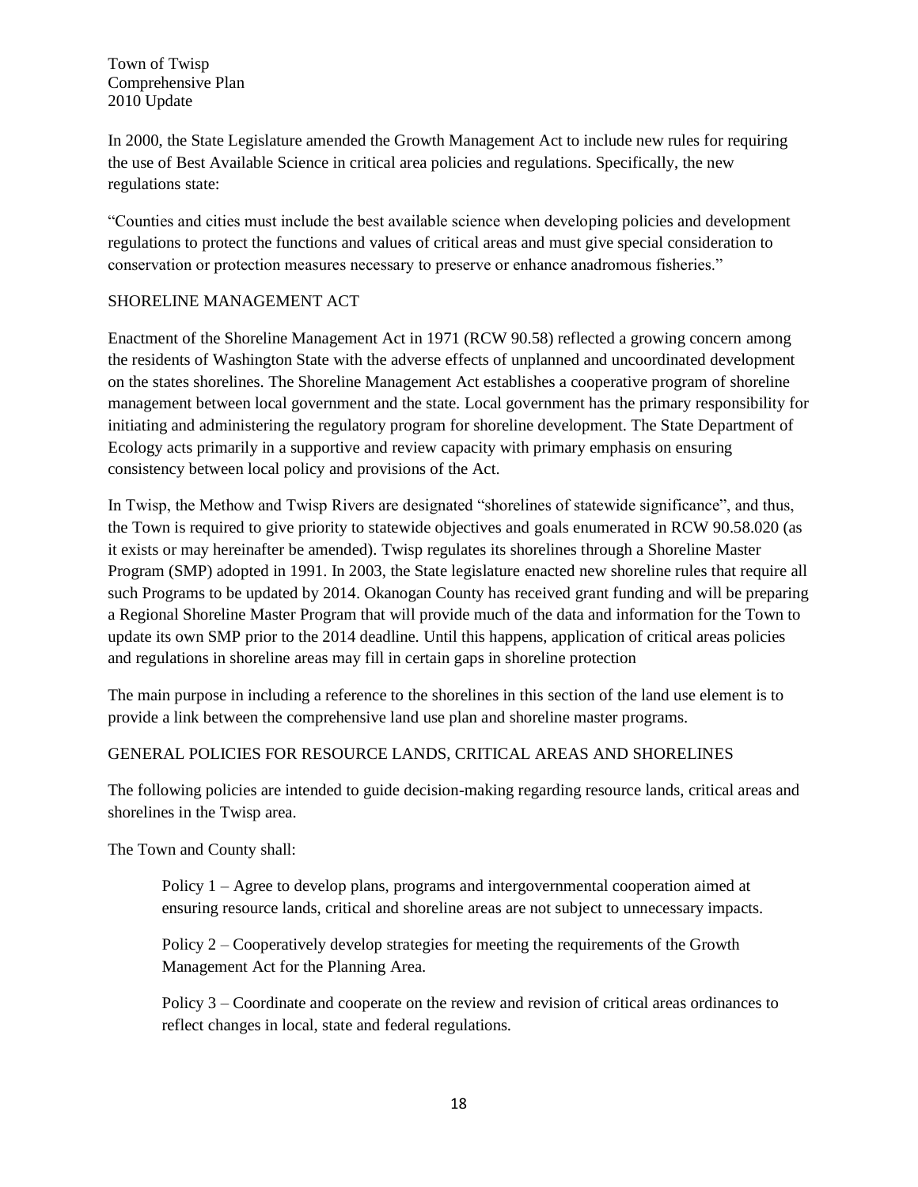In 2000, the State Legislature amended the Growth Management Act to include new rules for requiring the use of Best Available Science in critical area policies and regulations. Specifically, the new regulations state:

"Counties and cities must include the best available science when developing policies and development regulations to protect the functions and values of critical areas and must give special consideration to conservation or protection measures necessary to preserve or enhance anadromous fisheries."

## SHORELINE MANAGEMENT ACT

Enactment of the Shoreline Management Act in 1971 (RCW 90.58) reflected a growing concern among the residents of Washington State with the adverse effects of unplanned and uncoordinated development on the states shorelines. The Shoreline Management Act establishes a cooperative program of shoreline management between local government and the state. Local government has the primary responsibility for initiating and administering the regulatory program for shoreline development. The State Department of Ecology acts primarily in a supportive and review capacity with primary emphasis on ensuring consistency between local policy and provisions of the Act.

In Twisp, the Methow and Twisp Rivers are designated "shorelines of statewide significance", and thus, the Town is required to give priority to statewide objectives and goals enumerated in RCW 90.58.020 (as it exists or may hereinafter be amended). Twisp regulates its shorelines through a Shoreline Master Program (SMP) adopted in 1991. In 2003, the State legislature enacted new shoreline rules that require all such Programs to be updated by 2014. Okanogan County has received grant funding and will be preparing a Regional Shoreline Master Program that will provide much of the data and information for the Town to update its own SMP prior to the 2014 deadline. Until this happens, application of critical areas policies and regulations in shoreline areas may fill in certain gaps in shoreline protection

The main purpose in including a reference to the shorelines in this section of the land use element is to provide a link between the comprehensive land use plan and shoreline master programs.

## GENERAL POLICIES FOR RESOURCE LANDS, CRITICAL AREAS AND SHORELINES

The following policies are intended to guide decision-making regarding resource lands, critical areas and shorelines in the Twisp area.

The Town and County shall:

> Policy 1 – Agree to develop plans, programs and intergovernmental cooperation aimed at ensuring resource lands, critical and shoreline areas are not subject to unnecessary impacts.
>
> Policy 2 – Cooperatively develop strategies for meeting the requirements of the Growth Management Act for the Planning Area.
>
> Policy 3 – Coordinate and cooperate on the review and revision of critical areas ordinances to reflect changes in local, state and federal regulations.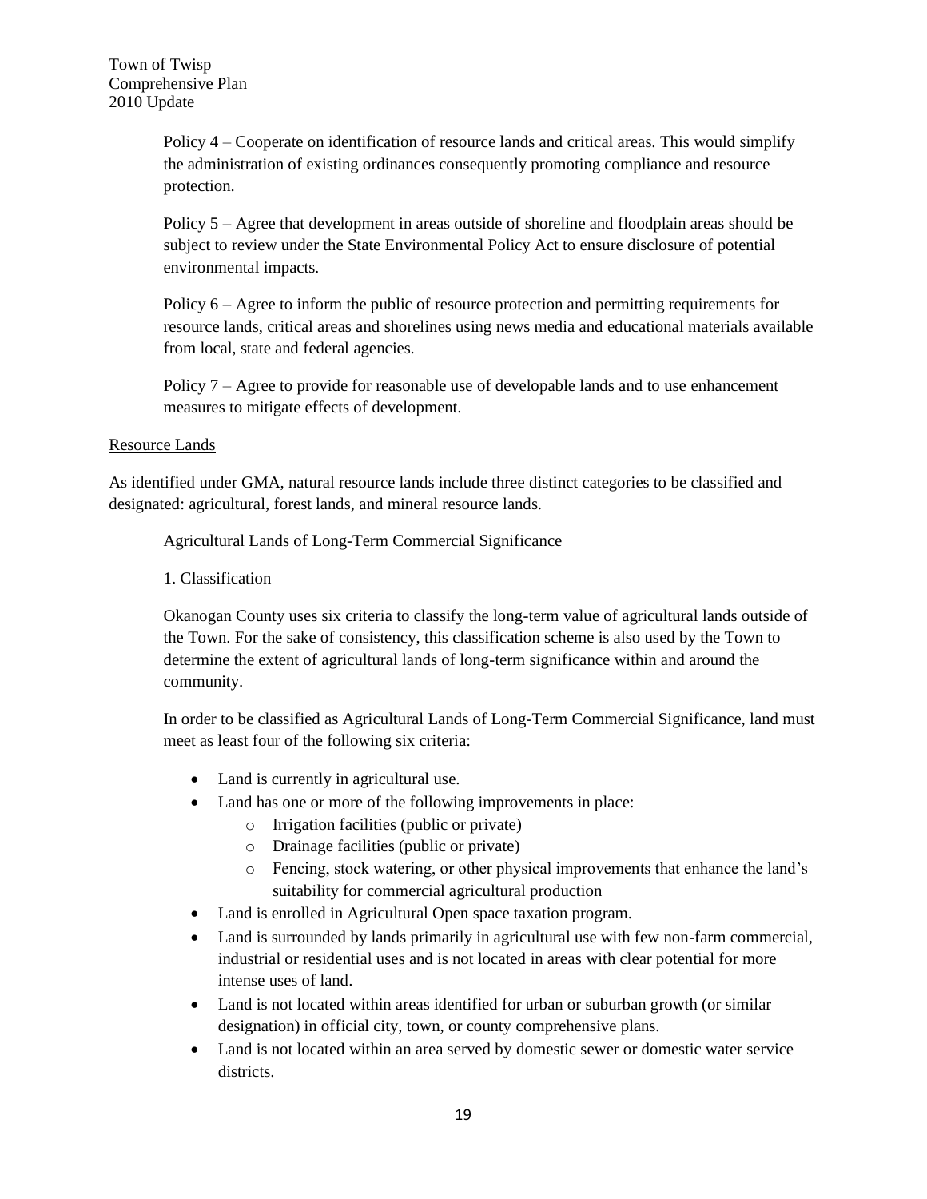Policy 4 – Cooperate on identification of resource lands and critical areas. This would simplify the administration of existing ordinances consequently promoting compliance and resource protection.

Policy 5 – Agree that development in areas outside of shoreline and floodplain areas should be subject to review under the State Environmental Policy Act to ensure disclosure of potential environmental impacts.

Policy 6 – Agree to inform the public of resource protection and permitting requirements for resource lands, critical areas and shorelines using news media and educational materials available from local, state and federal agencies.

Policy 7 – Agree to provide for reasonable use of developable lands and to use enhancement measures to mitigate effects of development.

Resource Lands

As identified under GMA, natural resource lands include three distinct categories to be classified and designated: agricultural, forest lands, and mineral resource lands.

Agricultural Lands of Long-Term Commercial Significance

1. Classification

Okanogan County uses six criteria to classify the long-term value of agricultural lands outside of the Town. For the sake of consistency, this classification scheme is also used by the Town to determine the extent of agricultural lands of long-term significance within and around the community.

In order to be classified as Agricultural Lands of Long-Term Commercial Significance, land must meet as least four of the following six criteria:

- Land is currently in agricultural use.
- Land has one or more of the following improvements in place:
  - Irrigation facilities (public or private)
  - Drainage facilities (public or private)
  - Fencing, stock watering, or other physical improvements that enhance the land's suitability for commercial agricultural production
- Land is enrolled in Agricultural Open space taxation program.
- Land is surrounded by lands primarily in agricultural use with few non-farm commercial, industrial or residential uses and is not located in areas with clear potential for more intense uses of land.
- Land is not located within areas identified for urban or suburban growth (or similar designation) in official city, town, or county comprehensive plans.
- Land is not located within an area served by domestic sewer or domestic water service districts.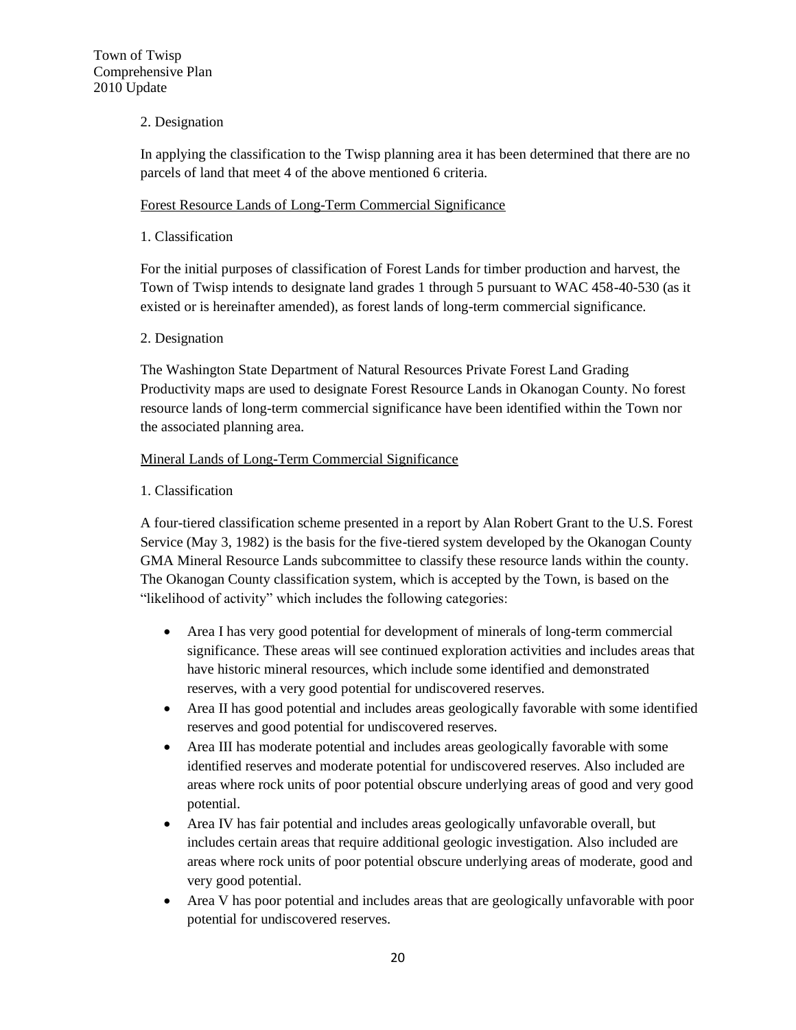2. Designation

In applying the classification to the Twisp planning area it has been determined that there are no parcels of land that meet 4 of the above mentioned 6 criteria.

<u>Forest Resource Lands of Long-Term Commercial Significance</u>

1. Classification

For the initial purposes of classification of Forest Lands for timber production and harvest, the Town of Twisp intends to designate land grades 1 through 5 pursuant to WAC 458-40-530 (as it existed or is hereinafter amended), as forest lands of long-term commercial significance.

2. Designation

The Washington State Department of Natural Resources Private Forest Land Grading Productivity maps are used to designate Forest Resource Lands in Okanogan County. No forest resource lands of long-term commercial significance have been identified within the Town nor the associated planning area.

<u>Mineral Lands of Long-Term Commercial Significance</u>

1. Classification

A four-tiered classification scheme presented in a report by Alan Robert Grant to the U.S. Forest Service (May 3, 1982) is the basis for the five-tiered system developed by the Okanogan County GMA Mineral Resource Lands subcommittee to classify these resource lands within the county. The Okanogan County classification system, which is accepted by the Town, is based on the "likelihood of activity" which includes the following categories:

- Area I has very good potential for development of minerals of long-term commercial significance. These areas will see continued exploration activities and includes areas that have historic mineral resources, which include some identified and demonstrated reserves, with a very good potential for undiscovered reserves.
- Area II has good potential and includes areas geologically favorable with some identified reserves and good potential for undiscovered reserves.
- Area III has moderate potential and includes areas geologically favorable with some identified reserves and moderate potential for undiscovered reserves. Also included are areas where rock units of poor potential obscure underlying areas of good and very good potential.
- Area IV has fair potential and includes areas geologically unfavorable overall, but includes certain areas that require additional geologic investigation. Also included are areas where rock units of poor potential obscure underlying areas of moderate, good and very good potential.
- Area V has poor potential and includes areas that are geologically unfavorable with poor potential for undiscovered reserves.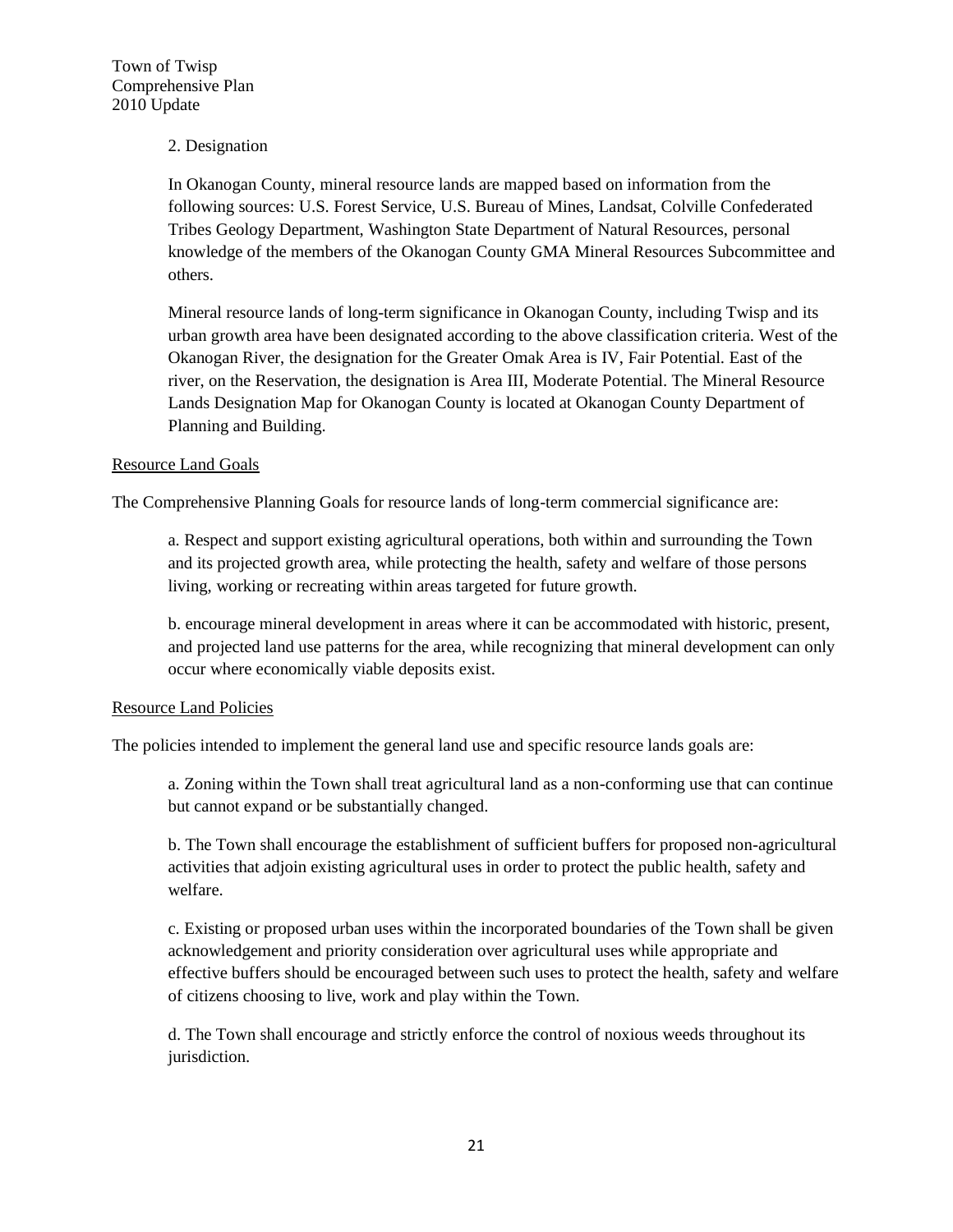2. Designation

In Okanogan County, mineral resource lands are mapped based on information from the following sources: U.S. Forest Service, U.S. Bureau of Mines, Landsat, Colville Confederated Tribes Geology Department, Washington State Department of Natural Resources, personal knowledge of the members of the Okanogan County GMA Mineral Resources Subcommittee and others.

Mineral resource lands of long-term significance in Okanogan County, including Twisp and its urban growth area have been designated according to the above classification criteria. West of the Okanogan River, the designation for the Greater Omak Area is IV, Fair Potential. East of the river, on the Reservation, the designation is Area III, Moderate Potential. The Mineral Resource Lands Designation Map for Okanogan County is located at Okanogan County Department of Planning and Building.

<u>Resource Land Goals</u>

The Comprehensive Planning Goals for resource lands of long-term commercial significance are:

a. Respect and support existing agricultural operations, both within and surrounding the Town and its projected growth area, while protecting the health, safety and welfare of those persons living, working or recreating within areas targeted for future growth.

b. encourage mineral development in areas where it can be accommodated with historic, present, and projected land use patterns for the area, while recognizing that mineral development can only occur where economically viable deposits exist.

<u>Resource Land Policies</u>

The policies intended to implement the general land use and specific resource lands goals are:

a. Zoning within the Town shall treat agricultural land as a non-conforming use that can continue but cannot expand or be substantially changed.

b. The Town shall encourage the establishment of sufficient buffers for proposed non-agricultural activities that adjoin existing agricultural uses in order to protect the public health, safety and welfare.

c. Existing or proposed urban uses within the incorporated boundaries of the Town shall be given acknowledgement and priority consideration over agricultural uses while appropriate and effective buffers should be encouraged between such uses to protect the health, safety and welfare of citizens choosing to live, work and play within the Town.

d. The Town shall encourage and strictly enforce the control of noxious weeds throughout its jurisdiction.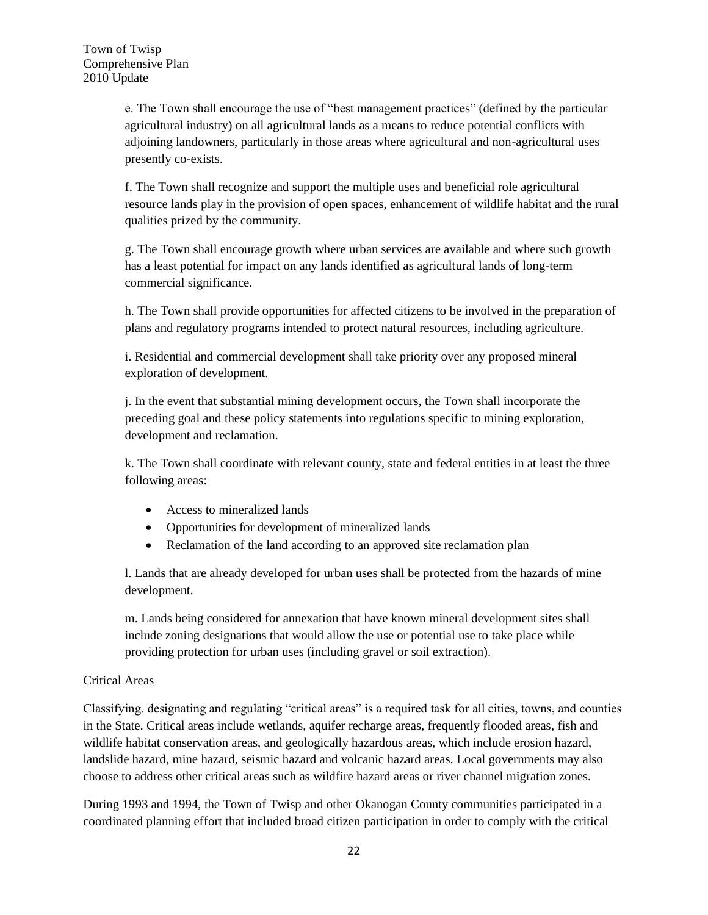e. The Town shall encourage the use of "best management practices" (defined by the particular agricultural industry) on all agricultural lands as a means to reduce potential conflicts with adjoining landowners, particularly in those areas where agricultural and non-agricultural uses presently co-exists.

f. The Town shall recognize and support the multiple uses and beneficial role agricultural resource lands play in the provision of open spaces, enhancement of wildlife habitat and the rural qualities prized by the community.

g. The Town shall encourage growth where urban services are available and where such growth has a least potential for impact on any lands identified as agricultural lands of long-term commercial significance.

h. The Town shall provide opportunities for affected citizens to be involved in the preparation of plans and regulatory programs intended to protect natural resources, including agriculture.

i. Residential and commercial development shall take priority over any proposed mineral exploration of development.

j. In the event that substantial mining development occurs, the Town shall incorporate the preceding goal and these policy statements into regulations specific to mining exploration, development and reclamation.

k. The Town shall coordinate with relevant county, state and federal entities in at least the three following areas:

- Access to mineralized lands
- Opportunities for development of mineralized lands
- Reclamation of the land according to an approved site reclamation plan

l. Lands that are already developed for urban uses shall be protected from the hazards of mine development.

m. Lands being considered for annexation that have known mineral development sites shall include zoning designations that would allow the use or potential use to take place while providing protection for urban uses (including gravel or soil extraction).

## Critical Areas

Classifying, designating and regulating "critical areas" is a required task for all cities, towns, and counties in the State. Critical areas include wetlands, aquifer recharge areas, frequently flooded areas, fish and wildlife habitat conservation areas, and geologically hazardous areas, which include erosion hazard, landslide hazard, mine hazard, seismic hazard and volcanic hazard areas. Local governments may also choose to address other critical areas such as wildfire hazard areas or river channel migration zones.

During 1993 and 1994, the Town of Twisp and other Okanogan County communities participated in a coordinated planning effort that included broad citizen participation in order to comply with the critical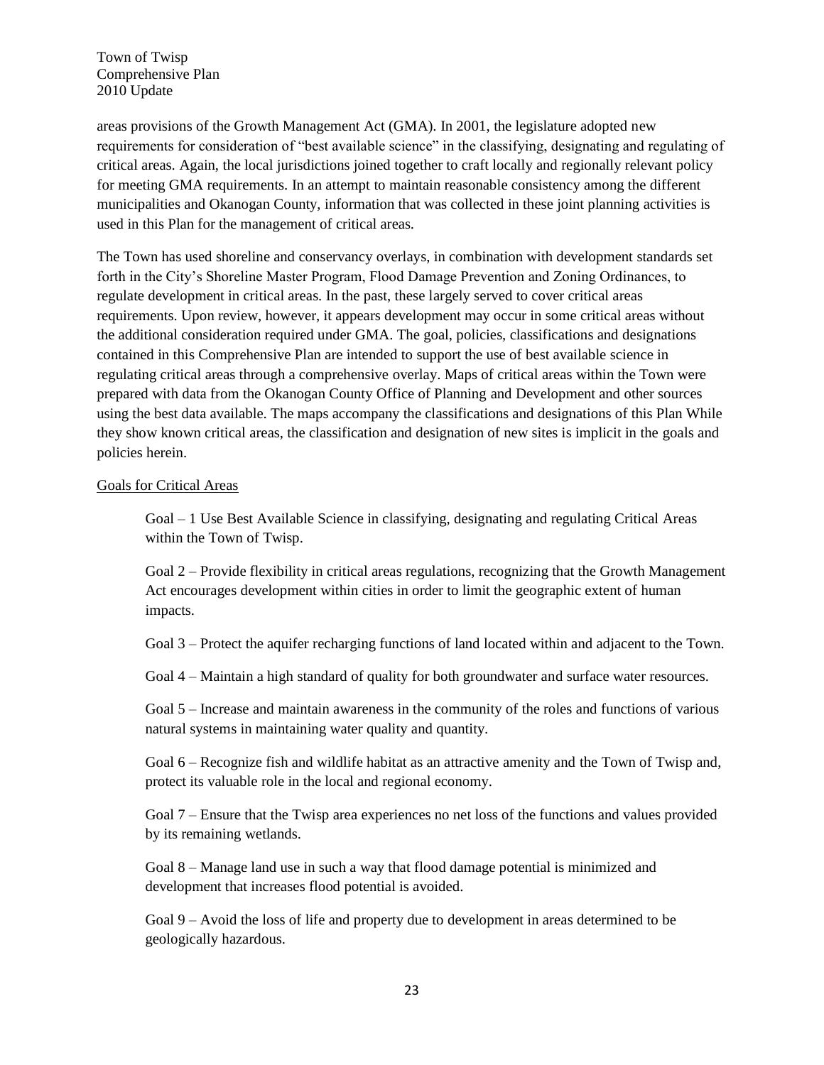areas provisions of the Growth Management Act (GMA). In 2001, the legislature adopted new requirements for consideration of "best available science" in the classifying, designating and regulating of critical areas. Again, the local jurisdictions joined together to craft locally and regionally relevant policy for meeting GMA requirements. In an attempt to maintain reasonable consistency among the different municipalities and Okanogan County, information that was collected in these joint planning activities is used in this Plan for the management of critical areas.

The Town has used shoreline and conservancy overlays, in combination with development standards set forth in the City's Shoreline Master Program, Flood Damage Prevention and Zoning Ordinances, to regulate development in critical areas. In the past, these largely served to cover critical areas requirements. Upon review, however, it appears development may occur in some critical areas without the additional consideration required under GMA. The goal, policies, classifications and designations contained in this Comprehensive Plan are intended to support the use of best available science in regulating critical areas through a comprehensive overlay. Maps of critical areas within the Town were prepared with data from the Okanogan County Office of Planning and Development and other sources using the best data available. The maps accompany the classifications and designations of this Plan While they show known critical areas, the classification and designation of new sites is implicit in the goals and policies herein.

<u>Goals for Critical Areas</u>

Goal – 1 Use Best Available Science in classifying, designating and regulating Critical Areas within the Town of Twisp.

Goal 2 – Provide flexibility in critical areas regulations, recognizing that the Growth Management Act encourages development within cities in order to limit the geographic extent of human impacts.

Goal 3 – Protect the aquifer recharging functions of land located within and adjacent to the Town.

Goal 4 – Maintain a high standard of quality for both groundwater and surface water resources.

Goal 5 – Increase and maintain awareness in the community of the roles and functions of various natural systems in maintaining water quality and quantity.

Goal 6 – Recognize fish and wildlife habitat as an attractive amenity and the Town of Twisp and, protect its valuable role in the local and regional economy.

Goal 7 – Ensure that the Twisp area experiences no net loss of the functions and values provided by its remaining wetlands.

Goal 8 – Manage land use in such a way that flood damage potential is minimized and development that increases flood potential is avoided.

Goal 9 – Avoid the loss of life and property due to development in areas determined to be geologically hazardous.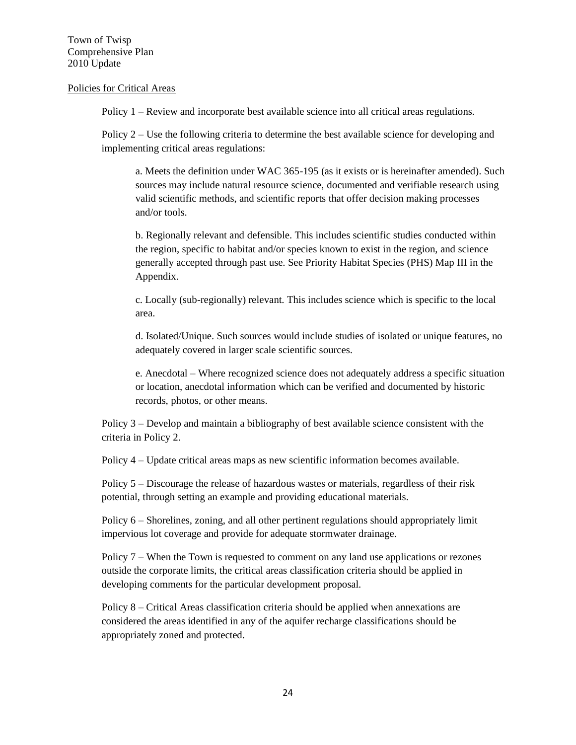Policies for Critical Areas

Policy 1 – Review and incorporate best available science into all critical areas regulations.

Policy 2 – Use the following criteria to determine the best available science for developing and implementing critical areas regulations:

a. Meets the definition under WAC 365-195 (as it exists or is hereinafter amended). Such sources may include natural resource science, documented and verifiable research using valid scientific methods, and scientific reports that offer decision making processes and/or tools.

b. Regionally relevant and defensible. This includes scientific studies conducted within the region, specific to habitat and/or species known to exist in the region, and science generally accepted through past use. See Priority Habitat Species (PHS) Map III in the Appendix.

c. Locally (sub-regionally) relevant. This includes science which is specific to the local area.

d. Isolated/Unique. Such sources would include studies of isolated or unique features, no adequately covered in larger scale scientific sources.

e. Anecdotal – Where recognized science does not adequately address a specific situation or location, anecdotal information which can be verified and documented by historic records, photos, or other means.

Policy 3 – Develop and maintain a bibliography of best available science consistent with the criteria in Policy 2.

Policy 4 – Update critical areas maps as new scientific information becomes available.

Policy 5 – Discourage the release of hazardous wastes or materials, regardless of their risk potential, through setting an example and providing educational materials.

Policy 6 – Shorelines, zoning, and all other pertinent regulations should appropriately limit impervious lot coverage and provide for adequate stormwater drainage.

Policy 7 – When the Town is requested to comment on any land use applications or rezones outside the corporate limits, the critical areas classification criteria should be applied in developing comments for the particular development proposal.

Policy 8 – Critical Areas classification criteria should be applied when annexations are considered the areas identified in any of the aquifer recharge classifications should be appropriately zoned and protected.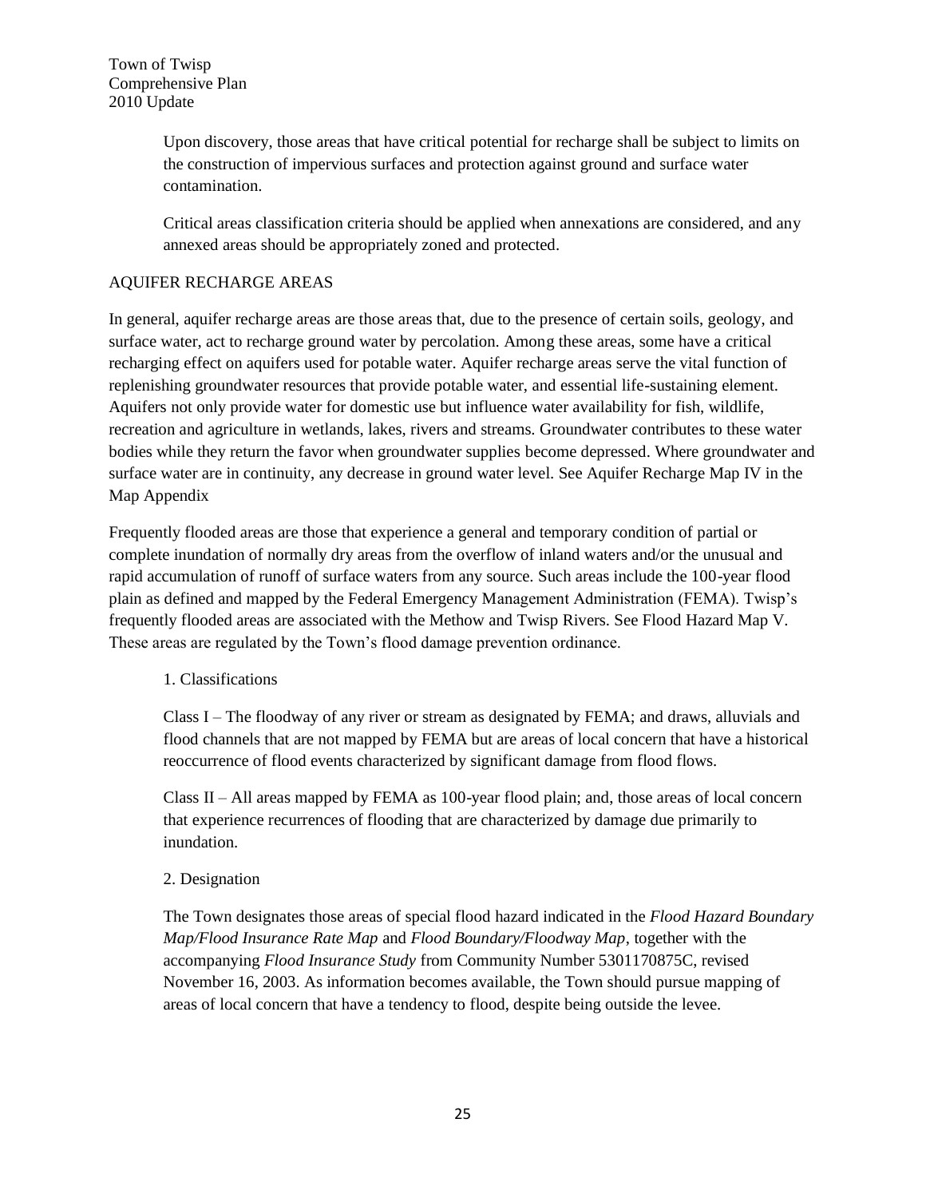Upon discovery, those areas that have critical potential for recharge shall be subject to limits on the construction of impervious surfaces and protection against ground and surface water contamination.

Critical areas classification criteria should be applied when annexations are considered, and any annexed areas should be appropriately zoned and protected.

## AQUIFER RECHARGE AREAS

In general, aquifer recharge areas are those areas that, due to the presence of certain soils, geology, and surface water, act to recharge ground water by percolation. Among these areas, some have a critical recharging effect on aquifers used for potable water. Aquifer recharge areas serve the vital function of replenishing groundwater resources that provide potable water, and essential life-sustaining element. Aquifers not only provide water for domestic use but influence water availability for fish, wildlife, recreation and agriculture in wetlands, lakes, rivers and streams. Groundwater contributes to these water bodies while they return the favor when groundwater supplies become depressed. Where groundwater and surface water are in continuity, any decrease in ground water level. See Aquifer Recharge Map IV in the Map Appendix

Frequently flooded areas are those that experience a general and temporary condition of partial or complete inundation of normally dry areas from the overflow of inland waters and/or the unusual and rapid accumulation of runoff of surface waters from any source. Such areas include the 100-year flood plain as defined and mapped by the Federal Emergency Management Administration (FEMA). Twisp's frequently flooded areas are associated with the Methow and Twisp Rivers. See Flood Hazard Map V. These areas are regulated by the Town's flood damage prevention ordinance.

1. Classifications

Class I – The floodway of any river or stream as designated by FEMA; and draws, alluvials and flood channels that are not mapped by FEMA but are areas of local concern that have a historical reoccurrence of flood events characterized by significant damage from flood flows.

Class II – All areas mapped by FEMA as 100-year flood plain; and, those areas of local concern that experience recurrences of flooding that are characterized by damage due primarily to inundation.

2. Designation

The Town designates those areas of special flood hazard indicated in the *Flood Hazard Boundary Map/Flood Insurance Rate Map* and *Flood Boundary/Floodway Map*, together with the accompanying *Flood Insurance Study* from Community Number 5301170875C, revised November 16, 2003. As information becomes available, the Town should pursue mapping of areas of local concern that have a tendency to flood, despite being outside the levee.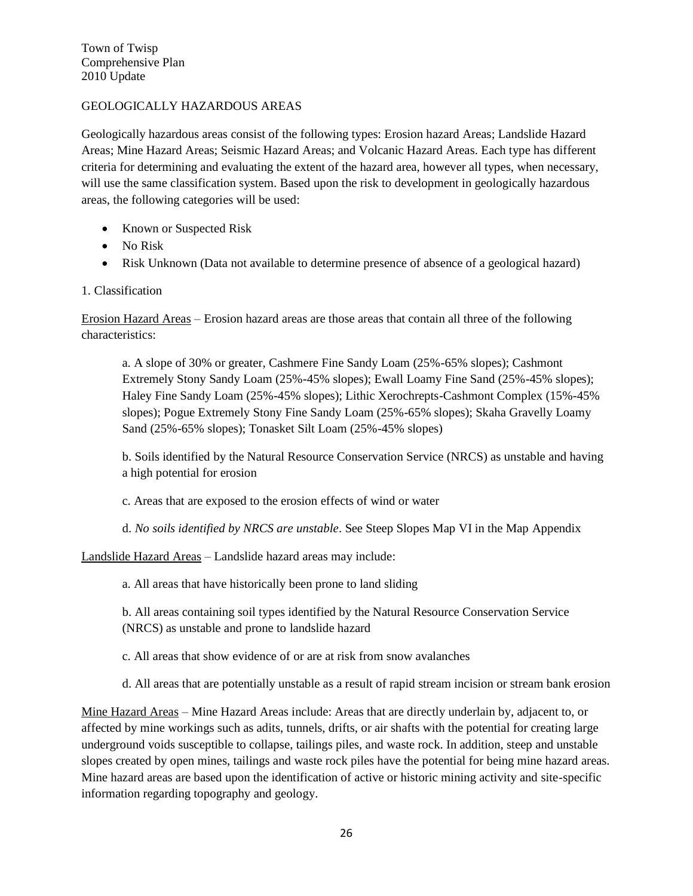## GEOLOGICALLY HAZARDOUS AREAS

Geologically hazardous areas consist of the following types: Erosion hazard Areas; Landslide Hazard Areas; Mine Hazard Areas; Seismic Hazard Areas; and Volcanic Hazard Areas. Each type has different criteria for determining and evaluating the extent of the hazard area, however all types, when necessary, will use the same classification system. Based upon the risk to development in geologically hazardous areas, the following categories will be used:

- Known or Suspected Risk
- No Risk
- Risk Unknown (Data not available to determine presence of absence of a geological hazard)

1. Classification

Erosion Hazard Areas – Erosion hazard areas are those areas that contain all three of the following characteristics:

> a. A slope of 30% or greater, Cashmere Fine Sandy Loam (25%-65% slopes); Cashmont Extremely Stony Sandy Loam (25%-45% slopes); Ewall Loamy Fine Sand (25%-45% slopes); Haley Fine Sandy Loam (25%-45% slopes); Lithic Xerochrepts-Cashmont Complex (15%-45% slopes); Pogue Extremely Stony Fine Sandy Loam (25%-65% slopes); Skaha Gravelly Loamy Sand (25%-65% slopes); Tonasket Silt Loam (25%-45% slopes)
>
> b. Soils identified by the Natural Resource Conservation Service (NRCS) as unstable and having a high potential for erosion
>
> c. Areas that are exposed to the erosion effects of wind or water
>
> d. *No soils identified by NRCS are unstable*. See Steep Slopes Map VI in the Map Appendix

Landslide Hazard Areas – Landslide hazard areas may include:

> a. All areas that have historically been prone to land sliding
>
> b. All areas containing soil types identified by the Natural Resource Conservation Service (NRCS) as unstable and prone to landslide hazard
>
> c. All areas that show evidence of or are at risk from snow avalanches
>
> d. All areas that are potentially unstable as a result of rapid stream incision or stream bank erosion

Mine Hazard Areas – Mine Hazard Areas include: Areas that are directly underlain by, adjacent to, or affected by mine workings such as adits, tunnels, drifts, or air shafts with the potential for creating large underground voids susceptible to collapse, tailings piles, and waste rock. In addition, steep and unstable slopes created by open mines, tailings and waste rock piles have the potential for being mine hazard areas. Mine hazard areas are based upon the identification of active or historic mining activity and site-specific information regarding topography and geology.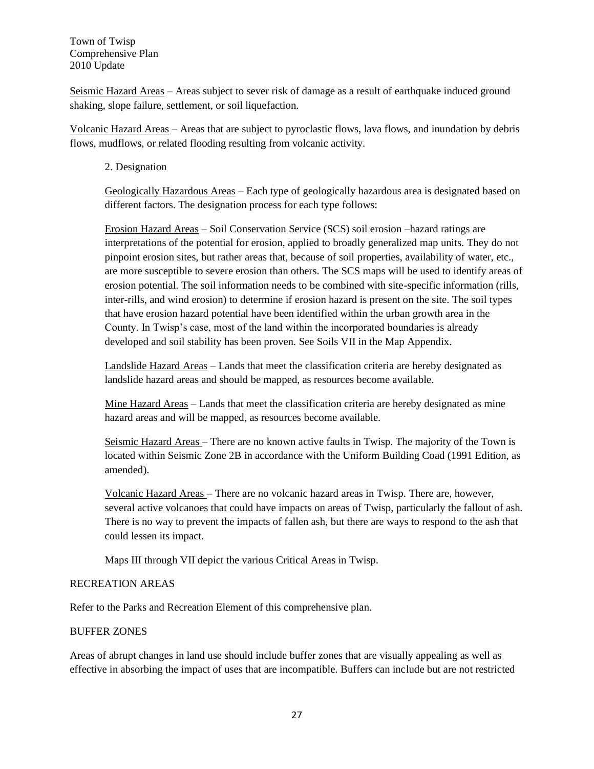<u>Seismic Hazard Areas</u> – Areas subject to sever risk of damage as a result of earthquake induced ground shaking, slope failure, settlement, or soil liquefaction.

<u>Volcanic Hazard Areas</u> – Areas that are subject to pyroclastic flows, lava flows, and inundation by debris flows, mudflows, or related flooding resulting from volcanic activity.

2. Designation

<u>Geologically Hazardous Areas</u> – Each type of geologically hazardous area is designated based on different factors. The designation process for each type follows:

<u>Erosion Hazard Areas</u> – Soil Conservation Service (SCS) soil erosion –hazard ratings are interpretations of the potential for erosion, applied to broadly generalized map units. They do not pinpoint erosion sites, but rather areas that, because of soil properties, availability of water, etc., are more susceptible to severe erosion than others. The SCS maps will be used to identify areas of erosion potential. The soil information needs to be combined with site-specific information (rills, inter-rills, and wind erosion) to determine if erosion hazard is present on the site. The soil types that have erosion hazard potential have been identified within the urban growth area in the County. In Twisp's case, most of the land within the incorporated boundaries is already developed and soil stability has been proven. See Soils VII in the Map Appendix.

<u>Landslide Hazard Areas</u> – Lands that meet the classification criteria are hereby designated as landslide hazard areas and should be mapped, as resources become available.

<u>Mine Hazard Areas</u> – Lands that meet the classification criteria are hereby designated as mine hazard areas and will be mapped, as resources become available.

<u>Seismic Hazard Areas</u> – There are no known active faults in Twisp. The majority of the Town is located within Seismic Zone 2B in accordance with the Uniform Building Coad (1991 Edition, as amended).

<u>Volcanic Hazard Areas</u> – There are no volcanic hazard areas in Twisp. There are, however, several active volcanoes that could have impacts on areas of Twisp, particularly the fallout of ash. There is no way to prevent the impacts of fallen ash, but there are ways to respond to the ash that could lessen its impact.

Maps III through VII depict the various Critical Areas in Twisp.

RECREATION AREAS

Refer to the Parks and Recreation Element of this comprehensive plan.

BUFFER ZONES

Areas of abrupt changes in land use should include buffer zones that are visually appealing as well as effective in absorbing the impact of uses that are incompatible. Buffers can include but are not restricted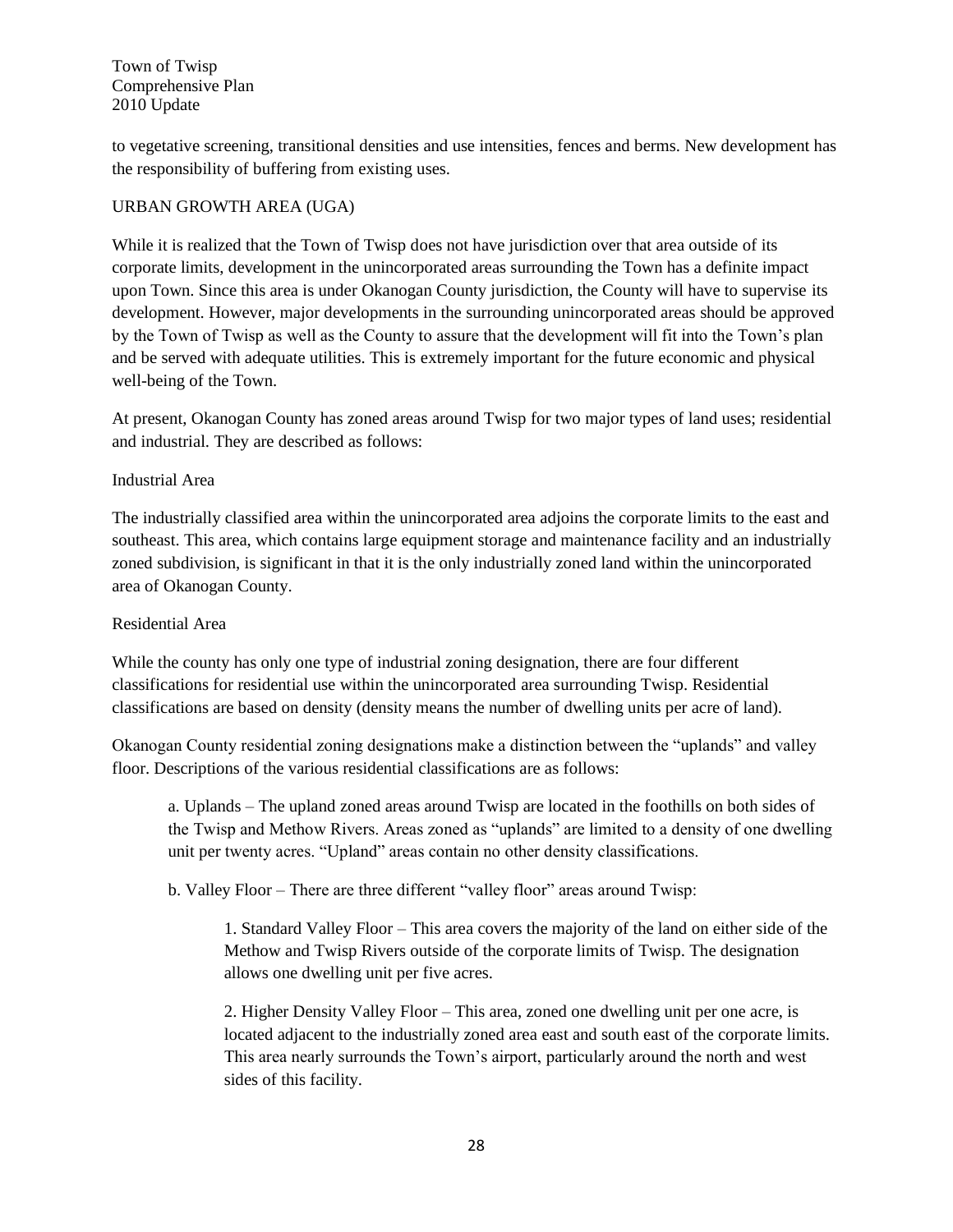to vegetative screening, transitional densities and use intensities, fences and berms. New development has the responsibility of buffering from existing uses.

## URBAN GROWTH AREA (UGA)

While it is realized that the Town of Twisp does not have jurisdiction over that area outside of its corporate limits, development in the unincorporated areas surrounding the Town has a definite impact upon Town. Since this area is under Okanogan County jurisdiction, the County will have to supervise its development. However, major developments in the surrounding unincorporated areas should be approved by the Town of Twisp as well as the County to assure that the development will fit into the Town's plan and be served with adequate utilities. This is extremely important for the future economic and physical well-being of the Town.

At present, Okanogan County has zoned areas around Twisp for two major types of land uses; residential and industrial. They are described as follows:

### Industrial Area

The industrially classified area within the unincorporated area adjoins the corporate limits to the east and southeast. This area, which contains large equipment storage and maintenance facility and an industrially zoned subdivision, is significant in that it is the only industrially zoned land within the unincorporated area of Okanogan County.

### Residential Area

While the county has only one type of industrial zoning designation, there are four different classifications for residential use within the unincorporated area surrounding Twisp. Residential classifications are based on density (density means the number of dwelling units per acre of land).

Okanogan County residential zoning designations make a distinction between the "uplands" and valley floor. Descriptions of the various residential classifications are as follows:

a. Uplands – The upland zoned areas around Twisp are located in the foothills on both sides of the Twisp and Methow Rivers. Areas zoned as "uplands" are limited to a density of one dwelling unit per twenty acres. "Upland" areas contain no other density classifications.

b. Valley Floor – There are three different "valley floor" areas around Twisp:

1. Standard Valley Floor – This area covers the majority of the land on either side of the Methow and Twisp Rivers outside of the corporate limits of Twisp. The designation allows one dwelling unit per five acres.

2. Higher Density Valley Floor – This area, zoned one dwelling unit per one acre, is located adjacent to the industrially zoned area east and south east of the corporate limits. This area nearly surrounds the Town's airport, particularly around the north and west sides of this facility.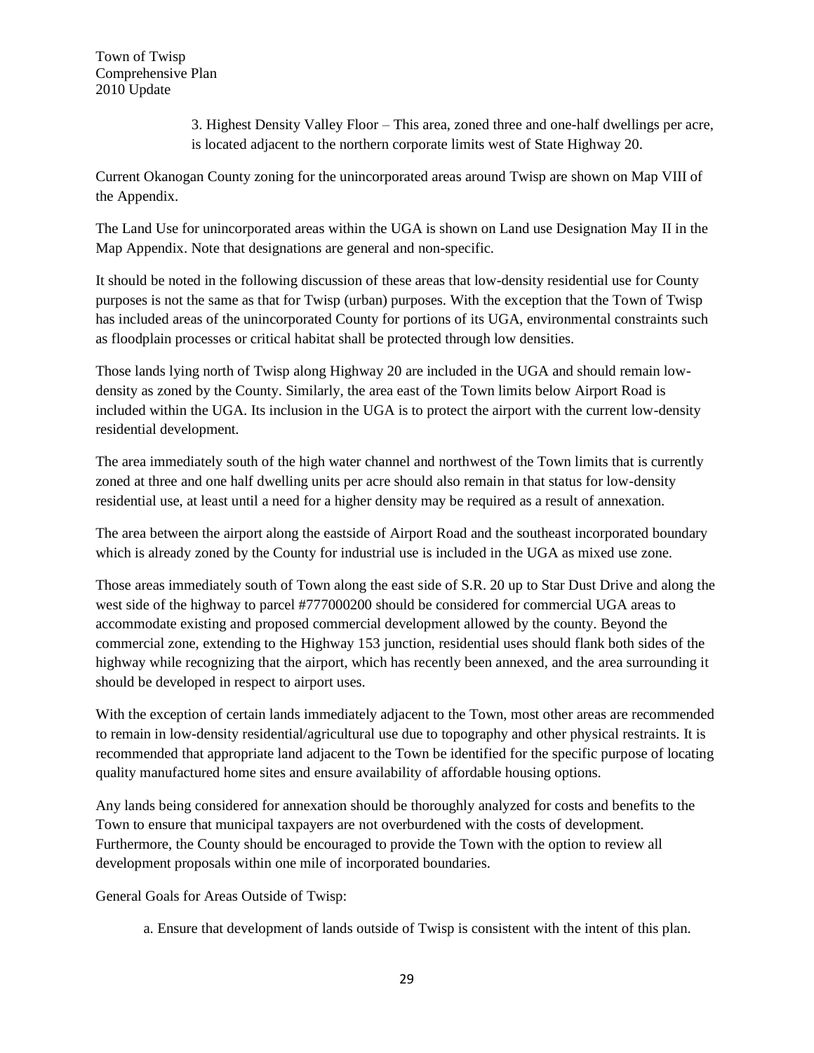3. Highest Density Valley Floor – This area, zoned three and one-half dwellings per acre, is located adjacent to the northern corporate limits west of State Highway 20.

Current Okanogan County zoning for the unincorporated areas around Twisp are shown on Map VIII of the Appendix.

The Land Use for unincorporated areas within the UGA is shown on Land use Designation May II in the Map Appendix. Note that designations are general and non-specific.

It should be noted in the following discussion of these areas that low-density residential use for County purposes is not the same as that for Twisp (urban) purposes. With the exception that the Town of Twisp has included areas of the unincorporated County for portions of its UGA, environmental constraints such as floodplain processes or critical habitat shall be protected through low densities.

Those lands lying north of Twisp along Highway 20 are included in the UGA and should remain low-density as zoned by the County. Similarly, the area east of the Town limits below Airport Road is included within the UGA. Its inclusion in the UGA is to protect the airport with the current low-density residential development.

The area immediately south of the high water channel and northwest of the Town limits that is currently zoned at three and one half dwelling units per acre should also remain in that status for low-density residential use, at least until a need for a higher density may be required as a result of annexation.

The area between the airport along the eastside of Airport Road and the southeast incorporated boundary which is already zoned by the County for industrial use is included in the UGA as mixed use zone.

Those areas immediately south of Town along the east side of S.R. 20 up to Star Dust Drive and along the west side of the highway to parcel #777000200 should be considered for commercial UGA areas to accommodate existing and proposed commercial development allowed by the county. Beyond the commercial zone, extending to the Highway 153 junction, residential uses should flank both sides of the highway while recognizing that the airport, which has recently been annexed, and the area surrounding it should be developed in respect to airport uses.

With the exception of certain lands immediately adjacent to the Town, most other areas are recommended to remain in low-density residential/agricultural use due to topography and other physical restraints. It is recommended that appropriate land adjacent to the Town be identified for the specific purpose of locating quality manufactured home sites and ensure availability of affordable housing options.

Any lands being considered for annexation should be thoroughly analyzed for costs and benefits to the Town to ensure that municipal taxpayers are not overburdened with the costs of development. Furthermore, the County should be encouraged to provide the Town with the option to review all development proposals within one mile of incorporated boundaries.

General Goals for Areas Outside of Twisp:

a. Ensure that development of lands outside of Twisp is consistent with the intent of this plan.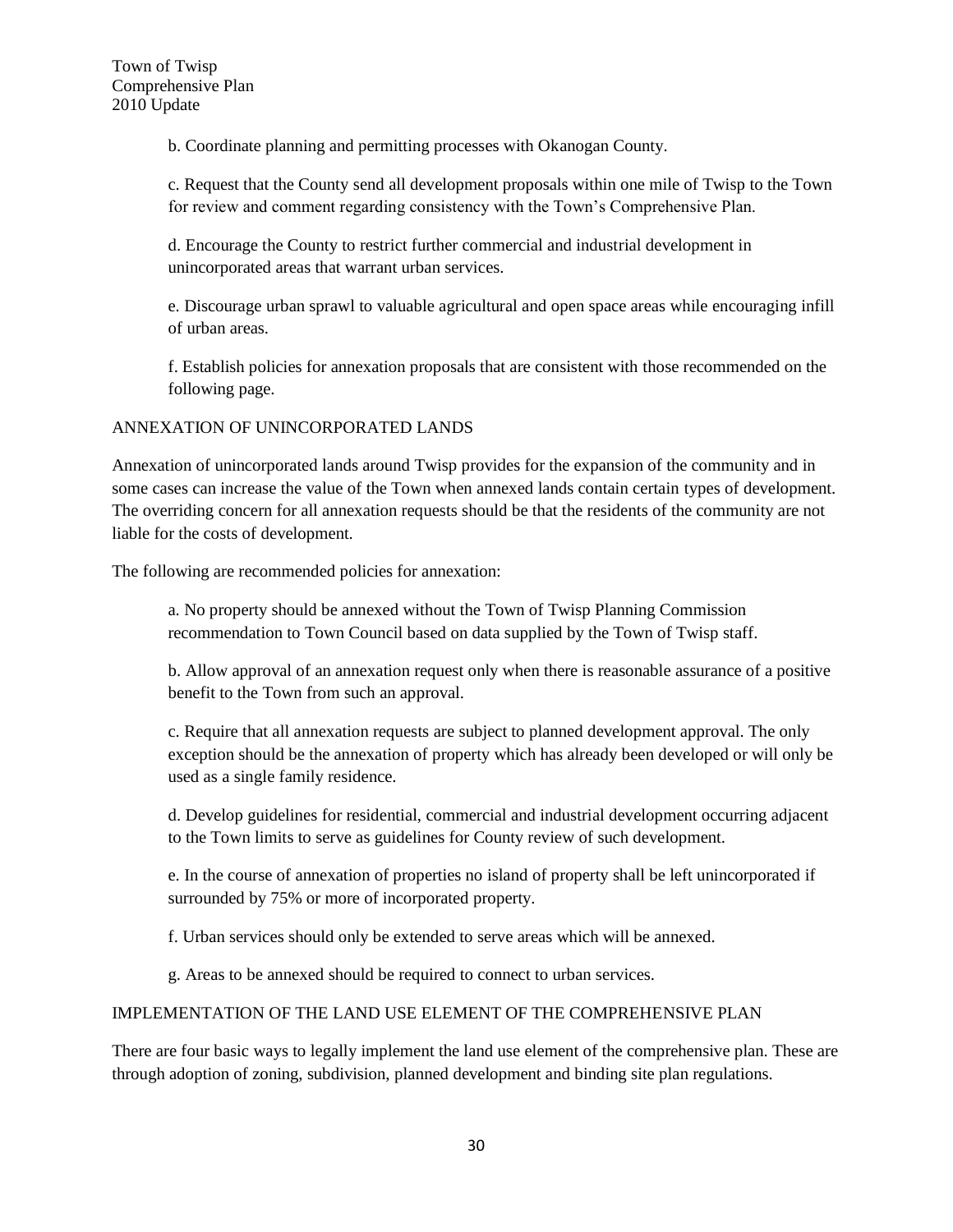b. Coordinate planning and permitting processes with Okanogan County.

c. Request that the County send all development proposals within one mile of Twisp to the Town for review and comment regarding consistency with the Town's Comprehensive Plan.

d. Encourage the County to restrict further commercial and industrial development in unincorporated areas that warrant urban services.

e. Discourage urban sprawl to valuable agricultural and open space areas while encouraging infill of urban areas.

f. Establish policies for annexation proposals that are consistent with those recommended on the following page.

## ANNEXATION OF UNINCORPORATED LANDS

Annexation of unincorporated lands around Twisp provides for the expansion of the community and in some cases can increase the value of the Town when annexed lands contain certain types of development. The overriding concern for all annexation requests should be that the residents of the community are not liable for the costs of development.

The following are recommended policies for annexation:

a. No property should be annexed without the Town of Twisp Planning Commission recommendation to Town Council based on data supplied by the Town of Twisp staff.

b. Allow approval of an annexation request only when there is reasonable assurance of a positive benefit to the Town from such an approval.

c. Require that all annexation requests are subject to planned development approval. The only exception should be the annexation of property which has already been developed or will only be used as a single family residence.

d. Develop guidelines for residential, commercial and industrial development occurring adjacent to the Town limits to serve as guidelines for County review of such development.

e. In the course of annexation of properties no island of property shall be left unincorporated if surrounded by 75% or more of incorporated property.

f. Urban services should only be extended to serve areas which will be annexed.

g. Areas to be annexed should be required to connect to urban services.

## IMPLEMENTATION OF THE LAND USE ELEMENT OF THE COMPREHENSIVE PLAN

There are four basic ways to legally implement the land use element of the comprehensive plan. These are through adoption of zoning, subdivision, planned development and binding site plan regulations.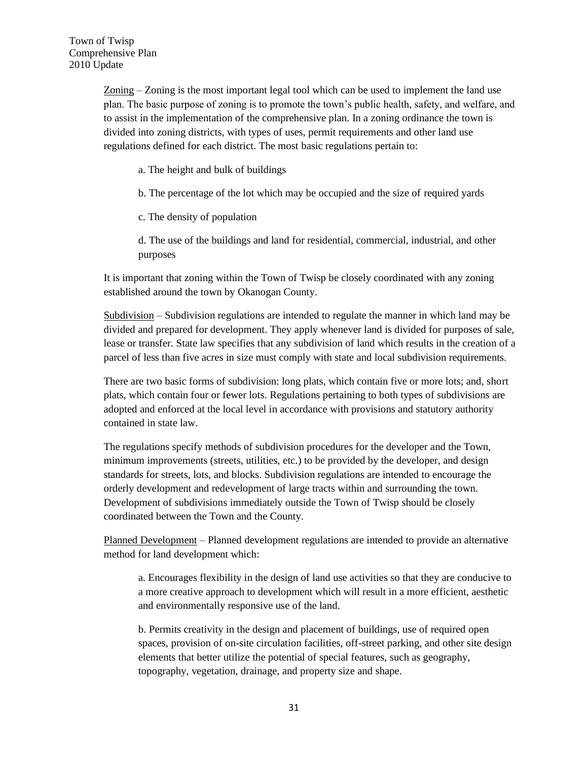Zoning – Zoning is the most important legal tool which can be used to implement the land use plan. The basic purpose of zoning is to promote the town's public health, safety, and welfare, and to assist in the implementation of the comprehensive plan. In a zoning ordinance the town is divided into zoning districts, with types of uses, permit requirements and other land use regulations defined for each district. The most basic regulations pertain to:

a. The height and bulk of buildings

b. The percentage of the lot which may be occupied and the size of required yards

c. The density of population

d. The use of the buildings and land for residential, commercial, industrial, and other purposes

It is important that zoning within the Town of Twisp be closely coordinated with any zoning established around the town by Okanogan County.

Subdivision – Subdivision regulations are intended to regulate the manner in which land may be divided and prepared for development. They apply whenever land is divided for purposes of sale, lease or transfer. State law specifies that any subdivision of land which results in the creation of a parcel of less than five acres in size must comply with state and local subdivision requirements.

There are two basic forms of subdivision: long plats, which contain five or more lots; and, short plats, which contain four or fewer lots. Regulations pertaining to both types of subdivisions are adopted and enforced at the local level in accordance with provisions and statutory authority contained in state law.

The regulations specify methods of subdivision procedures for the developer and the Town, minimum improvements (streets, utilities, etc.) to be provided by the developer, and design standards for streets, lots, and blocks. Subdivision regulations are intended to encourage the orderly development and redevelopment of large tracts within and surrounding the town. Development of subdivisions immediately outside the Town of Twisp should be closely coordinated between the Town and the County.

Planned Development – Planned development regulations are intended to provide an alternative method for land development which:

a. Encourages flexibility in the design of land use activities so that they are conducive to a more creative approach to development which will result in a more efficient, aesthetic and environmentally responsive use of the land.

b. Permits creativity in the design and placement of buildings, use of required open spaces, provision of on-site circulation facilities, off-street parking, and other site design elements that better utilize the potential of special features, such as geography, topography, vegetation, drainage, and property size and shape.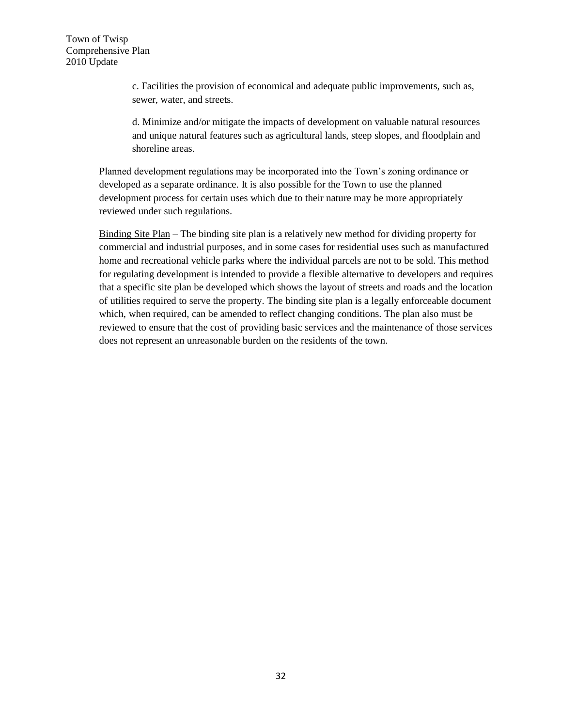c. Facilities the provision of economical and adequate public improvements, such as, sewer, water, and streets.

d. Minimize and/or mitigate the impacts of development on valuable natural resources and unique natural features such as agricultural lands, steep slopes, and floodplain and shoreline areas.

Planned development regulations may be incorporated into the Town's zoning ordinance or developed as a separate ordinance. It is also possible for the Town to use the planned development process for certain uses which due to their nature may be more appropriately reviewed under such regulations.

<u>Binding Site Plan</u> – The binding site plan is a relatively new method for dividing property for commercial and industrial purposes, and in some cases for residential uses such as manufactured home and recreational vehicle parks where the individual parcels are not to be sold. This method for regulating development is intended to provide a flexible alternative to developers and requires that a specific site plan be developed which shows the layout of streets and roads and the location of utilities required to serve the property. The binding site plan is a legally enforceable document which, when required, can be amended to reflect changing conditions. The plan also must be reviewed to ensure that the cost of providing basic services and the maintenance of those services does not represent an unreasonable burden on the residents of the town.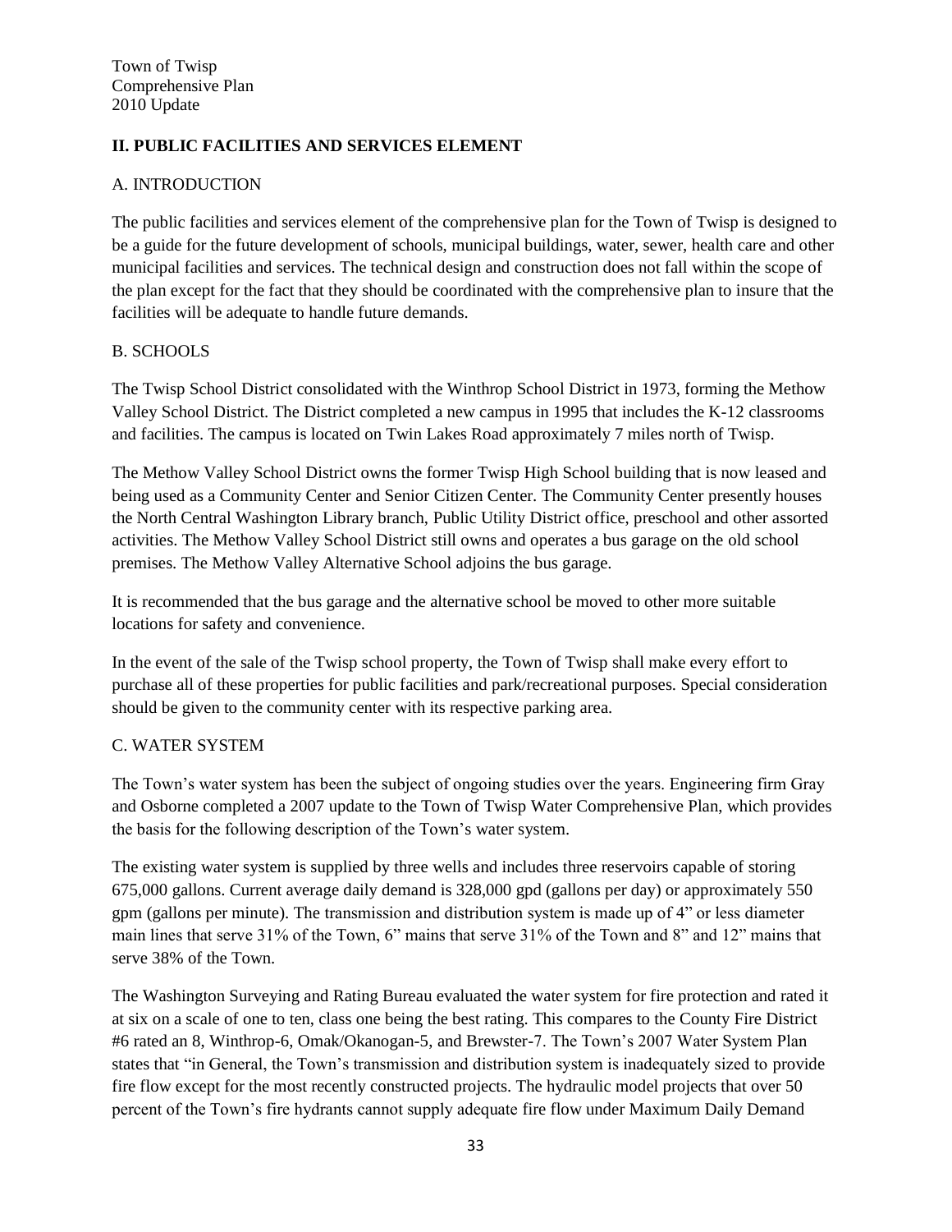## II. PUBLIC FACILITIES AND SERVICES ELEMENT

### A. INTRODUCTION

The public facilities and services element of the comprehensive plan for the Town of Twisp is designed to be a guide for the future development of schools, municipal buildings, water, sewer, health care and other municipal facilities and services. The technical design and construction does not fall within the scope of the plan except for the fact that they should be coordinated with the comprehensive plan to insure that the facilities will be adequate to handle future demands.

### B. SCHOOLS

The Twisp School District consolidated with the Winthrop School District in 1973, forming the Methow Valley School District. The District completed a new campus in 1995 that includes the K-12 classrooms and facilities. The campus is located on Twin Lakes Road approximately 7 miles north of Twisp.

The Methow Valley School District owns the former Twisp High School building that is now leased and being used as a Community Center and Senior Citizen Center. The Community Center presently houses the North Central Washington Library branch, Public Utility District office, preschool and other assorted activities. The Methow Valley School District still owns and operates a bus garage on the old school premises. The Methow Valley Alternative School adjoins the bus garage.

It is recommended that the bus garage and the alternative school be moved to other more suitable locations for safety and convenience.

In the event of the sale of the Twisp school property, the Town of Twisp shall make every effort to purchase all of these properties for public facilities and park/recreational purposes. Special consideration should be given to the community center with its respective parking area.

### C. WATER SYSTEM

The Town's water system has been the subject of ongoing studies over the years. Engineering firm Gray and Osborne completed a 2007 update to the Town of Twisp Water Comprehensive Plan, which provides the basis for the following description of the Town's water system.

The existing water system is supplied by three wells and includes three reservoirs capable of storing 675,000 gallons. Current average daily demand is 328,000 gpd (gallons per day) or approximately 550 gpm (gallons per minute). The transmission and distribution system is made up of 4" or less diameter main lines that serve 31% of the Town, 6" mains that serve 31% of the Town and 8" and 12" mains that serve 38% of the Town.

The Washington Surveying and Rating Bureau evaluated the water system for fire protection and rated it at six on a scale of one to ten, class one being the best rating. This compares to the County Fire District #6 rated an 8, Winthrop-6, Omak/Okanogan-5, and Brewster-7. The Town's 2007 Water System Plan states that "in General, the Town's transmission and distribution system is inadequately sized to provide fire flow except for the most recently constructed projects. The hydraulic model projects that over 50 percent of the Town's fire hydrants cannot supply adequate fire flow under Maximum Daily Demand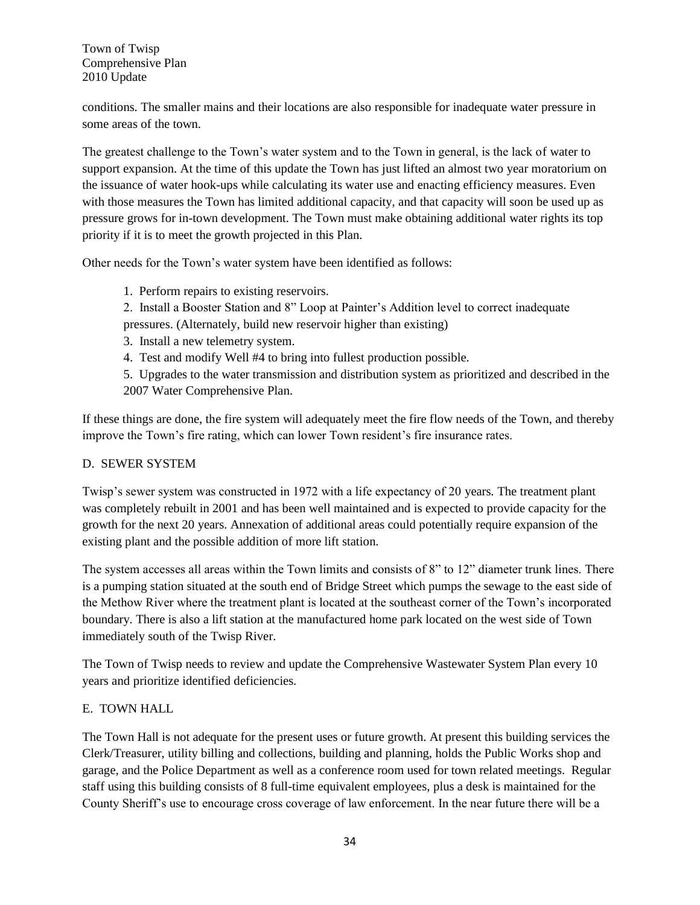conditions. The smaller mains and their locations are also responsible for inadequate water pressure in some areas of the town.

The greatest challenge to the Town's water system and to the Town in general, is the lack of water to support expansion. At the time of this update the Town has just lifted an almost two year moratorium on the issuance of water hook-ups while calculating its water use and enacting efficiency measures. Even with those measures the Town has limited additional capacity, and that capacity will soon be used up as pressure grows for in-town development. The Town must make obtaining additional water rights its top priority if it is to meet the growth projected in this Plan.

Other needs for the Town's water system have been identified as follows:

1. Perform repairs to existing reservoirs.
2. Install a Booster Station and 8" Loop at Painter's Addition level to correct inadequate pressures. (Alternately, build new reservoir higher than existing)
3. Install a new telemetry system.
4. Test and modify Well #4 to bring into fullest production possible.
5. Upgrades to the water transmission and distribution system as prioritized and described in the 2007 Water Comprehensive Plan.

If these things are done, the fire system will adequately meet the fire flow needs of the Town, and thereby improve the Town's fire rating, which can lower Town resident's fire insurance rates.

## D. SEWER SYSTEM

Twisp's sewer system was constructed in 1972 with a life expectancy of 20 years. The treatment plant was completely rebuilt in 2001 and has been well maintained and is expected to provide capacity for the growth for the next 20 years. Annexation of additional areas could potentially require expansion of the existing plant and the possible addition of more lift station.

The system accesses all areas within the Town limits and consists of 8" to 12" diameter trunk lines. There is a pumping station situated at the south end of Bridge Street which pumps the sewage to the east side of the Methow River where the treatment plant is located at the southeast corner of the Town's incorporated boundary. There is also a lift station at the manufactured home park located on the west side of Town immediately south of the Twisp River.

The Town of Twisp needs to review and update the Comprehensive Wastewater System Plan every 10 years and prioritize identified deficiencies.

## E. TOWN HALL

The Town Hall is not adequate for the present uses or future growth. At present this building services the Clerk/Treasurer, utility billing and collections, building and planning, holds the Public Works shop and garage, and the Police Department as well as a conference room used for town related meetings. Regular staff using this building consists of 8 full-time equivalent employees, plus a desk is maintained for the County Sheriff's use to encourage cross coverage of law enforcement. In the near future there will be a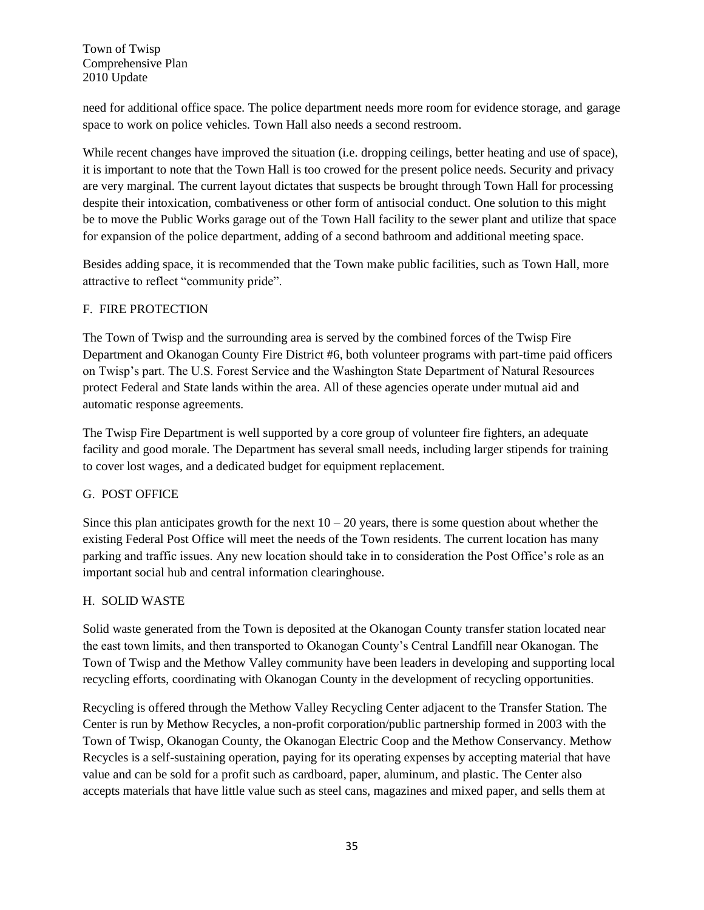need for additional office space. The police department needs more room for evidence storage, and garage space to work on police vehicles. Town Hall also needs a second restroom.

While recent changes have improved the situation (i.e. dropping ceilings, better heating and use of space), it is important to note that the Town Hall is too crowed for the present police needs. Security and privacy are very marginal. The current layout dictates that suspects be brought through Town Hall for processing despite their intoxication, combativeness or other form of antisocial conduct. One solution to this might be to move the Public Works garage out of the Town Hall facility to the sewer plant and utilize that space for expansion of the police department, adding of a second bathroom and additional meeting space.

Besides adding space, it is recommended that the Town make public facilities, such as Town Hall, more attractive to reflect "community pride".

## F. FIRE PROTECTION

The Town of Twisp and the surrounding area is served by the combined forces of the Twisp Fire Department and Okanogan County Fire District #6, both volunteer programs with part-time paid officers on Twisp's part. The U.S. Forest Service and the Washington State Department of Natural Resources protect Federal and State lands within the area. All of these agencies operate under mutual aid and automatic response agreements.

The Twisp Fire Department is well supported by a core group of volunteer fire fighters, an adequate facility and good morale. The Department has several small needs, including larger stipends for training to cover lost wages, and a dedicated budget for equipment replacement.

## G. POST OFFICE

Since this plan anticipates growth for the next 10 – 20 years, there is some question about whether the existing Federal Post Office will meet the needs of the Town residents. The current location has many parking and traffic issues. Any new location should take in to consideration the Post Office's role as an important social hub and central information clearinghouse.

## H. SOLID WASTE

Solid waste generated from the Town is deposited at the Okanogan County transfer station located near the east town limits, and then transported to Okanogan County's Central Landfill near Okanogan. The Town of Twisp and the Methow Valley community have been leaders in developing and supporting local recycling efforts, coordinating with Okanogan County in the development of recycling opportunities.

Recycling is offered through the Methow Valley Recycling Center adjacent to the Transfer Station. The Center is run by Methow Recycles, a non-profit corporation/public partnership formed in 2003 with the Town of Twisp, Okanogan County, the Okanogan Electric Coop and the Methow Conservancy. Methow Recycles is a self-sustaining operation, paying for its operating expenses by accepting material that have value and can be sold for a profit such as cardboard, paper, aluminum, and plastic. The Center also accepts materials that have little value such as steel cans, magazines and mixed paper, and sells them at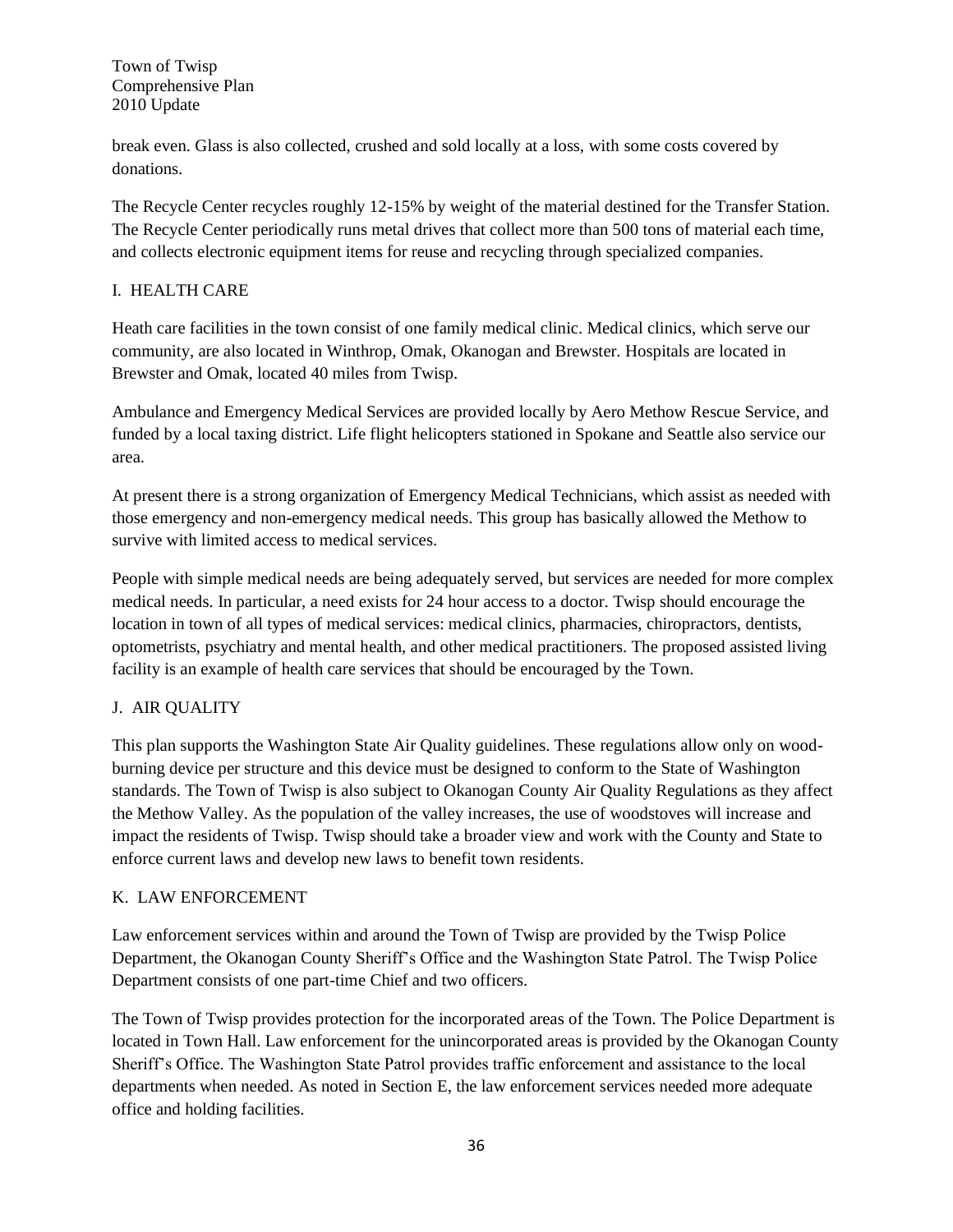break even. Glass is also collected, crushed and sold locally at a loss, with some costs covered by donations.

The Recycle Center recycles roughly 12-15% by weight of the material destined for the Transfer Station. The Recycle Center periodically runs metal drives that collect more than 500 tons of material each time, and collects electronic equipment items for reuse and recycling through specialized companies.

## I. HEALTH CARE

Heath care facilities in the town consist of one family medical clinic. Medical clinics, which serve our community, are also located in Winthrop, Omak, Okanogan and Brewster. Hospitals are located in Brewster and Omak, located 40 miles from Twisp.

Ambulance and Emergency Medical Services are provided locally by Aero Methow Rescue Service, and funded by a local taxing district. Life flight helicopters stationed in Spokane and Seattle also service our area.

At present there is a strong organization of Emergency Medical Technicians, which assist as needed with those emergency and non-emergency medical needs. This group has basically allowed the Methow to survive with limited access to medical services.

People with simple medical needs are being adequately served, but services are needed for more complex medical needs. In particular, a need exists for 24 hour access to a doctor. Twisp should encourage the location in town of all types of medical services: medical clinics, pharmacies, chiropractors, dentists, optometrists, psychiatry and mental health, and other medical practitioners. The proposed assisted living facility is an example of health care services that should be encouraged by the Town.

## J. AIR QUALITY

This plan supports the Washington State Air Quality guidelines. These regulations allow only on wood-burning device per structure and this device must be designed to conform to the State of Washington standards. The Town of Twisp is also subject to Okanogan County Air Quality Regulations as they affect the Methow Valley. As the population of the valley increases, the use of woodstoves will increase and impact the residents of Twisp. Twisp should take a broader view and work with the County and State to enforce current laws and develop new laws to benefit town residents.

## K. LAW ENFORCEMENT

Law enforcement services within and around the Town of Twisp are provided by the Twisp Police Department, the Okanogan County Sheriff's Office and the Washington State Patrol. The Twisp Police Department consists of one part-time Chief and two officers.

The Town of Twisp provides protection for the incorporated areas of the Town. The Police Department is located in Town Hall. Law enforcement for the unincorporated areas is provided by the Okanogan County Sheriff's Office. The Washington State Patrol provides traffic enforcement and assistance to the local departments when needed. As noted in Section E, the law enforcement services needed more adequate office and holding facilities.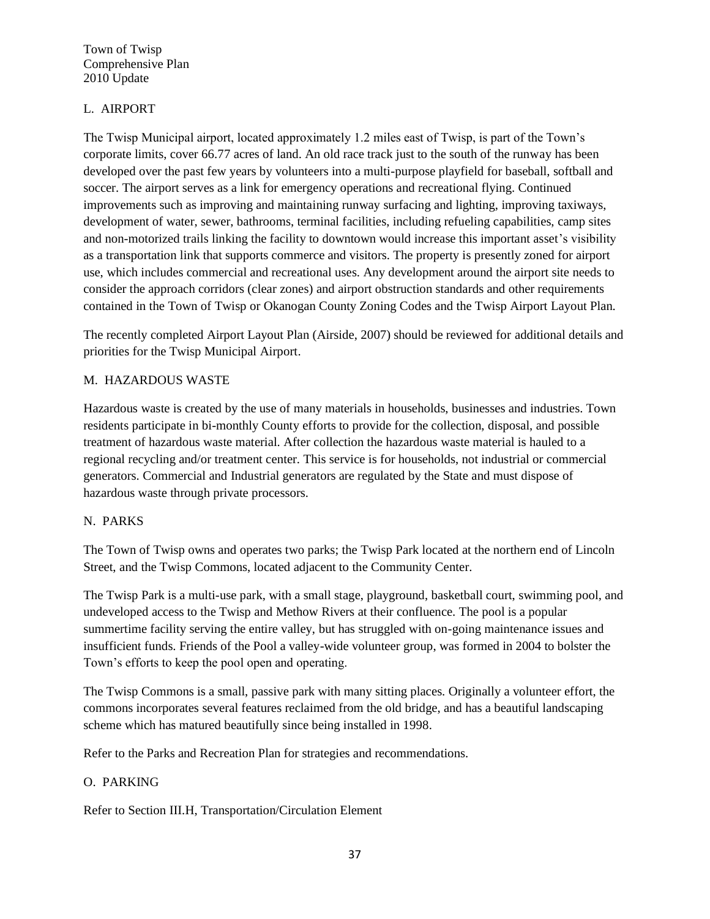## L. AIRPORT

The Twisp Municipal airport, located approximately 1.2 miles east of Twisp, is part of the Town's corporate limits, cover 66.77 acres of land. An old race track just to the south of the runway has been developed over the past few years by volunteers into a multi-purpose playfield for baseball, softball and soccer. The airport serves as a link for emergency operations and recreational flying. Continued improvements such as improving and maintaining runway surfacing and lighting, improving taxiways, development of water, sewer, bathrooms, terminal facilities, including refueling capabilities, camp sites and non-motorized trails linking the facility to downtown would increase this important asset's visibility as a transportation link that supports commerce and visitors. The property is presently zoned for airport use, which includes commercial and recreational uses. Any development around the airport site needs to consider the approach corridors (clear zones) and airport obstruction standards and other requirements contained in the Town of Twisp or Okanogan County Zoning Codes and the Twisp Airport Layout Plan.

The recently completed Airport Layout Plan (Airside, 2007) should be reviewed for additional details and priorities for the Twisp Municipal Airport.

## M. HAZARDOUS WASTE

Hazardous waste is created by the use of many materials in households, businesses and industries. Town residents participate in bi-monthly County efforts to provide for the collection, disposal, and possible treatment of hazardous waste material. After collection the hazardous waste material is hauled to a regional recycling and/or treatment center. This service is for households, not industrial or commercial generators. Commercial and Industrial generators are regulated by the State and must dispose of hazardous waste through private processors.

## N. PARKS

The Town of Twisp owns and operates two parks; the Twisp Park located at the northern end of Lincoln Street, and the Twisp Commons, located adjacent to the Community Center.

The Twisp Park is a multi-use park, with a small stage, playground, basketball court, swimming pool, and undeveloped access to the Twisp and Methow Rivers at their confluence. The pool is a popular summertime facility serving the entire valley, but has struggled with on-going maintenance issues and insufficient funds. Friends of the Pool a valley-wide volunteer group, was formed in 2004 to bolster the Town's efforts to keep the pool open and operating.

The Twisp Commons is a small, passive park with many sitting places. Originally a volunteer effort, the commons incorporates several features reclaimed from the old bridge, and has a beautiful landscaping scheme which has matured beautifully since being installed in 1998.

Refer to the Parks and Recreation Plan for strategies and recommendations.

## O. PARKING

Refer to Section III.H, Transportation/Circulation Element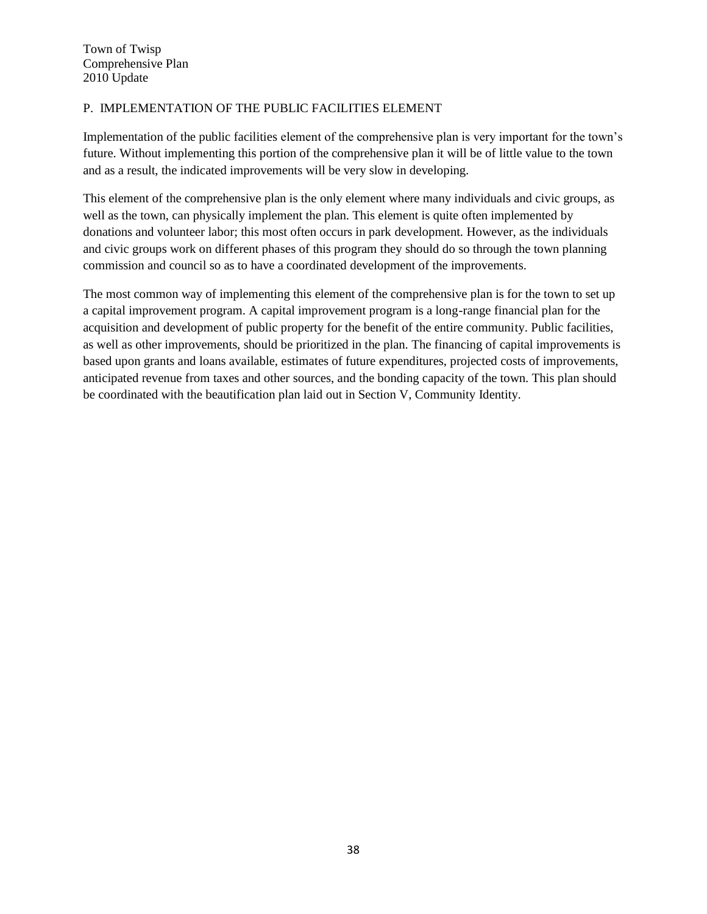## P. IMPLEMENTATION OF THE PUBLIC FACILITIES ELEMENT

Implementation of the public facilities element of the comprehensive plan is very important for the town's future. Without implementing this portion of the comprehensive plan it will be of little value to the town and as a result, the indicated improvements will be very slow in developing.

This element of the comprehensive plan is the only element where many individuals and civic groups, as well as the town, can physically implement the plan. This element is quite often implemented by donations and volunteer labor; this most often occurs in park development. However, as the individuals and civic groups work on different phases of this program they should do so through the town planning commission and council so as to have a coordinated development of the improvements.

The most common way of implementing this element of the comprehensive plan is for the town to set up a capital improvement program. A capital improvement program is a long-range financial plan for the acquisition and development of public property for the benefit of the entire community. Public facilities, as well as other improvements, should be prioritized in the plan. The financing of capital improvements is based upon grants and loans available, estimates of future expenditures, projected costs of improvements, anticipated revenue from taxes and other sources, and the bonding capacity of the town. This plan should be coordinated with the beautification plan laid out in Section V, Community Identity.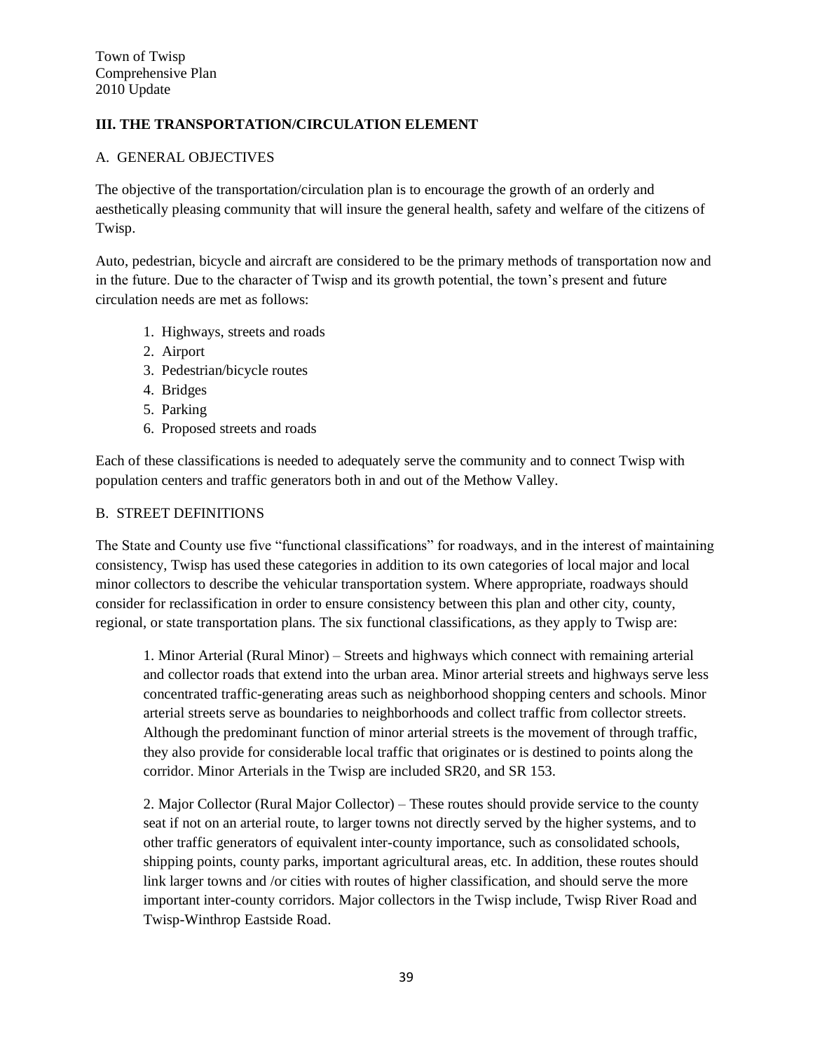Town of Twisp
Comprehensive Plan
2010 Update

## III. THE TRANSPORTATION/CIRCULATION ELEMENT

### A. GENERAL OBJECTIVES

The objective of the transportation/circulation plan is to encourage the growth of an orderly and aesthetically pleasing community that will insure the general health, safety and welfare of the citizens of Twisp.

Auto, pedestrian, bicycle and aircraft are considered to be the primary methods of transportation now and in the future. Due to the character of Twisp and its growth potential, the town's present and future circulation needs are met as follows:

1. Highways, streets and roads
2. Airport
3. Pedestrian/bicycle routes
4. Bridges
5. Parking
6. Proposed streets and roads

Each of these classifications is needed to adequately serve the community and to connect Twisp with population centers and traffic generators both in and out of the Methow Valley.

### B. STREET DEFINITIONS

The State and County use five "functional classifications" for roadways, and in the interest of maintaining consistency, Twisp has used these categories in addition to its own categories of local major and local minor collectors to describe the vehicular transportation system. Where appropriate, roadways should consider for reclassification in order to ensure consistency between this plan and other city, county, regional, or state transportation plans. The six functional classifications, as they apply to Twisp are:

1. Minor Arterial (Rural Minor) – Streets and highways which connect with remaining arterial and collector roads that extend into the urban area. Minor arterial streets and highways serve less concentrated traffic-generating areas such as neighborhood shopping centers and schools. Minor arterial streets serve as boundaries to neighborhoods and collect traffic from collector streets. Although the predominant function of minor arterial streets is the movement of through traffic, they also provide for considerable local traffic that originates or is destined to points along the corridor. Minor Arterials in the Twisp are included SR20, and SR 153.

2. Major Collector (Rural Major Collector) – These routes should provide service to the county seat if not on an arterial route, to larger towns not directly served by the higher systems, and to other traffic generators of equivalent inter-county importance, such as consolidated schools, shipping points, county parks, important agricultural areas, etc. In addition, these routes should link larger towns and /or cities with routes of higher classification, and should serve the more important inter-county corridors. Major collectors in the Twisp include, Twisp River Road and Twisp-Winthrop Eastside Road.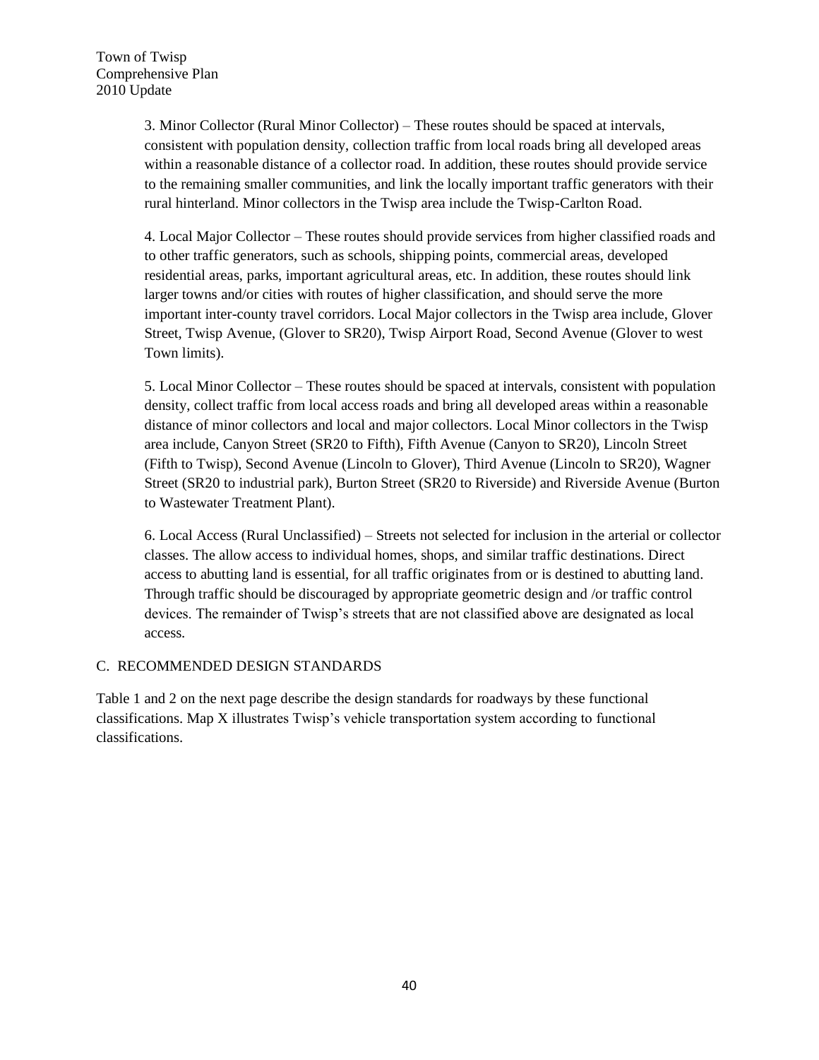3. Minor Collector (Rural Minor Collector) – These routes should be spaced at intervals, consistent with population density, collection traffic from local roads bring all developed areas within a reasonable distance of a collector road. In addition, these routes should provide service to the remaining smaller communities, and link the locally important traffic generators with their rural hinterland. Minor collectors in the Twisp area include the Twisp-Carlton Road.

4. Local Major Collector – These routes should provide services from higher classified roads and to other traffic generators, such as schools, shipping points, commercial areas, developed residential areas, parks, important agricultural areas, etc. In addition, these routes should link larger towns and/or cities with routes of higher classification, and should serve the more important inter-county travel corridors. Local Major collectors in the Twisp area include, Glover Street, Twisp Avenue, (Glover to SR20), Twisp Airport Road, Second Avenue (Glover to west Town limits).

5. Local Minor Collector – These routes should be spaced at intervals, consistent with population density, collect traffic from local access roads and bring all developed areas within a reasonable distance of minor collectors and local and major collectors. Local Minor collectors in the Twisp area include, Canyon Street (SR20 to Fifth), Fifth Avenue (Canyon to SR20), Lincoln Street (Fifth to Twisp), Second Avenue (Lincoln to Glover), Third Avenue (Lincoln to SR20), Wagner Street (SR20 to industrial park), Burton Street (SR20 to Riverside) and Riverside Avenue (Burton to Wastewater Treatment Plant).

6. Local Access (Rural Unclassified) – Streets not selected for inclusion in the arterial or collector classes. The allow access to individual homes, shops, and similar traffic destinations. Direct access to abutting land is essential, for all traffic originates from or is destined to abutting land. Through traffic should be discouraged by appropriate geometric design and /or traffic control devices. The remainder of Twisp's streets that are not classified above are designated as local access.

## C. RECOMMENDED DESIGN STANDARDS

Table 1 and 2 on the next page describe the design standards for roadways by these functional classifications. Map X illustrates Twisp's vehicle transportation system according to functional classifications.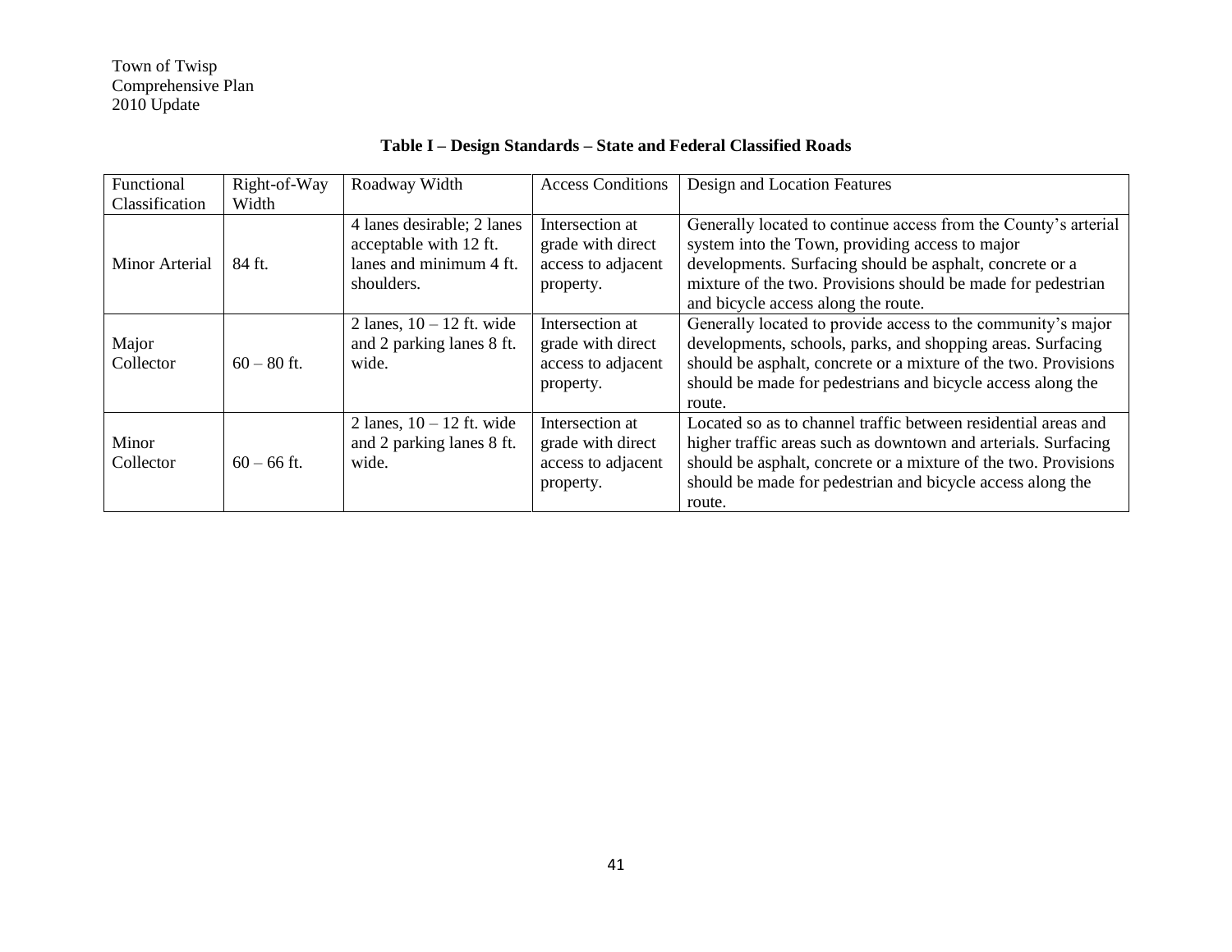**Table I – Design Standards – State and Federal Classified Roads**

| Functional Classification | Right-of-Way Width | Roadway Width | Access Conditions | Design and Location Features |
|---|---|---|---|---|
| Minor Arterial | 84 ft. | 4 lanes desirable; 2 lanes acceptable with 12 ft. lanes and minimum 4 ft. shoulders. | Intersection at grade with direct access to adjacent property. | Generally located to continue access from the County's arterial system into the Town, providing access to major developments. Surfacing should be asphalt, concrete or a mixture of the two. Provisions should be made for pedestrian and bicycle access along the route. |
| Major Collector | 60 – 80 ft. | 2 lanes, 10 – 12 ft. wide and 2 parking lanes 8 ft. wide. | Intersection at grade with direct access to adjacent property. | Generally located to provide access to the community's major developments, schools, parks, and shopping areas. Surfacing should be asphalt, concrete or a mixture of the two. Provisions should be made for pedestrians and bicycle access along the route. |
| Minor Collector | 60 – 66 ft. | 2 lanes, 10 – 12 ft. wide and 2 parking lanes 8 ft. wide. | Intersection at grade with direct access to adjacent property. | Located so as to channel traffic between residential areas and higher traffic areas such as downtown and arterials. Surfacing should be asphalt, concrete or a mixture of the two. Provisions should be made for pedestrian and bicycle access along the route. |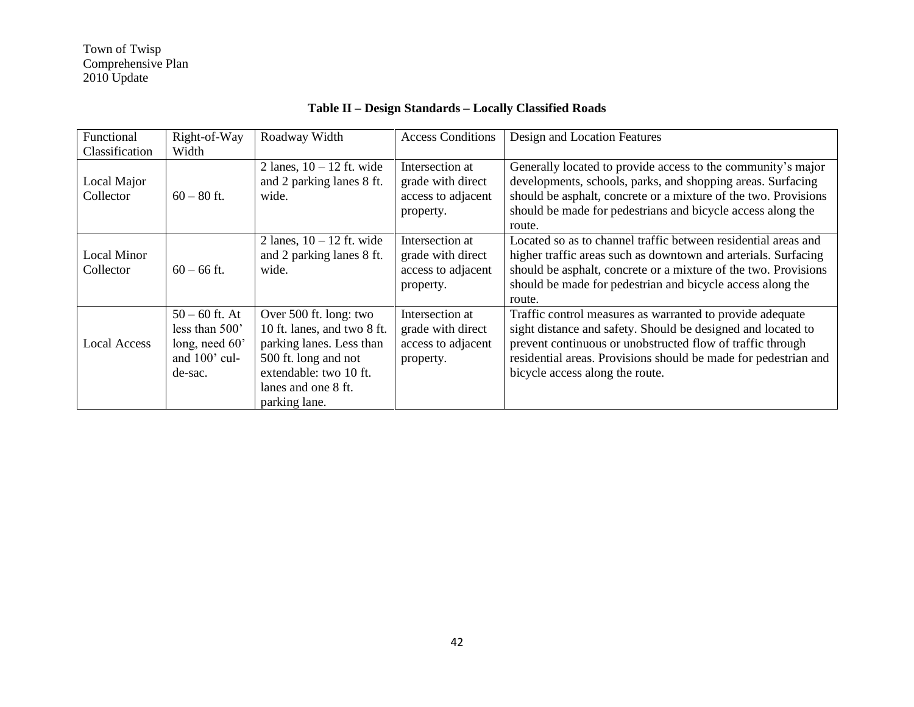## Table II – Design Standards – Locally Classified Roads

| Functional Classification | Right-of-Way Width | Roadway Width | Access Conditions | Design and Location Features |
|---|---|---|---|---|
| Local Major Collector | 60 – 80 ft. | 2 lanes, 10 – 12 ft. wide and 2 parking lanes 8 ft. wide. | Intersection at grade with direct access to adjacent property. | Generally located to provide access to the community's major developments, schools, parks, and shopping areas. Surfacing should be asphalt, concrete or a mixture of the two. Provisions should be made for pedestrians and bicycle access along the route. |
| Local Minor Collector | 60 – 66 ft. | 2 lanes, 10 – 12 ft. wide and 2 parking lanes 8 ft. wide. | Intersection at grade with direct access to adjacent property. | Located so as to channel traffic between residential areas and higher traffic areas such as downtown and arterials. Surfacing should be asphalt, concrete or a mixture of the two. Provisions should be made for pedestrian and bicycle access along the route. |
| Local Access | 50 – 60 ft. At less than 500' long, need 60' and 100' cul-de-sac. | Over 500 ft. long: two 10 ft. lanes, and two 8 ft. parking lanes. Less than 500 ft. long and not extendable: two 10 ft. lanes and one 8 ft. parking lane. | Intersection at grade with direct access to adjacent property. | Traffic control measures as warranted to provide adequate sight distance and safety. Should be designed and located to prevent continuous or unobstructed flow of traffic through residential areas. Provisions should be made for pedestrian and bicycle access along the route. |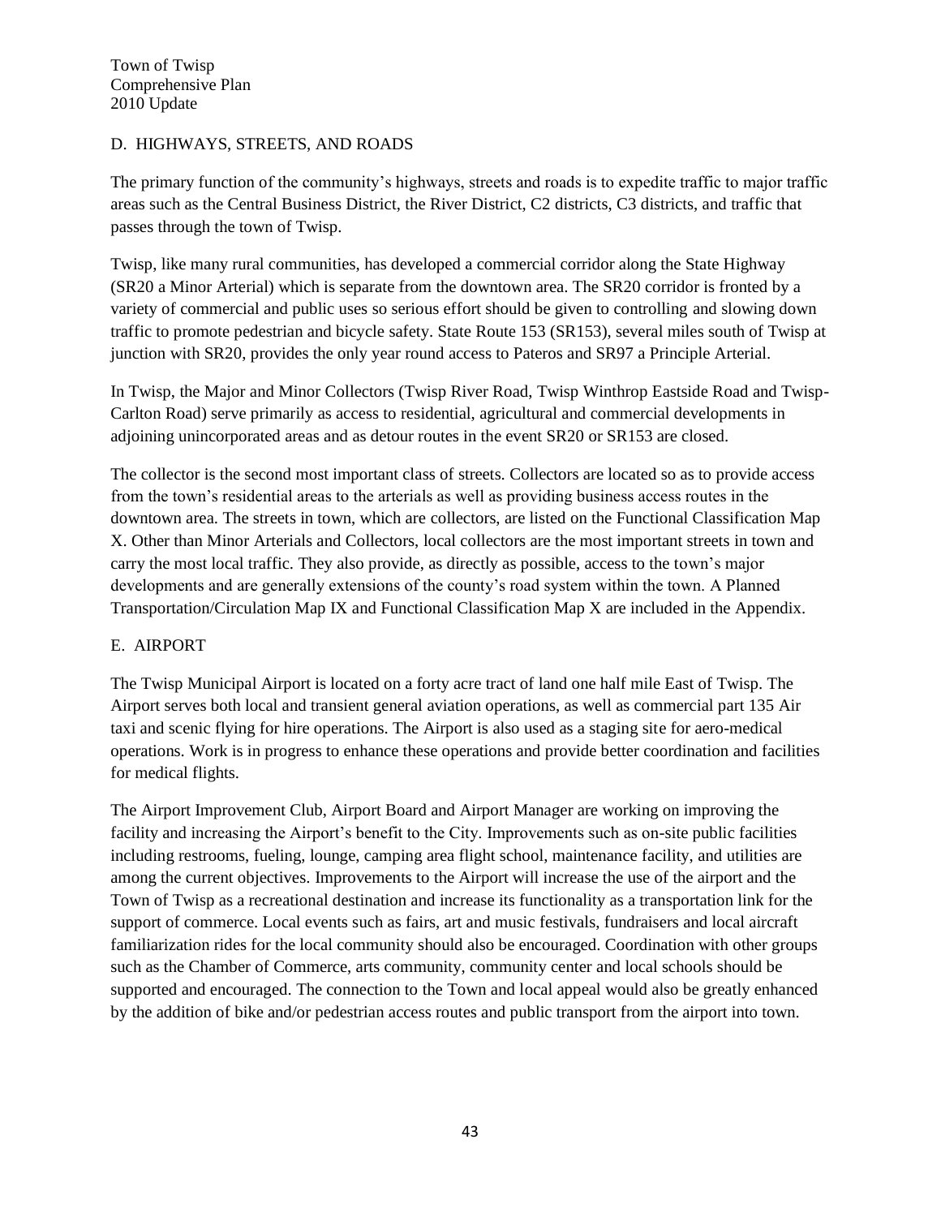## D. HIGHWAYS, STREETS, AND ROADS

The primary function of the community's highways, streets and roads is to expedite traffic to major traffic areas such as the Central Business District, the River District, C2 districts, C3 districts, and traffic that passes through the town of Twisp.

Twisp, like many rural communities, has developed a commercial corridor along the State Highway (SR20 a Minor Arterial) which is separate from the downtown area. The SR20 corridor is fronted by a variety of commercial and public uses so serious effort should be given to controlling and slowing down traffic to promote pedestrian and bicycle safety. State Route 153 (SR153), several miles south of Twisp at junction with SR20, provides the only year round access to Pateros and SR97 a Principle Arterial.

In Twisp, the Major and Minor Collectors (Twisp River Road, Twisp Winthrop Eastside Road and Twisp-Carlton Road) serve primarily as access to residential, agricultural and commercial developments in adjoining unincorporated areas and as detour routes in the event SR20 or SR153 are closed.

The collector is the second most important class of streets. Collectors are located so as to provide access from the town's residential areas to the arterials as well as providing business access routes in the downtown area. The streets in town, which are collectors, are listed on the Functional Classification Map X. Other than Minor Arterials and Collectors, local collectors are the most important streets in town and carry the most local traffic. They also provide, as directly as possible, access to the town's major developments and are generally extensions of the county's road system within the town. A Planned Transportation/Circulation Map IX and Functional Classification Map X are included in the Appendix.

## E. AIRPORT

The Twisp Municipal Airport is located on a forty acre tract of land one half mile East of Twisp. The Airport serves both local and transient general aviation operations, as well as commercial part 135 Air taxi and scenic flying for hire operations. The Airport is also used as a staging site for aero-medical operations. Work is in progress to enhance these operations and provide better coordination and facilities for medical flights.

The Airport Improvement Club, Airport Board and Airport Manager are working on improving the facility and increasing the Airport's benefit to the City. Improvements such as on-site public facilities including restrooms, fueling, lounge, camping area flight school, maintenance facility, and utilities are among the current objectives. Improvements to the Airport will increase the use of the airport and the Town of Twisp as a recreational destination and increase its functionality as a transportation link for the support of commerce. Local events such as fairs, art and music festivals, fundraisers and local aircraft familiarization rides for the local community should also be encouraged. Coordination with other groups such as the Chamber of Commerce, arts community, community center and local schools should be supported and encouraged. The connection to the Town and local appeal would also be greatly enhanced by the addition of bike and/or pedestrian access routes and public transport from the airport into town.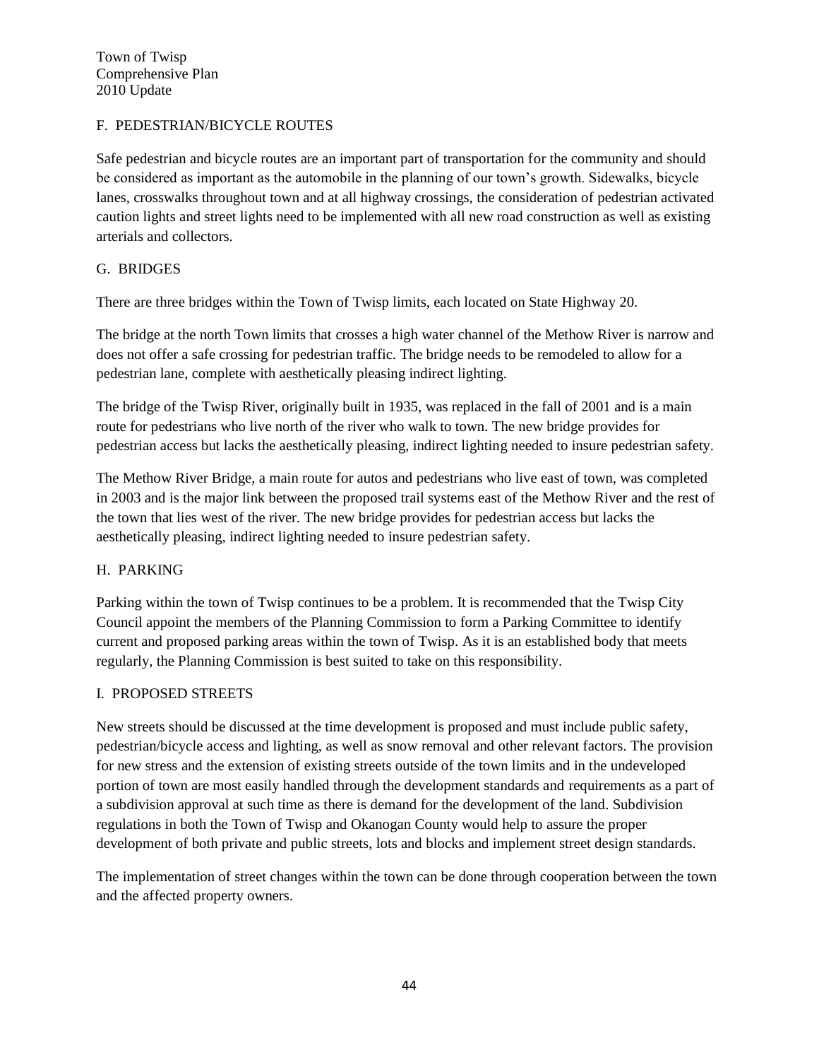## F. PEDESTRIAN/BICYCLE ROUTES

Safe pedestrian and bicycle routes are an important part of transportation for the community and should be considered as important as the automobile in the planning of our town's growth. Sidewalks, bicycle lanes, crosswalks throughout town and at all highway crossings, the consideration of pedestrian activated caution lights and street lights need to be implemented with all new road construction as well as existing arterials and collectors.

## G. BRIDGES

There are three bridges within the Town of Twisp limits, each located on State Highway 20.

The bridge at the north Town limits that crosses a high water channel of the Methow River is narrow and does not offer a safe crossing for pedestrian traffic. The bridge needs to be remodeled to allow for a pedestrian lane, complete with aesthetically pleasing indirect lighting.

The bridge of the Twisp River, originally built in 1935, was replaced in the fall of 2001 and is a main route for pedestrians who live north of the river who walk to town. The new bridge provides for pedestrian access but lacks the aesthetically pleasing, indirect lighting needed to insure pedestrian safety.

The Methow River Bridge, a main route for autos and pedestrians who live east of town, was completed in 2003 and is the major link between the proposed trail systems east of the Methow River and the rest of the town that lies west of the river. The new bridge provides for pedestrian access but lacks the aesthetically pleasing, indirect lighting needed to insure pedestrian safety.

## H. PARKING

Parking within the town of Twisp continues to be a problem. It is recommended that the Twisp City Council appoint the members of the Planning Commission to form a Parking Committee to identify current and proposed parking areas within the town of Twisp. As it is an established body that meets regularly, the Planning Commission is best suited to take on this responsibility.

## I. PROPOSED STREETS

New streets should be discussed at the time development is proposed and must include public safety, pedestrian/bicycle access and lighting, as well as snow removal and other relevant factors. The provision for new stress and the extension of existing streets outside of the town limits and in the undeveloped portion of town are most easily handled through the development standards and requirements as a part of a subdivision approval at such time as there is demand for the development of the land. Subdivision regulations in both the Town of Twisp and Okanogan County would help to assure the proper development of both private and public streets, lots and blocks and implement street design standards.

The implementation of street changes within the town can be done through cooperation between the town and the affected property owners.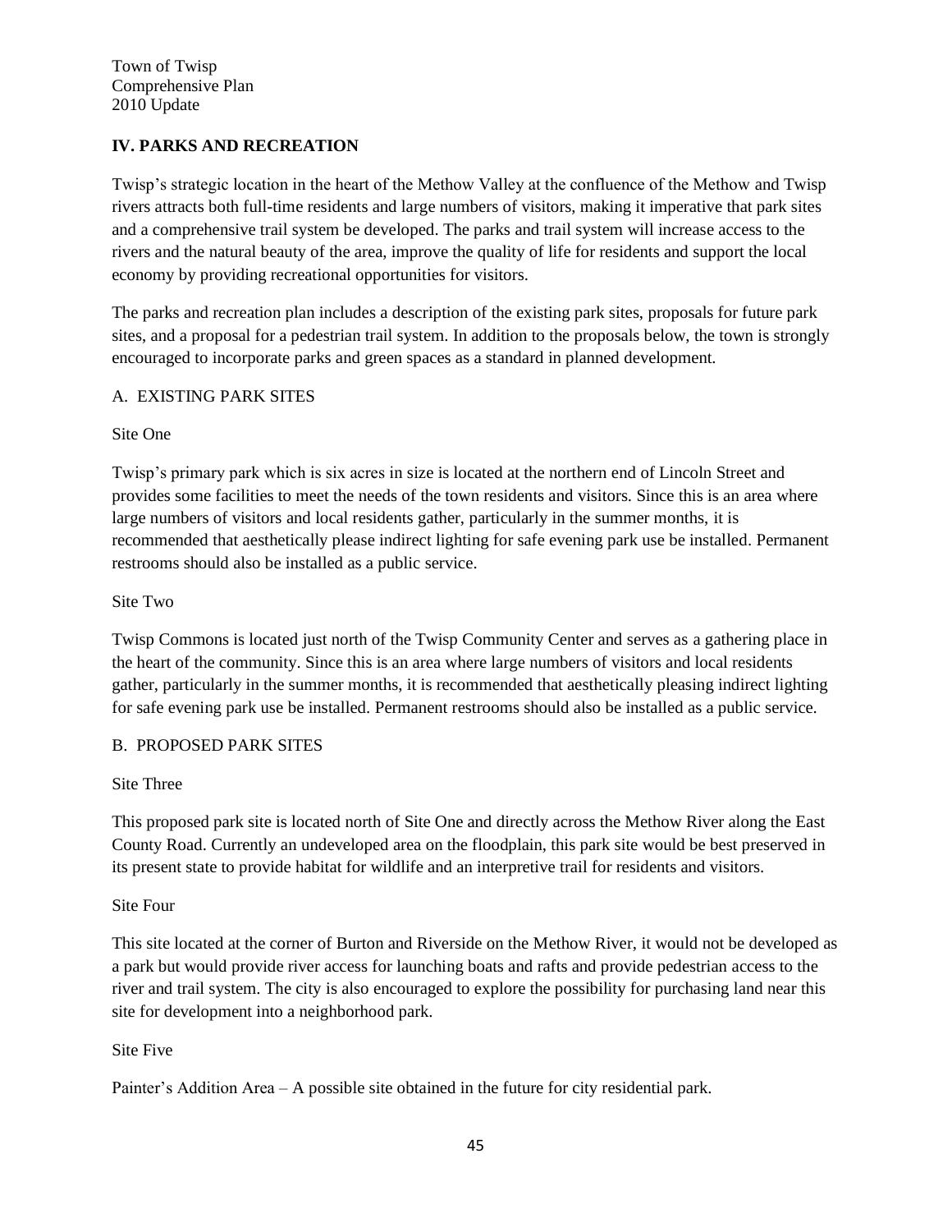## IV. PARKS AND RECREATION

Twisp's strategic location in the heart of the Methow Valley at the confluence of the Methow and Twisp rivers attracts both full-time residents and large numbers of visitors, making it imperative that park sites and a comprehensive trail system be developed. The parks and trail system will increase access to the rivers and the natural beauty of the area, improve the quality of life for residents and support the local economy by providing recreational opportunities for visitors.

The parks and recreation plan includes a description of the existing park sites, proposals for future park sites, and a proposal for a pedestrian trail system. In addition to the proposals below, the town is strongly encouraged to incorporate parks and green spaces as a standard in planned development.

### A. EXISTING PARK SITES

Site One

Twisp's primary park which is six acres in size is located at the northern end of Lincoln Street and provides some facilities to meet the needs of the town residents and visitors. Since this is an area where large numbers of visitors and local residents gather, particularly in the summer months, it is recommended that aesthetically please indirect lighting for safe evening park use be installed. Permanent restrooms should also be installed as a public service.

Site Two

Twisp Commons is located just north of the Twisp Community Center and serves as a gathering place in the heart of the community. Since this is an area where large numbers of visitors and local residents gather, particularly in the summer months, it is recommended that aesthetically pleasing indirect lighting for safe evening park use be installed. Permanent restrooms should also be installed as a public service.

### B. PROPOSED PARK SITES

Site Three

This proposed park site is located north of Site One and directly across the Methow River along the East County Road. Currently an undeveloped area on the floodplain, this park site would be best preserved in its present state to provide habitat for wildlife and an interpretive trail for residents and visitors.

Site Four

This site located at the corner of Burton and Riverside on the Methow River, it would not be developed as a park but would provide river access for launching boats and rafts and provide pedestrian access to the river and trail system. The city is also encouraged to explore the possibility for purchasing land near this site for development into a neighborhood park.

Site Five

Painter's Addition Area – A possible site obtained in the future for city residential park.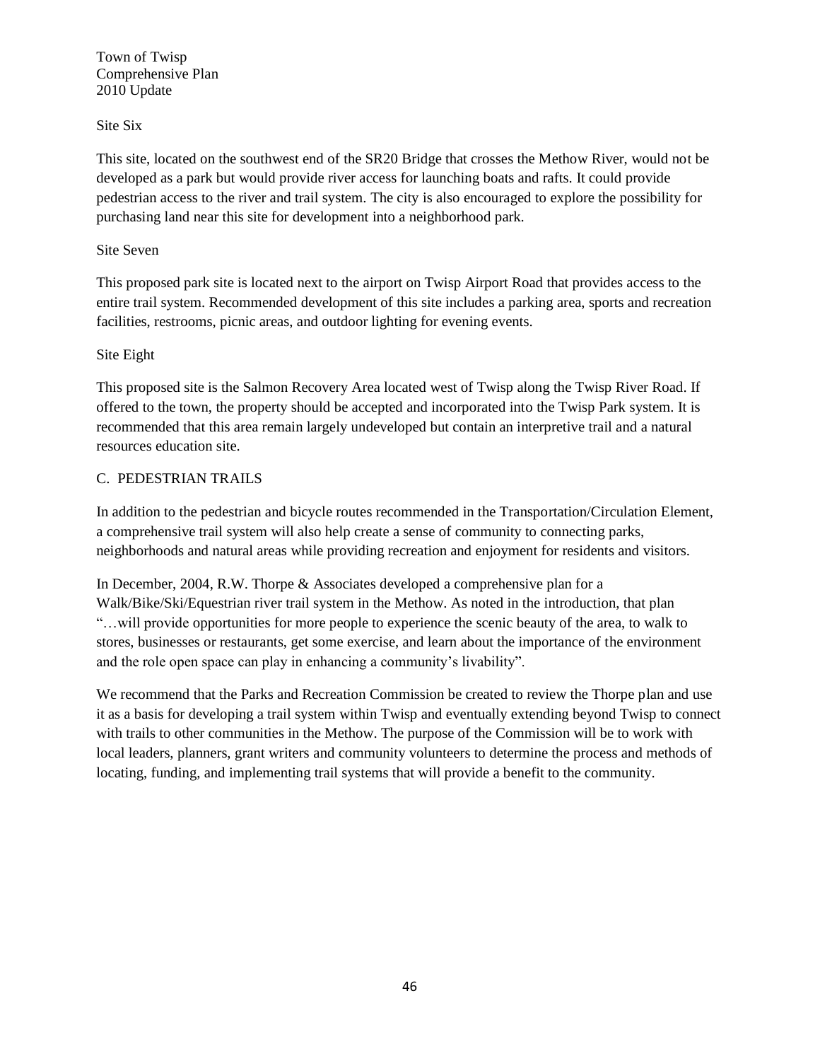Site Six

This site, located on the southwest end of the SR20 Bridge that crosses the Methow River, would not be developed as a park but would provide river access for launching boats and rafts. It could provide pedestrian access to the river and trail system. The city is also encouraged to explore the possibility for purchasing land near this site for development into a neighborhood park.

Site Seven

This proposed park site is located next to the airport on Twisp Airport Road that provides access to the entire trail system. Recommended development of this site includes a parking area, sports and recreation facilities, restrooms, picnic areas, and outdoor lighting for evening events.

Site Eight

This proposed site is the Salmon Recovery Area located west of Twisp along the Twisp River Road. If offered to the town, the property should be accepted and incorporated into the Twisp Park system. It is recommended that this area remain largely undeveloped but contain an interpretive trail and a natural resources education site.

## C. PEDESTRIAN TRAILS

In addition to the pedestrian and bicycle routes recommended in the Transportation/Circulation Element, a comprehensive trail system will also help create a sense of community to connecting parks, neighborhoods and natural areas while providing recreation and enjoyment for residents and visitors.

In December, 2004, R.W. Thorpe & Associates developed a comprehensive plan for a Walk/Bike/Ski/Equestrian river trail system in the Methow. As noted in the introduction, that plan "…will provide opportunities for more people to experience the scenic beauty of the area, to walk to stores, businesses or restaurants, get some exercise, and learn about the importance of the environment and the role open space can play in enhancing a community's livability".

We recommend that the Parks and Recreation Commission be created to review the Thorpe plan and use it as a basis for developing a trail system within Twisp and eventually extending beyond Twisp to connect with trails to other communities in the Methow. The purpose of the Commission will be to work with local leaders, planners, grant writers and community volunteers to determine the process and methods of locating, funding, and implementing trail systems that will provide a benefit to the community.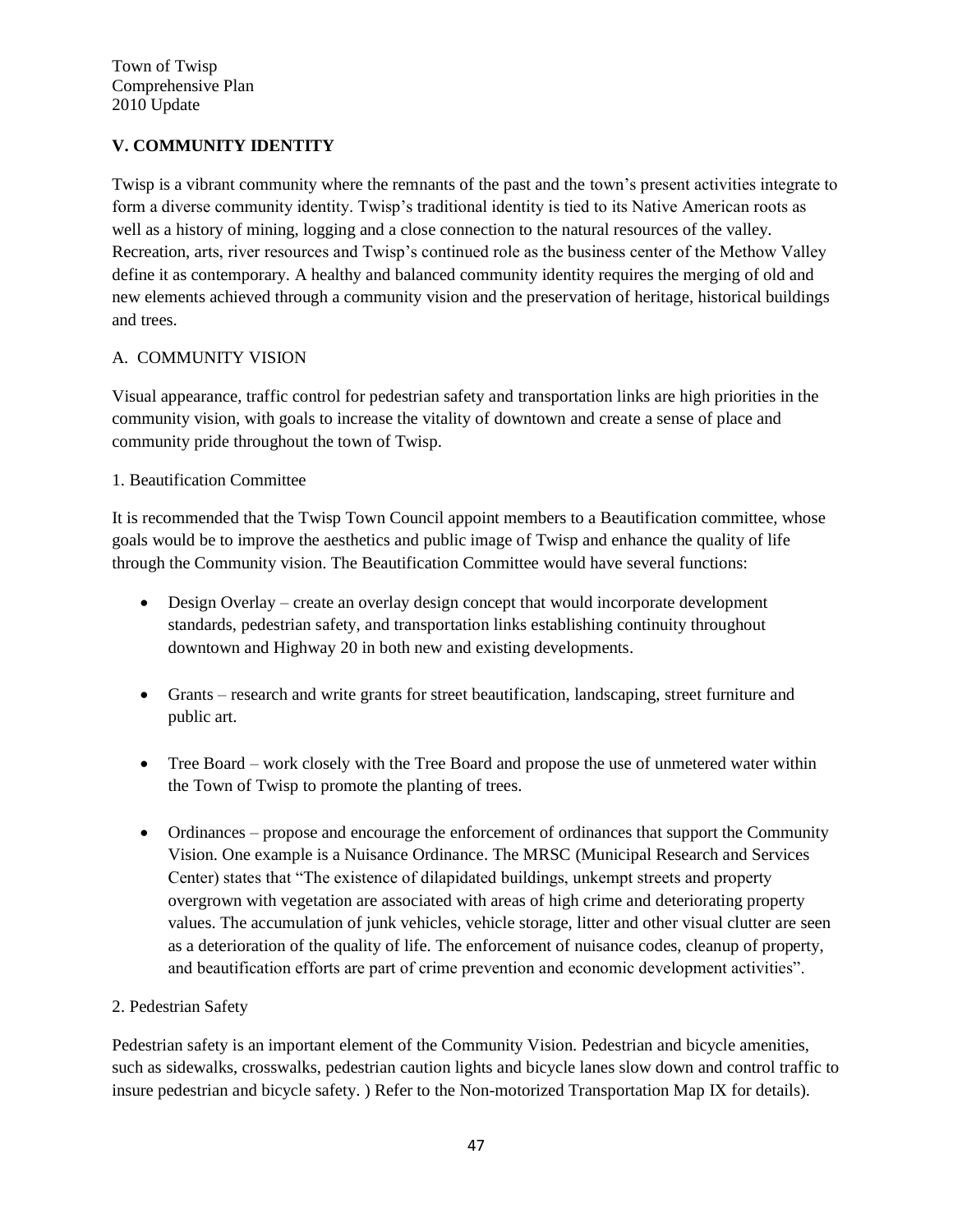## V. COMMUNITY IDENTITY

Twisp is a vibrant community where the remnants of the past and the town's present activities integrate to form a diverse community identity. Twisp's traditional identity is tied to its Native American roots as well as a history of mining, logging and a close connection to the natural resources of the valley. Recreation, arts, river resources and Twisp's continued role as the business center of the Methow Valley define it as contemporary. A healthy and balanced community identity requires the merging of old and new elements achieved through a community vision and the preservation of heritage, historical buildings and trees.

### A. COMMUNITY VISION

Visual appearance, traffic control for pedestrian safety and transportation links are high priorities in the community vision, with goals to increase the vitality of downtown and create a sense of place and community pride throughout the town of Twisp.

#### 1. Beautification Committee

It is recommended that the Twisp Town Council appoint members to a Beautification committee, whose goals would be to improve the aesthetics and public image of Twisp and enhance the quality of life through the Community vision. The Beautification Committee would have several functions:

- Design Overlay – create an overlay design concept that would incorporate development standards, pedestrian safety, and transportation links establishing continuity throughout downtown and Highway 20 in both new and existing developments.
- Grants – research and write grants for street beautification, landscaping, street furniture and public art.
- Tree Board – work closely with the Tree Board and propose the use of unmetered water within the Town of Twisp to promote the planting of trees.
- Ordinances – propose and encourage the enforcement of ordinances that support the Community Vision. One example is a Nuisance Ordinance. The MRSC (Municipal Research and Services Center) states that "The existence of dilapidated buildings, unkempt streets and property overgrown with vegetation are associated with areas of high crime and deteriorating property values. The accumulation of junk vehicles, vehicle storage, litter and other visual clutter are seen as a deterioration of the quality of life. The enforcement of nuisance codes, cleanup of property, and beautification efforts are part of crime prevention and economic development activities".

#### 2. Pedestrian Safety

Pedestrian safety is an important element of the Community Vision. Pedestrian and bicycle amenities, such as sidewalks, crosswalks, pedestrian caution lights and bicycle lanes slow down and control traffic to insure pedestrian and bicycle safety. ) Refer to the Non-motorized Transportation Map IX for details).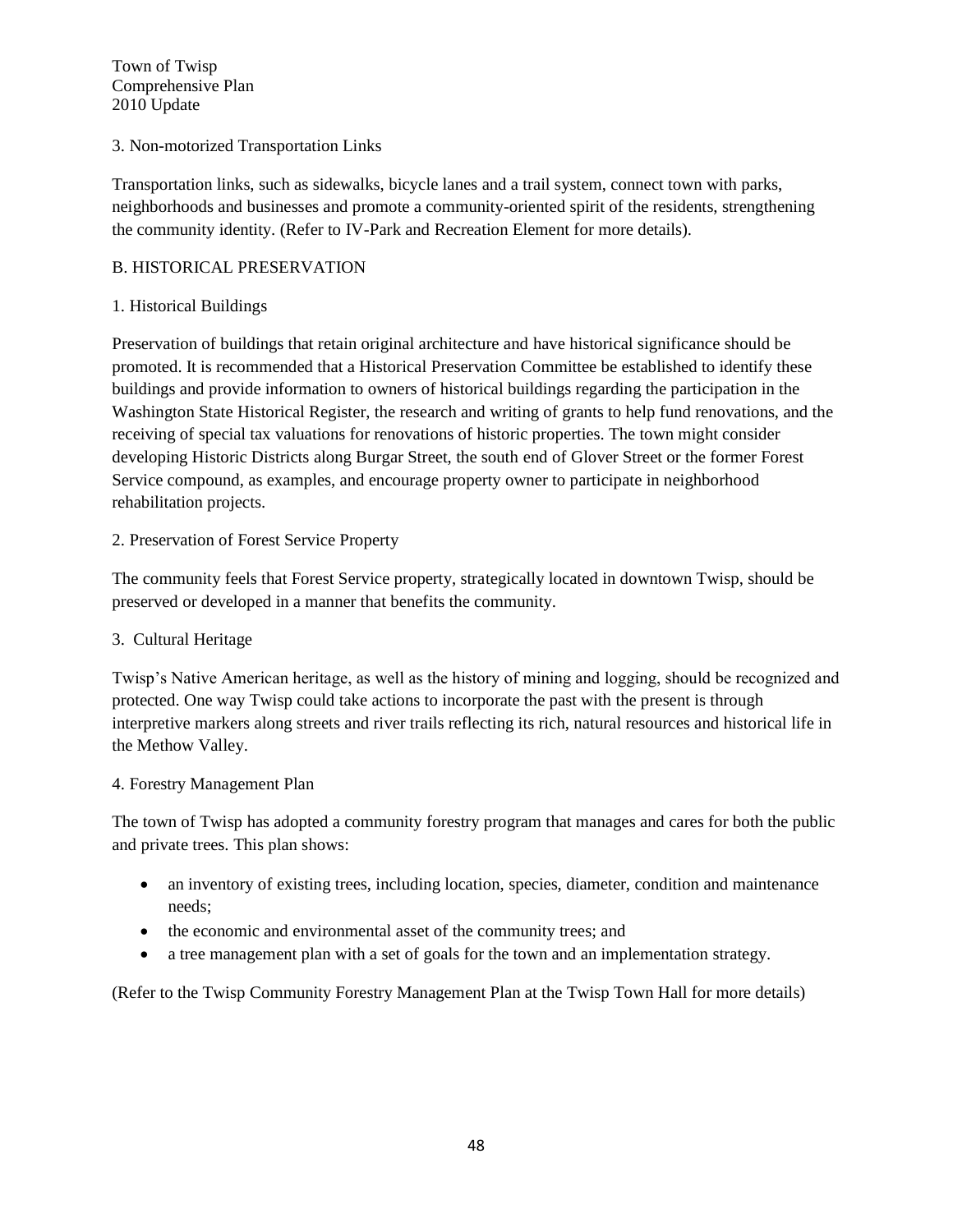### 3. Non-motorized Transportation Links

Transportation links, such as sidewalks, bicycle lanes and a trail system, connect town with parks, neighborhoods and businesses and promote a community-oriented spirit of the residents, strengthening the community identity. (Refer to IV-Park and Recreation Element for more details).

## B. HISTORICAL PRESERVATION

### 1. Historical Buildings

Preservation of buildings that retain original architecture and have historical significance should be promoted. It is recommended that a Historical Preservation Committee be established to identify these buildings and provide information to owners of historical buildings regarding the participation in the Washington State Historical Register, the research and writing of grants to help fund renovations, and the receiving of special tax valuations for renovations of historic properties. The town might consider developing Historic Districts along Burgar Street, the south end of Glover Street or the former Forest Service compound, as examples, and encourage property owner to participate in neighborhood rehabilitation projects.

### 2. Preservation of Forest Service Property

The community feels that Forest Service property, strategically located in downtown Twisp, should be preserved or developed in a manner that benefits the community.

### 3. Cultural Heritage

Twisp's Native American heritage, as well as the history of mining and logging, should be recognized and protected. One way Twisp could take actions to incorporate the past with the present is through interpretive markers along streets and river trails reflecting its rich, natural resources and historical life in the Methow Valley.

### 4. Forestry Management Plan

The town of Twisp has adopted a community forestry program that manages and cares for both the public and private trees. This plan shows:

- an inventory of existing trees, including location, species, diameter, condition and maintenance needs;
- the economic and environmental asset of the community trees; and
- a tree management plan with a set of goals for the town and an implementation strategy.

(Refer to the Twisp Community Forestry Management Plan at the Twisp Town Hall for more details)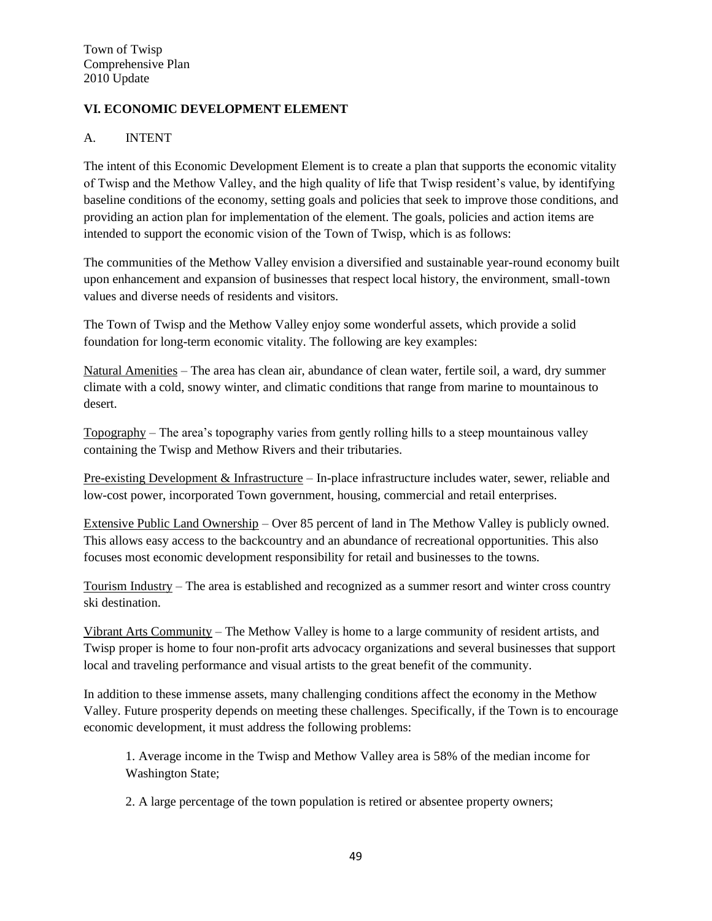## VI. ECONOMIC DEVELOPMENT ELEMENT

### A. INTENT

The intent of this Economic Development Element is to create a plan that supports the economic vitality of Twisp and the Methow Valley, and the high quality of life that Twisp resident's value, by identifying baseline conditions of the economy, setting goals and policies that seek to improve those conditions, and providing an action plan for implementation of the element. The goals, policies and action items are intended to support the economic vision of the Town of Twisp, which is as follows:

The communities of the Methow Valley envision a diversified and sustainable year-round economy built upon enhancement and expansion of businesses that respect local history, the environment, small-town values and diverse needs of residents and visitors.

The Town of Twisp and the Methow Valley enjoy some wonderful assets, which provide a solid foundation for long-term economic vitality. The following are key examples:

<u>Natural Amenities</u> – The area has clean air, abundance of clean water, fertile soil, a ward, dry summer climate with a cold, snowy winter, and climatic conditions that range from marine to mountainous to desert.

<u>Topography</u> – The area's topography varies from gently rolling hills to a steep mountainous valley containing the Twisp and Methow Rivers and their tributaries.

<u>Pre-existing Development & Infrastructure</u> – In-place infrastructure includes water, sewer, reliable and low-cost power, incorporated Town government, housing, commercial and retail enterprises.

<u>Extensive Public Land Ownership</u> – Over 85 percent of land in The Methow Valley is publicly owned. This allows easy access to the backcountry and an abundance of recreational opportunities. This also focuses most economic development responsibility for retail and businesses to the towns.

<u>Tourism Industry</u> – The area is established and recognized as a summer resort and winter cross country ski destination.

<u>Vibrant Arts Community</u> – The Methow Valley is home to a large community of resident artists, and Twisp proper is home to four non-profit arts advocacy organizations and several businesses that support local and traveling performance and visual artists to the great benefit of the community.

In addition to these immense assets, many challenging conditions affect the economy in the Methow Valley. Future prosperity depends on meeting these challenges. Specifically, if the Town is to encourage economic development, it must address the following problems:

1. Average income in the Twisp and Methow Valley area is 58% of the median income for Washington State;

2. A large percentage of the town population is retired or absentee property owners;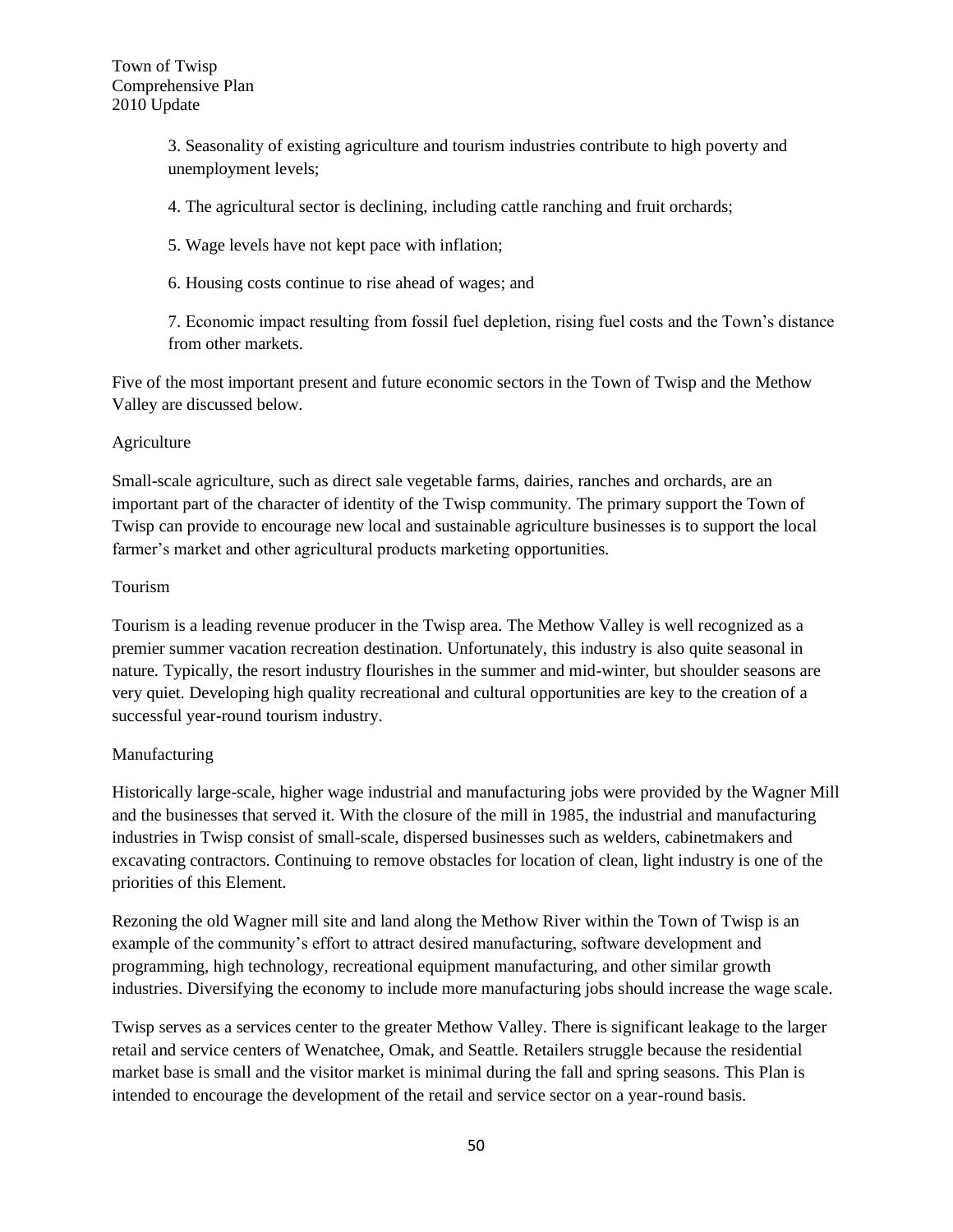3. Seasonality of existing agriculture and tourism industries contribute to high poverty and unemployment levels;

4. The agricultural sector is declining, including cattle ranching and fruit orchards;

5. Wage levels have not kept pace with inflation;

6. Housing costs continue to rise ahead of wages; and

7. Economic impact resulting from fossil fuel depletion, rising fuel costs and the Town's distance from other markets.

Five of the most important present and future economic sectors in the Town of Twisp and the Methow Valley are discussed below.

### Agriculture

Small-scale agriculture, such as direct sale vegetable farms, dairies, ranches and orchards, are an important part of the character of identity of the Twisp community. The primary support the Town of Twisp can provide to encourage new local and sustainable agriculture businesses is to support the local farmer's market and other agricultural products marketing opportunities.

### Tourism

Tourism is a leading revenue producer in the Twisp area. The Methow Valley is well recognized as a premier summer vacation recreation destination. Unfortunately, this industry is also quite seasonal in nature. Typically, the resort industry flourishes in the summer and mid-winter, but shoulder seasons are very quiet. Developing high quality recreational and cultural opportunities are key to the creation of a successful year-round tourism industry.

### Manufacturing

Historically large-scale, higher wage industrial and manufacturing jobs were provided by the Wagner Mill and the businesses that served it. With the closure of the mill in 1985, the industrial and manufacturing industries in Twisp consist of small-scale, dispersed businesses such as welders, cabinetmakers and excavating contractors. Continuing to remove obstacles for location of clean, light industry is one of the priorities of this Element.

Rezoning the old Wagner mill site and land along the Methow River within the Town of Twisp is an example of the community's effort to attract desired manufacturing, software development and programming, high technology, recreational equipment manufacturing, and other similar growth industries. Diversifying the economy to include more manufacturing jobs should increase the wage scale.

Twisp serves as a services center to the greater Methow Valley. There is significant leakage to the larger retail and service centers of Wenatchee, Omak, and Seattle. Retailers struggle because the residential market base is small and the visitor market is minimal during the fall and spring seasons. This Plan is intended to encourage the development of the retail and service sector on a year-round basis.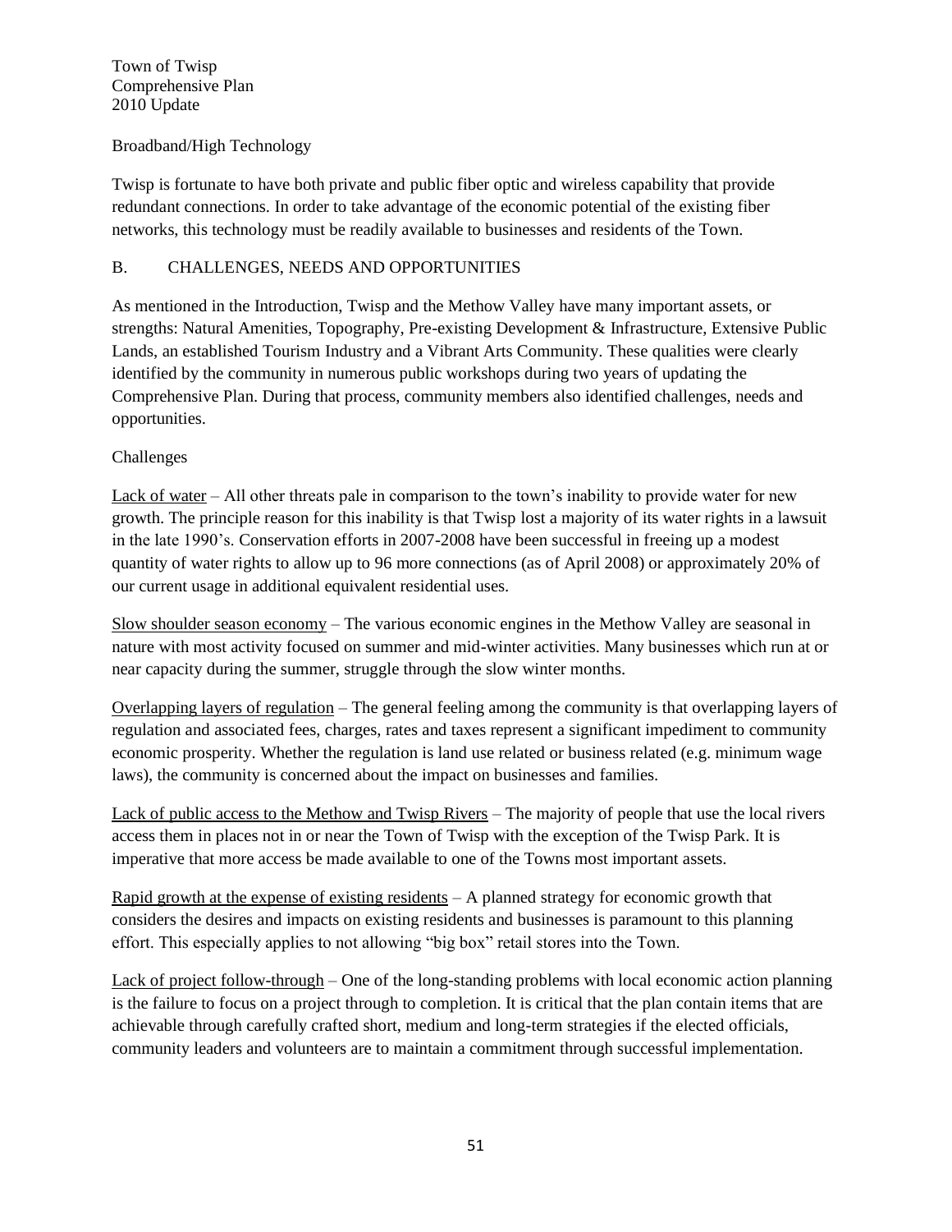Broadband/High Technology

Twisp is fortunate to have both private and public fiber optic and wireless capability that provide redundant connections. In order to take advantage of the economic potential of the existing fiber networks, this technology must be readily available to businesses and residents of the Town.

## B. CHALLENGES, NEEDS AND OPPORTUNITIES

As mentioned in the Introduction, Twisp and the Methow Valley have many important assets, or strengths: Natural Amenities, Topography, Pre-existing Development & Infrastructure, Extensive Public Lands, an established Tourism Industry and a Vibrant Arts Community. These qualities were clearly identified by the community in numerous public workshops during two years of updating the Comprehensive Plan. During that process, community members also identified challenges, needs and opportunities.

### Challenges

<u>Lack of water</u> – All other threats pale in comparison to the town's inability to provide water for new growth. The principle reason for this inability is that Twisp lost a majority of its water rights in a lawsuit in the late 1990's. Conservation efforts in 2007-2008 have been successful in freeing up a modest quantity of water rights to allow up to 96 more connections (as of April 2008) or approximately 20% of our current usage in additional equivalent residential uses.

<u>Slow shoulder season economy</u> – The various economic engines in the Methow Valley are seasonal in nature with most activity focused on summer and mid-winter activities. Many businesses which run at or near capacity during the summer, struggle through the slow winter months.

<u>Overlapping layers of regulation</u> – The general feeling among the community is that overlapping layers of regulation and associated fees, charges, rates and taxes represent a significant impediment to community economic prosperity. Whether the regulation is land use related or business related (e.g. minimum wage laws), the community is concerned about the impact on businesses and families.

<u>Lack of public access to the Methow and Twisp Rivers</u> – The majority of people that use the local rivers access them in places not in or near the Town of Twisp with the exception of the Twisp Park. It is imperative that more access be made available to one of the Towns most important assets.

<u>Rapid growth at the expense of existing residents</u> – A planned strategy for economic growth that considers the desires and impacts on existing residents and businesses is paramount to this planning effort. This especially applies to not allowing "big box" retail stores into the Town.

<u>Lack of project follow-through</u> – One of the long-standing problems with local economic action planning is the failure to focus on a project through to completion. It is critical that the plan contain items that are achievable through carefully crafted short, medium and long-term strategies if the elected officials, community leaders and volunteers are to maintain a commitment through successful implementation.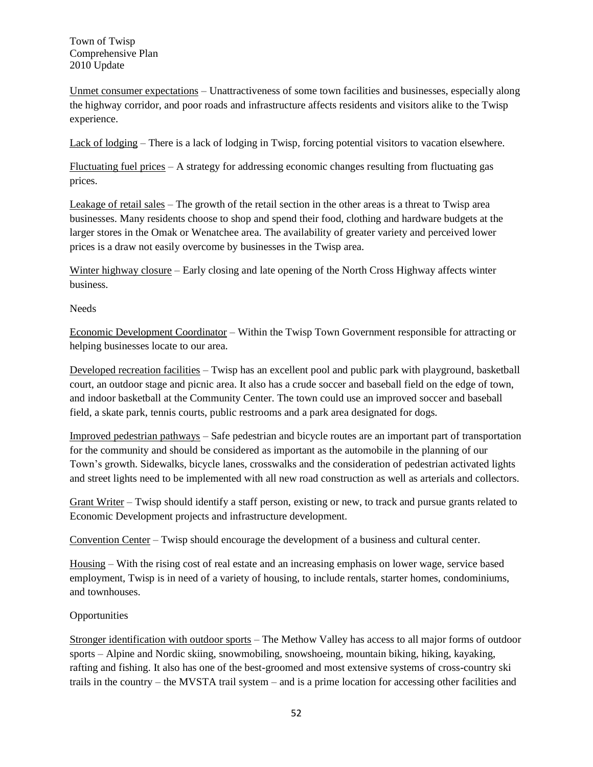Unmet consumer expectations – Unattractiveness of some town facilities and businesses, especially along the highway corridor, and poor roads and infrastructure affects residents and visitors alike to the Twisp experience.

Lack of lodging – There is a lack of lodging in Twisp, forcing potential visitors to vacation elsewhere.

Fluctuating fuel prices – A strategy for addressing economic changes resulting from fluctuating gas prices.

Leakage of retail sales – The growth of the retail section in the other areas is a threat to Twisp area businesses. Many residents choose to shop and spend their food, clothing and hardware budgets at the larger stores in the Omak or Wenatchee area. The availability of greater variety and perceived lower prices is a draw not easily overcome by businesses in the Twisp area.

Winter highway closure – Early closing and late opening of the North Cross Highway affects winter business.

Needs

Economic Development Coordinator – Within the Twisp Town Government responsible for attracting or helping businesses locate to our area.

Developed recreation facilities – Twisp has an excellent pool and public park with playground, basketball court, an outdoor stage and picnic area. It also has a crude soccer and baseball field on the edge of town, and indoor basketball at the Community Center. The town could use an improved soccer and baseball field, a skate park, tennis courts, public restrooms and a park area designated for dogs.

Improved pedestrian pathways – Safe pedestrian and bicycle routes are an important part of transportation for the community and should be considered as important as the automobile in the planning of our Town's growth. Sidewalks, bicycle lanes, crosswalks and the consideration of pedestrian activated lights and street lights need to be implemented with all new road construction as well as arterials and collectors.

Grant Writer – Twisp should identify a staff person, existing or new, to track and pursue grants related to Economic Development projects and infrastructure development.

Convention Center – Twisp should encourage the development of a business and cultural center.

Housing – With the rising cost of real estate and an increasing emphasis on lower wage, service based employment, Twisp is in need of a variety of housing, to include rentals, starter homes, condominiums, and townhouses.

Opportunities

Stronger identification with outdoor sports – The Methow Valley has access to all major forms of outdoor sports – Alpine and Nordic skiing, snowmobiling, snowshoeing, mountain biking, hiking, kayaking, rafting and fishing. It also has one of the best-groomed and most extensive systems of cross-country ski trails in the country – the MVSTA trail system – and is a prime location for accessing other facilities and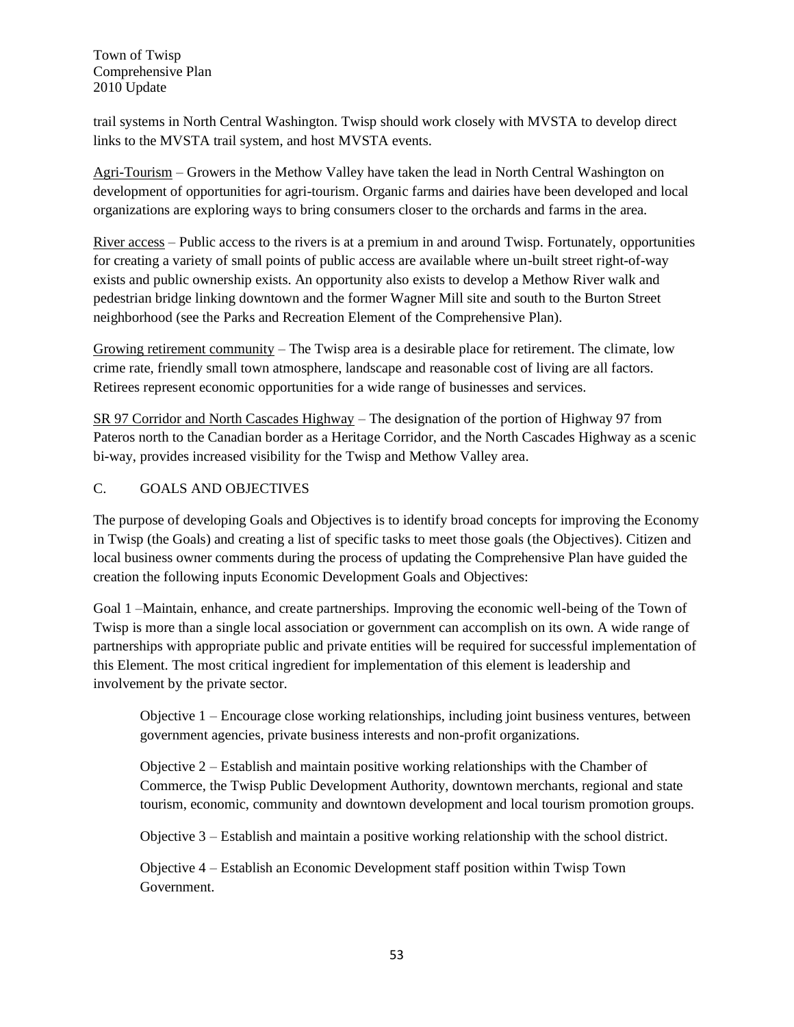trail systems in North Central Washington. Twisp should work closely with MVSTA to develop direct links to the MVSTA trail system, and host MVSTA events.

Agri-Tourism – Growers in the Methow Valley have taken the lead in North Central Washington on development of opportunities for agri-tourism. Organic farms and dairies have been developed and local organizations are exploring ways to bring consumers closer to the orchards and farms in the area.

River access – Public access to the rivers is at a premium in and around Twisp. Fortunately, opportunities for creating a variety of small points of public access are available where un-built street right-of-way exists and public ownership exists. An opportunity also exists to develop a Methow River walk and pedestrian bridge linking downtown and the former Wagner Mill site and south to the Burton Street neighborhood (see the Parks and Recreation Element of the Comprehensive Plan).

Growing retirement community – The Twisp area is a desirable place for retirement. The climate, low crime rate, friendly small town atmosphere, landscape and reasonable cost of living are all factors. Retirees represent economic opportunities for a wide range of businesses and services.

SR 97 Corridor and North Cascades Highway – The designation of the portion of Highway 97 from Pateros north to the Canadian border as a Heritage Corridor, and the North Cascades Highway as a scenic bi-way, provides increased visibility for the Twisp and Methow Valley area.

## C. GOALS AND OBJECTIVES

The purpose of developing Goals and Objectives is to identify broad concepts for improving the Economy in Twisp (the Goals) and creating a list of specific tasks to meet those goals (the Objectives). Citizen and local business owner comments during the process of updating the Comprehensive Plan have guided the creation the following inputs Economic Development Goals and Objectives:

Goal 1 –Maintain, enhance, and create partnerships. Improving the economic well-being of the Town of Twisp is more than a single local association or government can accomplish on its own. A wide range of partnerships with appropriate public and private entities will be required for successful implementation of this Element. The most critical ingredient for implementation of this element is leadership and involvement by the private sector.

> Objective 1 – Encourage close working relationships, including joint business ventures, between government agencies, private business interests and non-profit organizations.
>
> Objective 2 – Establish and maintain positive working relationships with the Chamber of Commerce, the Twisp Public Development Authority, downtown merchants, regional and state tourism, economic, community and downtown development and local tourism promotion groups.
>
> Objective 3 – Establish and maintain a positive working relationship with the school district.
>
> Objective 4 – Establish an Economic Development staff position within Twisp Town Government.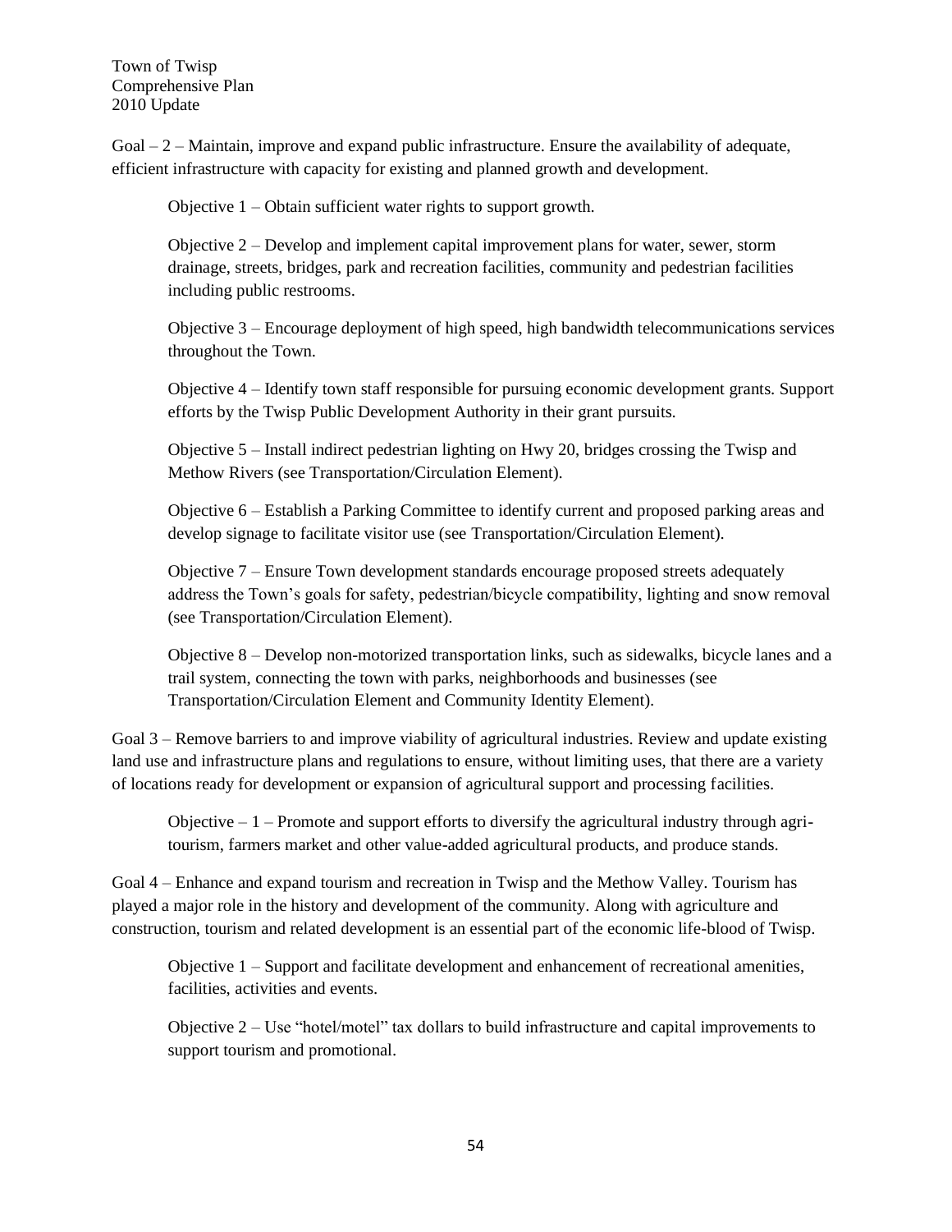Goal – 2 – Maintain, improve and expand public infrastructure. Ensure the availability of adequate, efficient infrastructure with capacity for existing and planned growth and development.

> Objective 1 – Obtain sufficient water rights to support growth.
>
> Objective 2 – Develop and implement capital improvement plans for water, sewer, storm drainage, streets, bridges, park and recreation facilities, community and pedestrian facilities including public restrooms.
>
> Objective 3 – Encourage deployment of high speed, high bandwidth telecommunications services throughout the Town.
>
> Objective 4 – Identify town staff responsible for pursuing economic development grants. Support efforts by the Twisp Public Development Authority in their grant pursuits.
>
> Objective 5 – Install indirect pedestrian lighting on Hwy 20, bridges crossing the Twisp and Methow Rivers (see Transportation/Circulation Element).
>
> Objective 6 – Establish a Parking Committee to identify current and proposed parking areas and develop signage to facilitate visitor use (see Transportation/Circulation Element).
>
> Objective 7 – Ensure Town development standards encourage proposed streets adequately address the Town's goals for safety, pedestrian/bicycle compatibility, lighting and snow removal (see Transportation/Circulation Element).
>
> Objective 8 – Develop non-motorized transportation links, such as sidewalks, bicycle lanes and a trail system, connecting the town with parks, neighborhoods and businesses (see Transportation/Circulation Element and Community Identity Element).

Goal 3 – Remove barriers to and improve viability of agricultural industries. Review and update existing land use and infrastructure plans and regulations to ensure, without limiting uses, that there are a variety of locations ready for development or expansion of agricultural support and processing facilities.

> Objective – 1 – Promote and support efforts to diversify the agricultural industry through agri-tourism, farmers market and other value-added agricultural products, and produce stands.

Goal 4 – Enhance and expand tourism and recreation in Twisp and the Methow Valley. Tourism has played a major role in the history and development of the community. Along with agriculture and construction, tourism and related development is an essential part of the economic life-blood of Twisp.

> Objective 1 – Support and facilitate development and enhancement of recreational amenities, facilities, activities and events.
>
> Objective 2 – Use "hotel/motel" tax dollars to build infrastructure and capital improvements to support tourism and promotional.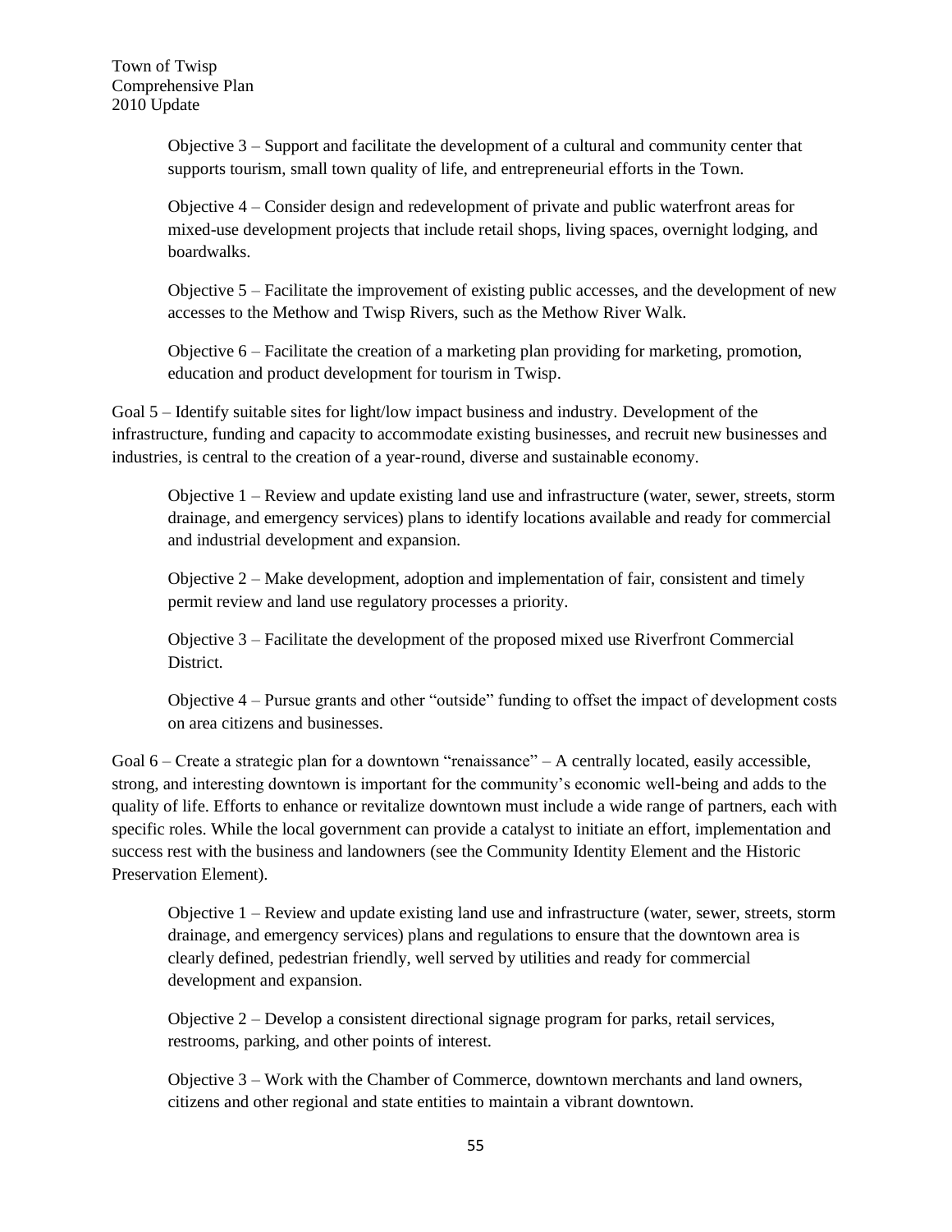Objective 3 – Support and facilitate the development of a cultural and community center that supports tourism, small town quality of life, and entrepreneurial efforts in the Town.

Objective 4 – Consider design and redevelopment of private and public waterfront areas for mixed-use development projects that include retail shops, living spaces, overnight lodging, and boardwalks.

Objective 5 – Facilitate the improvement of existing public accesses, and the development of new accesses to the Methow and Twisp Rivers, such as the Methow River Walk.

Objective 6 – Facilitate the creation of a marketing plan providing for marketing, promotion, education and product development for tourism in Twisp.

Goal 5 – Identify suitable sites for light/low impact business and industry. Development of the infrastructure, funding and capacity to accommodate existing businesses, and recruit new businesses and industries, is central to the creation of a year-round, diverse and sustainable economy.

Objective 1 – Review and update existing land use and infrastructure (water, sewer, streets, storm drainage, and emergency services) plans to identify locations available and ready for commercial and industrial development and expansion.

Objective 2 – Make development, adoption and implementation of fair, consistent and timely permit review and land use regulatory processes a priority.

Objective 3 – Facilitate the development of the proposed mixed use Riverfront Commercial District.

Objective 4 – Pursue grants and other "outside" funding to offset the impact of development costs on area citizens and businesses.

Goal 6 – Create a strategic plan for a downtown "renaissance" – A centrally located, easily accessible, strong, and interesting downtown is important for the community's economic well-being and adds to the quality of life. Efforts to enhance or revitalize downtown must include a wide range of partners, each with specific roles. While the local government can provide a catalyst to initiate an effort, implementation and success rest with the business and landowners (see the Community Identity Element and the Historic Preservation Element).

Objective 1 – Review and update existing land use and infrastructure (water, sewer, streets, storm drainage, and emergency services) plans and regulations to ensure that the downtown area is clearly defined, pedestrian friendly, well served by utilities and ready for commercial development and expansion.

Objective 2 – Develop a consistent directional signage program for parks, retail services, restrooms, parking, and other points of interest.

Objective 3 – Work with the Chamber of Commerce, downtown merchants and land owners, citizens and other regional and state entities to maintain a vibrant downtown.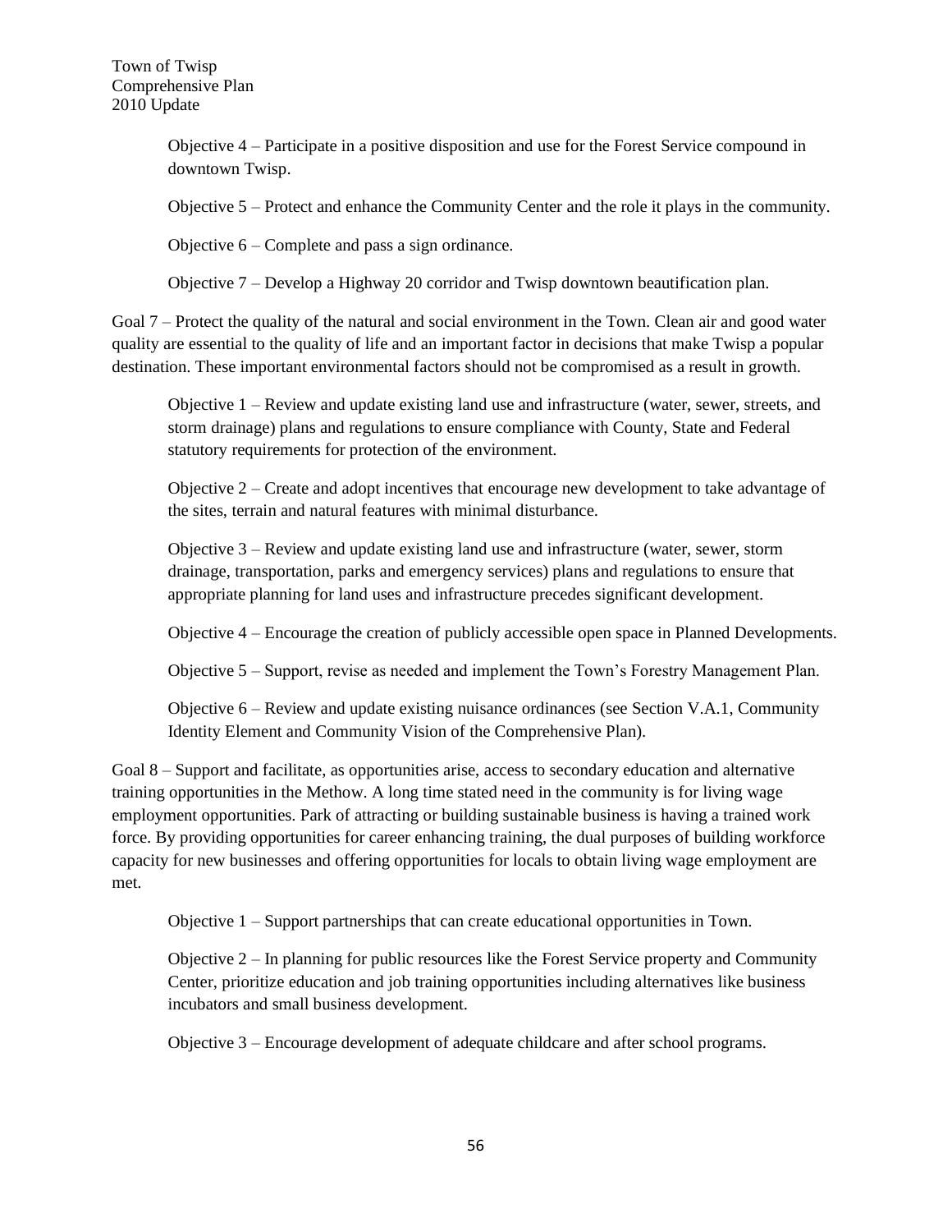Objective 4 – Participate in a positive disposition and use for the Forest Service compound in downtown Twisp.

Objective 5 – Protect and enhance the Community Center and the role it plays in the community.

Objective 6 – Complete and pass a sign ordinance.

Objective 7 – Develop a Highway 20 corridor and Twisp downtown beautification plan.

Goal 7 – Protect the quality of the natural and social environment in the Town. Clean air and good water quality are essential to the quality of life and an important factor in decisions that make Twisp a popular destination. These important environmental factors should not be compromised as a result in growth.

Objective 1 – Review and update existing land use and infrastructure (water, sewer, streets, and storm drainage) plans and regulations to ensure compliance with County, State and Federal statutory requirements for protection of the environment.

Objective 2 – Create and adopt incentives that encourage new development to take advantage of the sites, terrain and natural features with minimal disturbance.

Objective 3 – Review and update existing land use and infrastructure (water, sewer, storm drainage, transportation, parks and emergency services) plans and regulations to ensure that appropriate planning for land uses and infrastructure precedes significant development.

Objective 4 – Encourage the creation of publicly accessible open space in Planned Developments.

Objective 5 – Support, revise as needed and implement the Town's Forestry Management Plan.

Objective 6 – Review and update existing nuisance ordinances (see Section V.A.1, Community Identity Element and Community Vision of the Comprehensive Plan).

Goal 8 – Support and facilitate, as opportunities arise, access to secondary education and alternative training opportunities in the Methow. A long time stated need in the community is for living wage employment opportunities. Park of attracting or building sustainable business is having a trained work force. By providing opportunities for career enhancing training, the dual purposes of building workforce capacity for new businesses and offering opportunities for locals to obtain living wage employment are met.

Objective 1 – Support partnerships that can create educational opportunities in Town.

Objective 2 – In planning for public resources like the Forest Service property and Community Center, prioritize education and job training opportunities including alternatives like business incubators and small business development.

Objective 3 – Encourage development of adequate childcare and after school programs.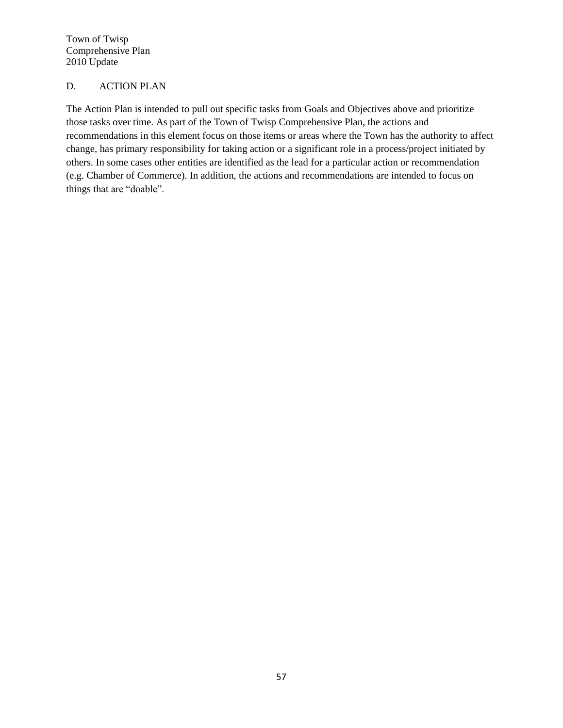## D. ACTION PLAN

The Action Plan is intended to pull out specific tasks from Goals and Objectives above and prioritize those tasks over time. As part of the Town of Twisp Comprehensive Plan, the actions and recommendations in this element focus on those items or areas where the Town has the authority to affect change, has primary responsibility for taking action or a significant role in a process/project initiated by others. In some cases other entities are identified as the lead for a particular action or recommendation (e.g. Chamber of Commerce). In addition, the actions and recommendations are intended to focus on things that are "doable".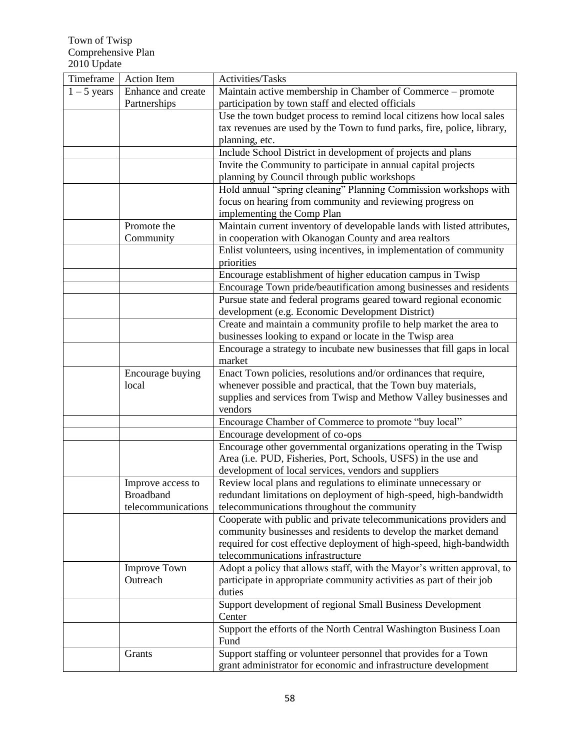| Timeframe | Action Item | Activities/Tasks |
|---|---|---|
| 1 – 5 years | Enhance and create Partnerships | Maintain active membership in Chamber of Commerce – promote participation by town staff and elected officials |
| | | Use the town budget process to remind local citizens how local sales tax revenues are used by the Town to fund parks, fire, police, library, planning, etc. |
| | | Include School District in development of projects and plans |
| | | Invite the Community to participate in annual capital projects planning by Council through public workshops |
| | | Hold annual "spring cleaning" Planning Commission workshops with focus on hearing from community and reviewing progress on implementing the Comp Plan |
| | Promote the Community | Maintain current inventory of developable lands with listed attributes, in cooperation with Okanogan County and area realtors |
| | | Enlist volunteers, using incentives, in implementation of community priorities |
| | | Encourage establishment of higher education campus in Twisp |
| | | Encourage Town pride/beautification among businesses and residents |
| | | Pursue state and federal programs geared toward regional economic development (e.g. Economic Development District) |
| | | Create and maintain a community profile to help market the area to businesses looking to expand or locate in the Twisp area |
| | | Encourage a strategy to incubate new businesses that fill gaps in local market |
| | Encourage buying local | Enact Town policies, resolutions and/or ordinances that require, whenever possible and practical, that the Town buy materials, supplies and services from Twisp and Methow Valley businesses and vendors |
| | | Encourage Chamber of Commerce to promote "buy local" |
| | | Encourage development of co-ops |
| | | Encourage other governmental organizations operating in the Twisp Area (i.e. PUD, Fisheries, Port, Schools, USFS) in the use and development of local services, vendors and suppliers |
| | Improve access to Broadband telecommunications | Review local plans and regulations to eliminate unnecessary or redundant limitations on deployment of high-speed, high-bandwidth telecommunications throughout the community |
| | | Cooperate with public and private telecommunications providers and community businesses and residents to develop the market demand required for cost effective deployment of high-speed, high-bandwidth telecommunications infrastructure |
| | Improve Town Outreach | Adopt a policy that allows staff, with the Mayor's written approval, to participate in appropriate community activities as part of their job duties |
| | | Support development of regional Small Business Development Center |
| | | Support the efforts of the North Central Washington Business Loan Fund |
| | Grants | Support staffing or volunteer personnel that provides for a Town grant administrator for economic and infrastructure development |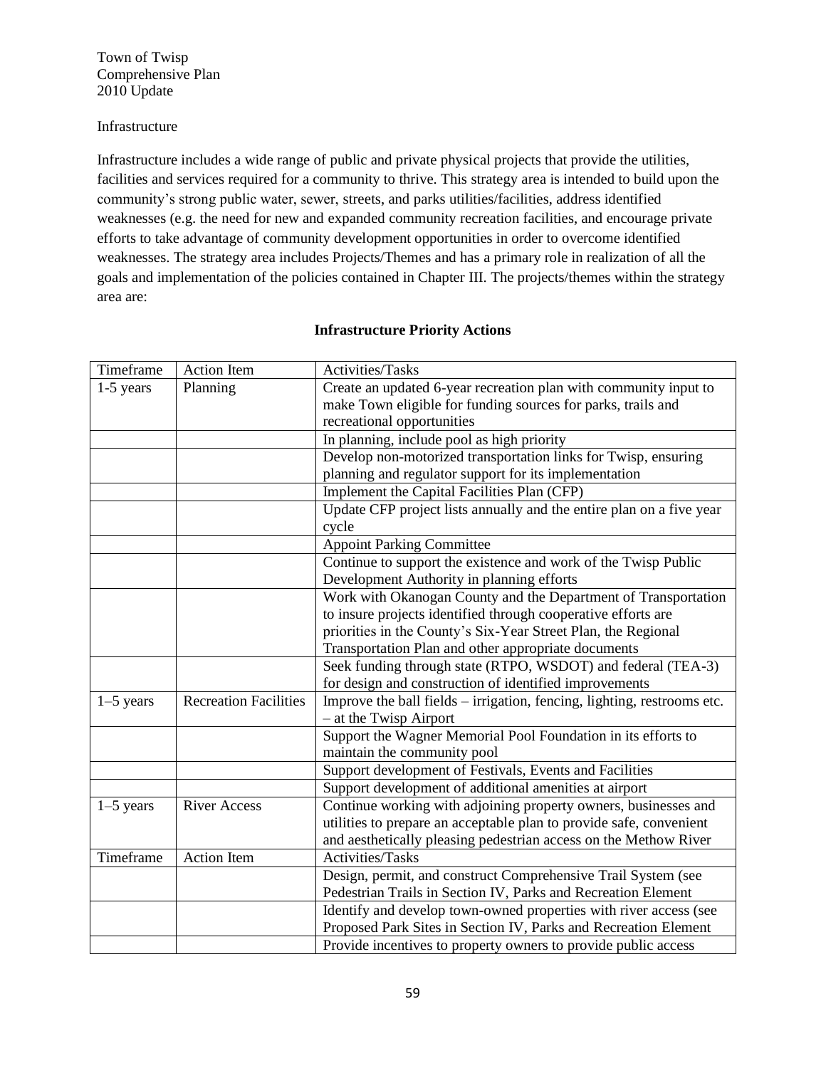Town of Twisp
Comprehensive Plan
2010 Update

Infrastructure

Infrastructure includes a wide range of public and private physical projects that provide the utilities, facilities and services required for a community to thrive. This strategy area is intended to build upon the community's strong public water, sewer, streets, and parks utilities/facilities, address identified weaknesses (e.g. the need for new and expanded community recreation facilities, and encourage private efforts to take advantage of community development opportunities in order to overcome identified weaknesses. The strategy area includes Projects/Themes and has a primary role in realization of all the goals and implementation of the policies contained in Chapter III. The projects/themes within the strategy area are:

**Infrastructure Priority Actions**

| Timeframe | Action Item | Activities/Tasks |
|---|---|---|
| 1-5 years | Planning | Create an updated 6-year recreation plan with community input to make Town eligible for funding sources for parks, trails and recreational opportunities |
| | | In planning, include pool as high priority |
| | | Develop non-motorized transportation links for Twisp, ensuring planning and regulator support for its implementation |
| | | Implement the Capital Facilities Plan (CFP) |
| | | Update CFP project lists annually and the entire plan on a five year cycle |
| | | Appoint Parking Committee |
| | | Continue to support the existence and work of the Twisp Public Development Authority in planning efforts |
| | | Work with Okanogan County and the Department of Transportation to insure projects identified through cooperative efforts are priorities in the County's Six-Year Street Plan, the Regional Transportation Plan and other appropriate documents |
| | | Seek funding through state (RTPO, WSDOT) and federal (TEA-3) for design and construction of identified improvements |
| 1–5 years | Recreation Facilities | Improve the ball fields – irrigation, fencing, lighting, restrooms etc. – at the Twisp Airport |
| | | Support the Wagner Memorial Pool Foundation in its efforts to maintain the community pool |
| | | Support development of Festivals, Events and Facilities |
| | | Support development of additional amenities at airport |
| 1–5 years | River Access | Continue working with adjoining property owners, businesses and utilities to prepare an acceptable plan to provide safe, convenient and aesthetically pleasing pedestrian access on the Methow River |
| Timeframe | Action Item | Activities/Tasks |
| | | Design, permit, and construct Comprehensive Trail System (see Pedestrian Trails in Section IV, Parks and Recreation Element |
| | | Identify and develop town-owned properties with river access (see Proposed Park Sites in Section IV, Parks and Recreation Element |
| | | Provide incentives to property owners to provide public access |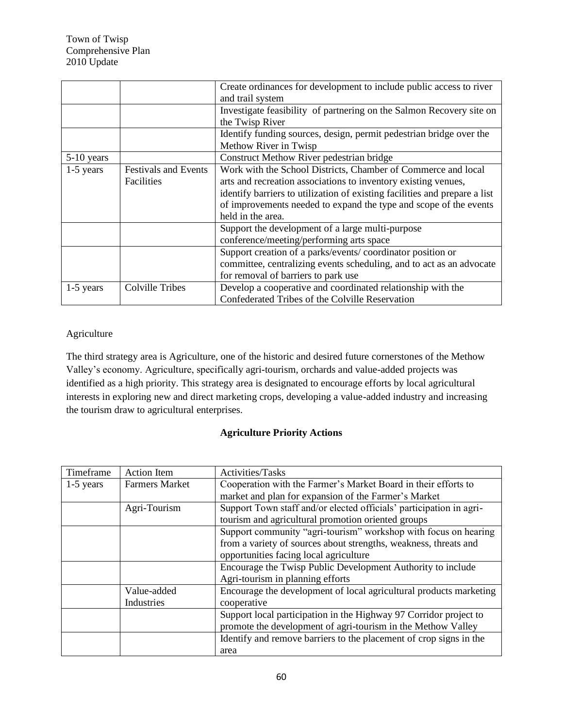| | | |
|---|---|---|
| | | Create ordinances for development to include public access to river and trail system |
| | | Investigate feasibility of partnering on the Salmon Recovery site on the Twisp River |
| | | Identify funding sources, design, permit pedestrian bridge over the Methow River in Twisp |
| 5-10 years | | Construct Methow River pedestrian bridge |
| 1-5 years | Festivals and Events Facilities | Work with the School Districts, Chamber of Commerce and local arts and recreation associations to inventory existing venues, identify barriers to utilization of existing facilities and prepare a list of improvements needed to expand the type and scope of the events held in the area. |
| | | Support the development of a large multi-purpose conference/meeting/performing arts space |
| | | Support creation of a parks/events/ coordinator position or committee, centralizing events scheduling, and to act as an advocate for removal of barriers to park use |
| 1-5 years | Colville Tribes | Develop a cooperative and coordinated relationship with the Confederated Tribes of the Colville Reservation |

Agriculture

The third strategy area is Agriculture, one of the historic and desired future cornerstones of the Methow Valley's economy. Agriculture, specifically agri-tourism, orchards and value-added projects was identified as a high priority. This strategy area is designated to encourage efforts by local agricultural interests in exploring new and direct marketing crops, developing a value-added industry and increasing the tourism draw to agricultural enterprises.

**Agriculture Priority Actions**

| Timeframe | Action Item | Activities/Tasks |
|---|---|---|
| 1-5 years | Farmers Market | Cooperation with the Farmer's Market Board in their efforts to market and plan for expansion of the Farmer's Market |
| | Agri-Tourism | Support Town staff and/or elected officials' participation in agri-tourism and agricultural promotion oriented groups |
| | | Support community "agri-tourism" workshop with focus on hearing from a variety of sources about strengths, weakness, threats and opportunities facing local agriculture |
| | | Encourage the Twisp Public Development Authority to include Agri-tourism in planning efforts |
| | Value-added Industries | Encourage the development of local agricultural products marketing cooperative |
| | | Support local participation in the Highway 97 Corridor project to promote the development of agri-tourism in the Methow Valley |
| | | Identify and remove barriers to the placement of crop signs in the area |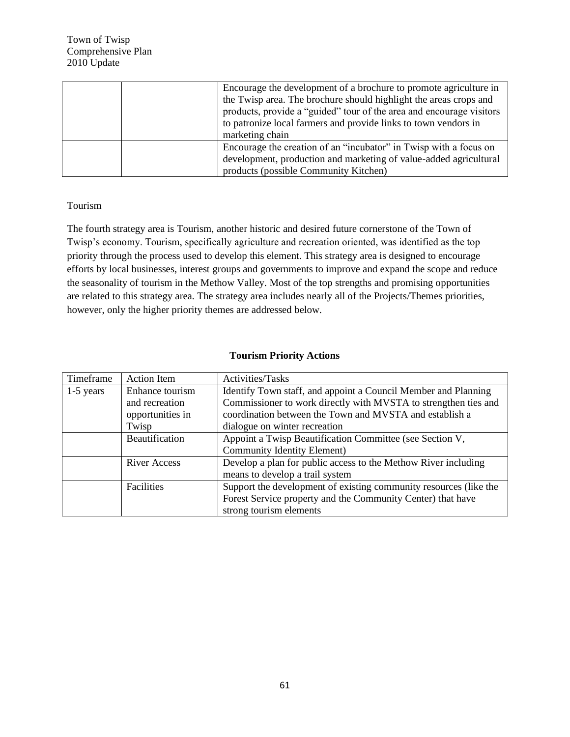| | | |
|---|---|---|
| | | Encourage the development of a brochure to promote agriculture in the Twisp area. The brochure should highlight the areas crops and products, provide a "guided" tour of the area and encourage visitors to patronize local farmers and provide links to town vendors in marketing chain |
| | | Encourage the creation of an "incubator" in Twisp with a focus on development, production and marketing of value-added agricultural products (possible Community Kitchen) |

Tourism

The fourth strategy area is Tourism, another historic and desired future cornerstone of the Town of Twisp's economy. Tourism, specifically agriculture and recreation oriented, was identified as the top priority through the process used to develop this element. This strategy area is designed to encourage efforts by local businesses, interest groups and governments to improve and expand the scope and reduce the seasonality of tourism in the Methow Valley. Most of the top strengths and promising opportunities are related to this strategy area. The strategy area includes nearly all of the Projects/Themes priorities, however, only the higher priority themes are addressed below.

**Tourism Priority Actions**

| Timeframe | Action Item | Activities/Tasks |
|---|---|---|
| 1-5 years | Enhance tourism and recreation opportunities in Twisp | Identify Town staff, and appoint a Council Member and Planning Commissioner to work directly with MVSTA to strengthen ties and coordination between the Town and MVSTA and establish a dialogue on winter recreation |
| | Beautification | Appoint a Twisp Beautification Committee (see Section V, Community Identity Element) |
| | River Access | Develop a plan for public access to the Methow River including means to develop a trail system |
| | Facilities | Support the development of existing community resources (like the Forest Service property and the Community Center) that have strong tourism elements |